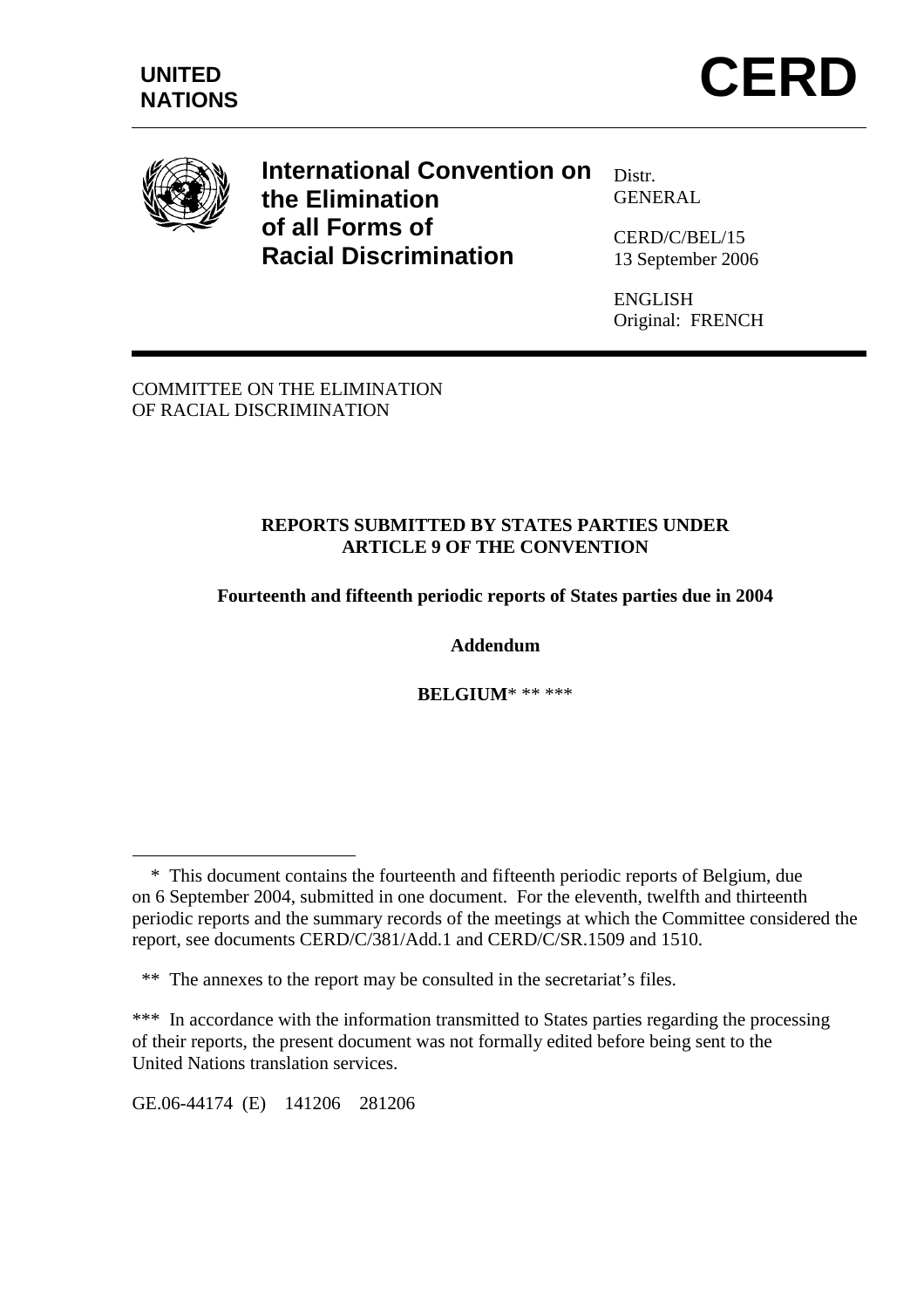**UNITED NATIONS**

# CERD

**International Convention on the Elimination of all Forms of Racial Discrimination**

Distr.
GENERAL

CERD/C/BEL/15
13 September 2006

ENGLISH
Original: FRENCH

COMMITTEE ON THE ELIMINATION
OF RACIAL DISCRIMINATION

**REPORTS SUBMITTED BY STATES PARTIES UNDER ARTICLE 9 OF THE CONVENTION**

**Fourteenth and fifteenth periodic reports of States parties due in 2004**

**Addendum**

**BELGIUM*** ** ***

---

\* This document contains the fourteenth and fifteenth periodic reports of Belgium, due on 6 September 2004, submitted in one document. For the eleventh, twelfth and thirteenth periodic reports and the summary records of the meetings at which the Committee considered the report, see documents CERD/C/381/Add.1 and CERD/C/SR.1509 and 1510.

\*\* The annexes to the report may be consulted in the secretariat's files.

\*\*\* In accordance with the information transmitted to States parties regarding the processing of their reports, the present document was not formally edited before being sent to the United Nations translation services.

GE.06-44174 (E) 141206 281206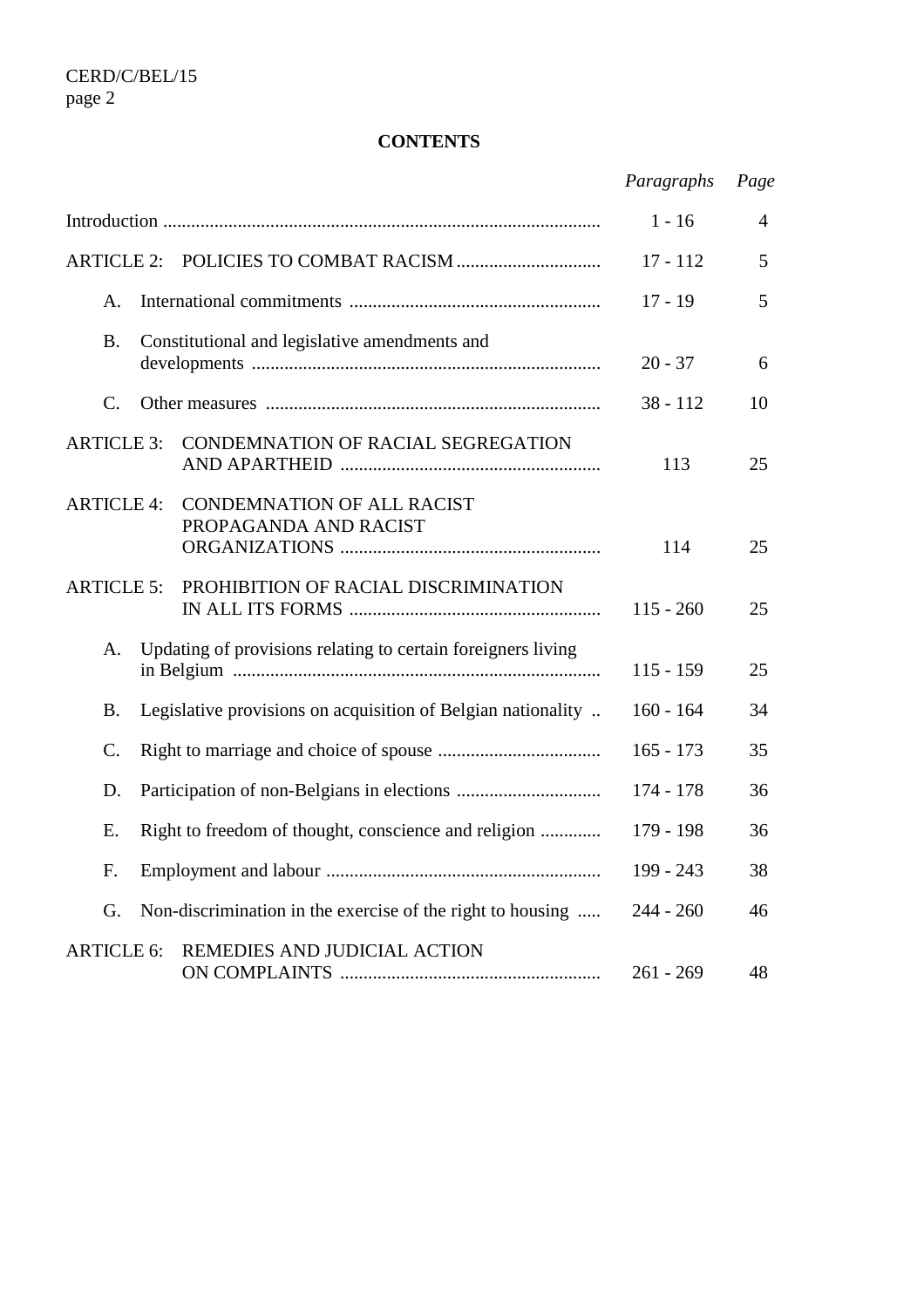**CONTENTS**

| | *Paragraphs* | *Page* |
|---|---|---|
| Introduction | 1 - 16 | 4 |
| ARTICLE 2: POLICIES TO COMBAT RACISM | 17 - 112 | 5 |
| A. International commitments | 17 - 19 | 5 |
| B. Constitutional and legislative amendments and developments | 20 - 37 | 6 |
| C. Other measures | 38 - 112 | 10 |
| ARTICLE 3: CONDEMNATION OF RACIAL SEGREGATION AND APARTHEID | 113 | 25 |
| ARTICLE 4: CONDEMNATION OF ALL RACIST PROPAGANDA AND RACIST ORGANIZATIONS | 114 | 25 |
| ARTICLE 5: PROHIBITION OF RACIAL DISCRIMINATION IN ALL ITS FORMS | 115 - 260 | 25 |
| A. Updating of provisions relating to certain foreigners living in Belgium | 115 - 159 | 25 |
| B. Legislative provisions on acquisition of Belgian nationality | 160 - 164 | 34 |
| C. Right to marriage and choice of spouse | 165 - 173 | 35 |
| D. Participation of non-Belgians in elections | 174 - 178 | 36 |
| E. Right to freedom of thought, conscience and religion | 179 - 198 | 36 |
| F. Employment and labour | 199 - 243 | 38 |
| G. Non-discrimination in the exercise of the right to housing | 244 - 260 | 46 |
| ARTICLE 6: REMEDIES AND JUDICIAL ACTION ON COMPLAINTS | 261 - 269 | 48 |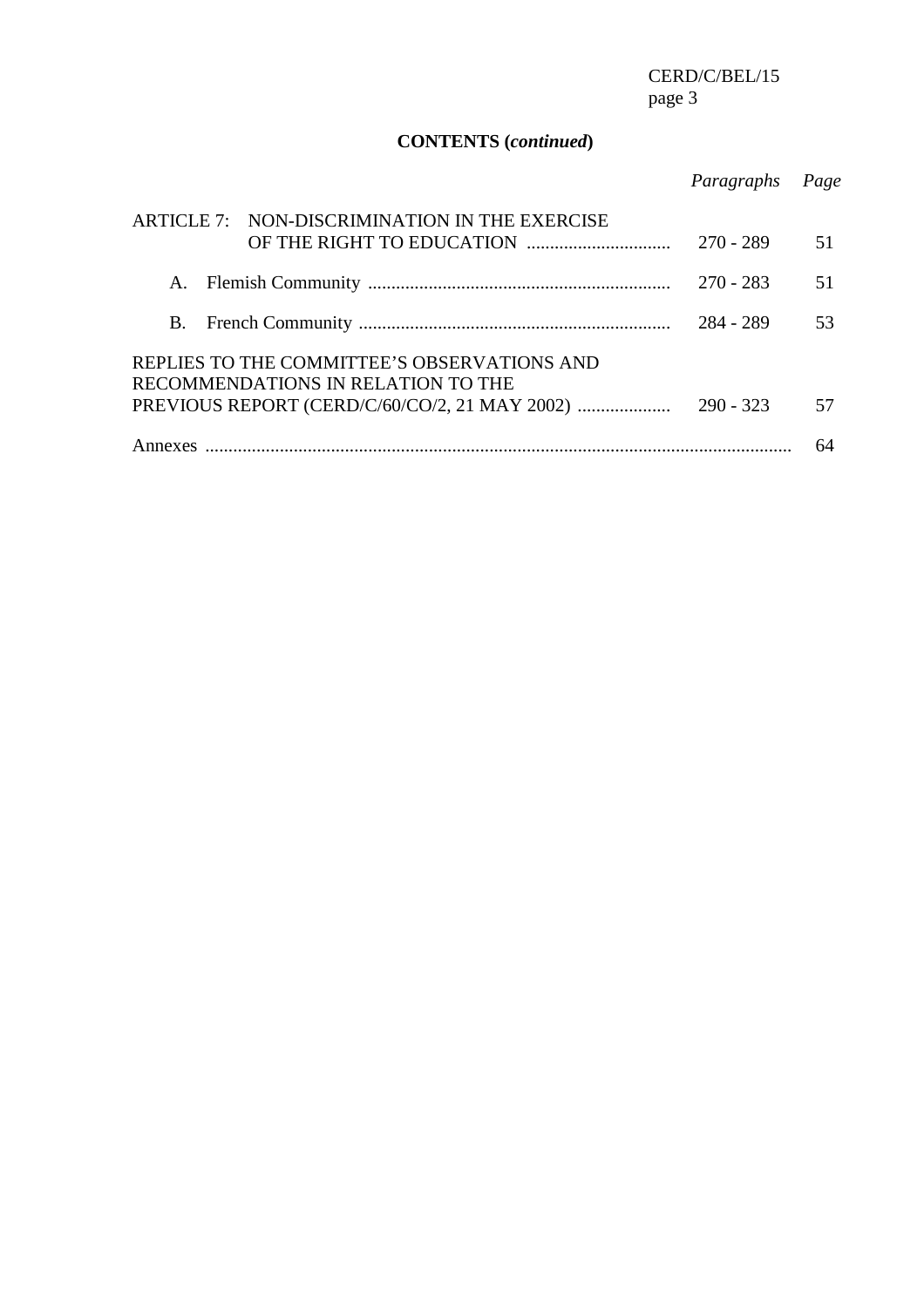**CONTENTS (*continued*)**

| | *Paragraphs* | *Page* |
|---|---|---|
| ARTICLE 7: NON-DISCRIMINATION IN THE EXERCISE OF THE RIGHT TO EDUCATION | 270 - 289 | 51 |
| A. Flemish Community | 270 - 283 | 51 |
| B. French Community | 284 - 289 | 53 |
| REPLIES TO THE COMMITTEE'S OBSERVATIONS AND RECOMMENDATIONS IN RELATION TO THE PREVIOUS REPORT (CERD/C/60/CO/2, 21 MAY 2002) | 290 - 323 | 57 |
| Annexes | | 64 |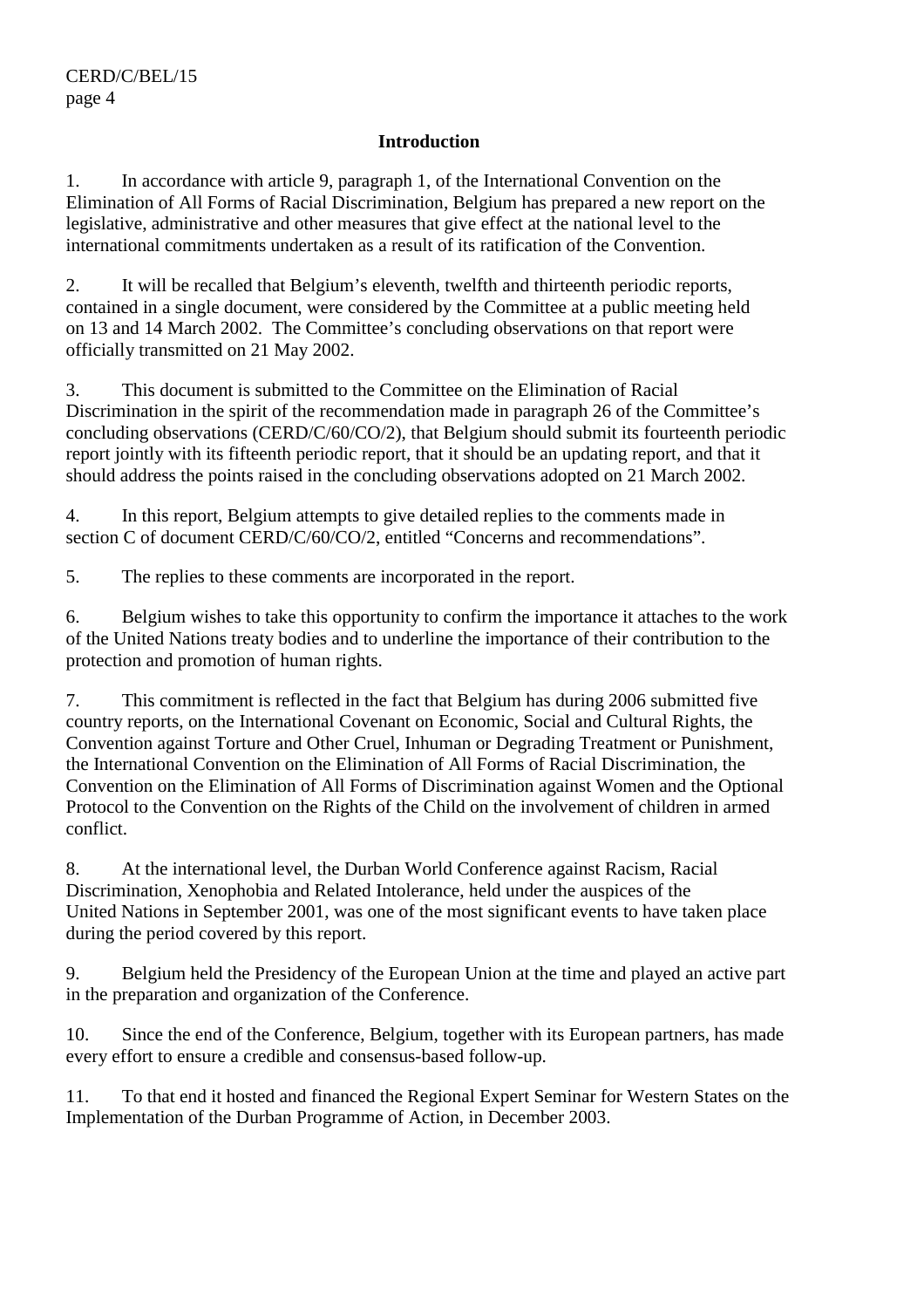## Introduction

1. In accordance with article 9, paragraph 1, of the International Convention on the Elimination of All Forms of Racial Discrimination, Belgium has prepared a new report on the legislative, administrative and other measures that give effect at the national level to the international commitments undertaken as a result of its ratification of the Convention.

2. It will be recalled that Belgium's eleventh, twelfth and thirteenth periodic reports, contained in a single document, were considered by the Committee at a public meeting held on 13 and 14 March 2002. The Committee's concluding observations on that report were officially transmitted on 21 May 2002.

3. This document is submitted to the Committee on the Elimination of Racial Discrimination in the spirit of the recommendation made in paragraph 26 of the Committee's concluding observations (CERD/C/60/CO/2), that Belgium should submit its fourteenth periodic report jointly with its fifteenth periodic report, that it should be an updating report, and that it should address the points raised in the concluding observations adopted on 21 March 2002.

4. In this report, Belgium attempts to give detailed replies to the comments made in section C of document CERD/C/60/CO/2, entitled "Concerns and recommendations".

5. The replies to these comments are incorporated in the report.

6. Belgium wishes to take this opportunity to confirm the importance it attaches to the work of the United Nations treaty bodies and to underline the importance of their contribution to the protection and promotion of human rights.

7. This commitment is reflected in the fact that Belgium has during 2006 submitted five country reports, on the International Covenant on Economic, Social and Cultural Rights, the Convention against Torture and Other Cruel, Inhuman or Degrading Treatment or Punishment, the International Convention on the Elimination of All Forms of Racial Discrimination, the Convention on the Elimination of All Forms of Discrimination against Women and the Optional Protocol to the Convention on the Rights of the Child on the involvement of children in armed conflict.

8. At the international level, the Durban World Conference against Racism, Racial Discrimination, Xenophobia and Related Intolerance, held under the auspices of the United Nations in September 2001, was one of the most significant events to have taken place during the period covered by this report.

9. Belgium held the Presidency of the European Union at the time and played an active part in the preparation and organization of the Conference.

10. Since the end of the Conference, Belgium, together with its European partners, has made every effort to ensure a credible and consensus-based follow-up.

11. To that end it hosted and financed the Regional Expert Seminar for Western States on the Implementation of the Durban Programme of Action, in December 2003.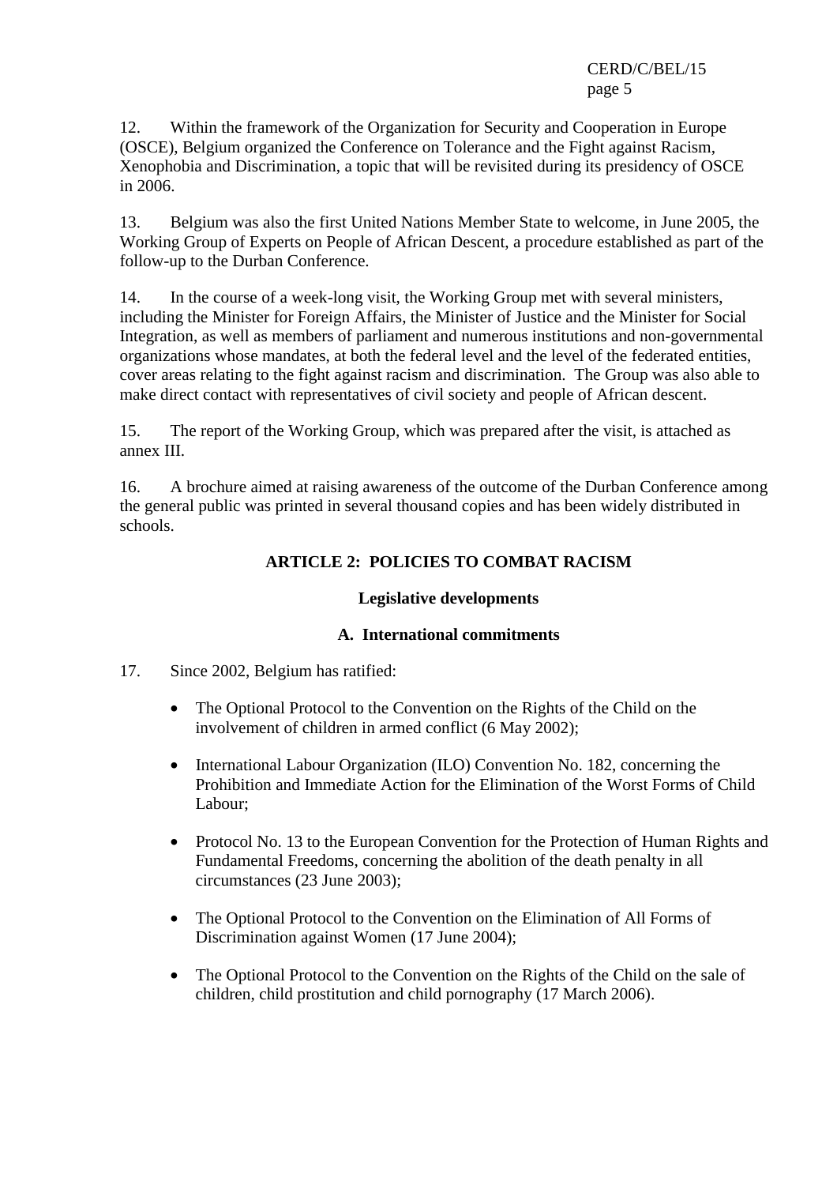12. Within the framework of the Organization for Security and Cooperation in Europe (OSCE), Belgium organized the Conference on Tolerance and the Fight against Racism, Xenophobia and Discrimination, a topic that will be revisited during its presidency of OSCE in 2006.

13. Belgium was also the first United Nations Member State to welcome, in June 2005, the Working Group of Experts on People of African Descent, a procedure established as part of the follow-up to the Durban Conference.

14. In the course of a week-long visit, the Working Group met with several ministers, including the Minister for Foreign Affairs, the Minister of Justice and the Minister for Social Integration, as well as members of parliament and numerous institutions and non-governmental organizations whose mandates, at both the federal level and the level of the federated entities, cover areas relating to the fight against racism and discrimination. The Group was also able to make direct contact with representatives of civil society and people of African descent.

15. The report of the Working Group, which was prepared after the visit, is attached as annex III.

16. A brochure aimed at raising awareness of the outcome of the Durban Conference among the general public was printed in several thousand copies and has been widely distributed in schools.

## ARTICLE 2: POLICIES TO COMBAT RACISM

### Legislative developments

#### A. International commitments

17. Since 2002, Belgium has ratified:

- The Optional Protocol to the Convention on the Rights of the Child on the involvement of children in armed conflict (6 May 2002);
- International Labour Organization (ILO) Convention No. 182, concerning the Prohibition and Immediate Action for the Elimination of the Worst Forms of Child Labour;
- Protocol No. 13 to the European Convention for the Protection of Human Rights and Fundamental Freedoms, concerning the abolition of the death penalty in all circumstances (23 June 2003);
- The Optional Protocol to the Convention on the Elimination of All Forms of Discrimination against Women (17 June 2004);
- The Optional Protocol to the Convention on the Rights of the Child on the sale of children, child prostitution and child pornography (17 March 2006).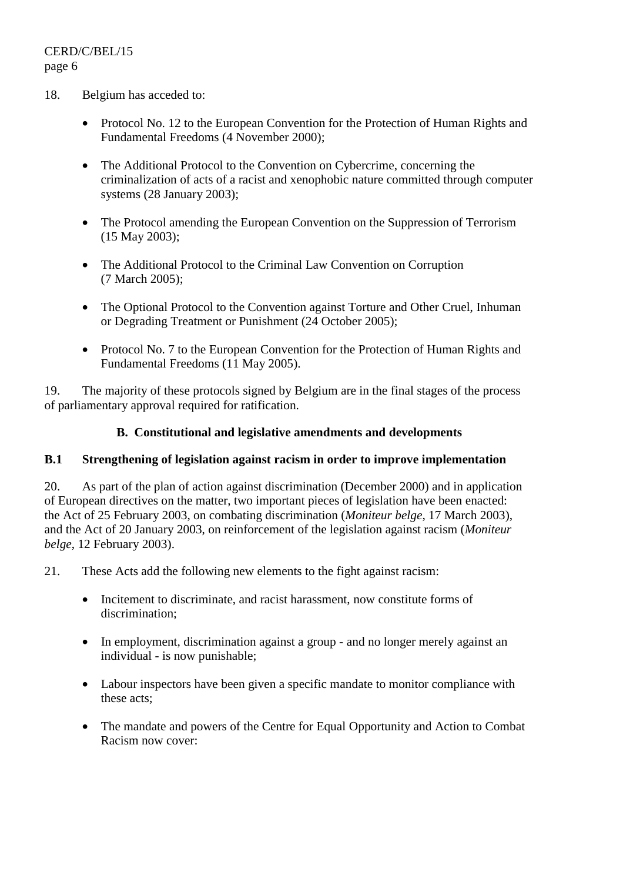18. Belgium has acceded to:

- Protocol No. 12 to the European Convention for the Protection of Human Rights and Fundamental Freedoms (4 November 2000);
- The Additional Protocol to the Convention on Cybercrime, concerning the criminalization of acts of a racist and xenophobic nature committed through computer systems (28 January 2003);
- The Protocol amending the European Convention on the Suppression of Terrorism (15 May 2003);
- The Additional Protocol to the Criminal Law Convention on Corruption (7 March 2005);
- The Optional Protocol to the Convention against Torture and Other Cruel, Inhuman or Degrading Treatment or Punishment (24 October 2005);
- Protocol No. 7 to the European Convention for the Protection of Human Rights and Fundamental Freedoms (11 May 2005).

19. The majority of these protocols signed by Belgium are in the final stages of the process of parliamentary approval required for ratification.

## B. Constitutional and legislative amendments and developments

### B.1 Strengthening of legislation against racism in order to improve implementation

20. As part of the plan of action against discrimination (December 2000) and in application of European directives on the matter, two important pieces of legislation have been enacted: the Act of 25 February 2003, on combating discrimination (*Moniteur belge*, 17 March 2003), and the Act of 20 January 2003, on reinforcement of the legislation against racism (*Moniteur belge*, 12 February 2003).

21. These Acts add the following new elements to the fight against racism:

- Incitement to discriminate, and racist harassment, now constitute forms of discrimination;
- In employment, discrimination against a group - and no longer merely against an individual - is now punishable;
- Labour inspectors have been given a specific mandate to monitor compliance with these acts;
- The mandate and powers of the Centre for Equal Opportunity and Action to Combat Racism now cover: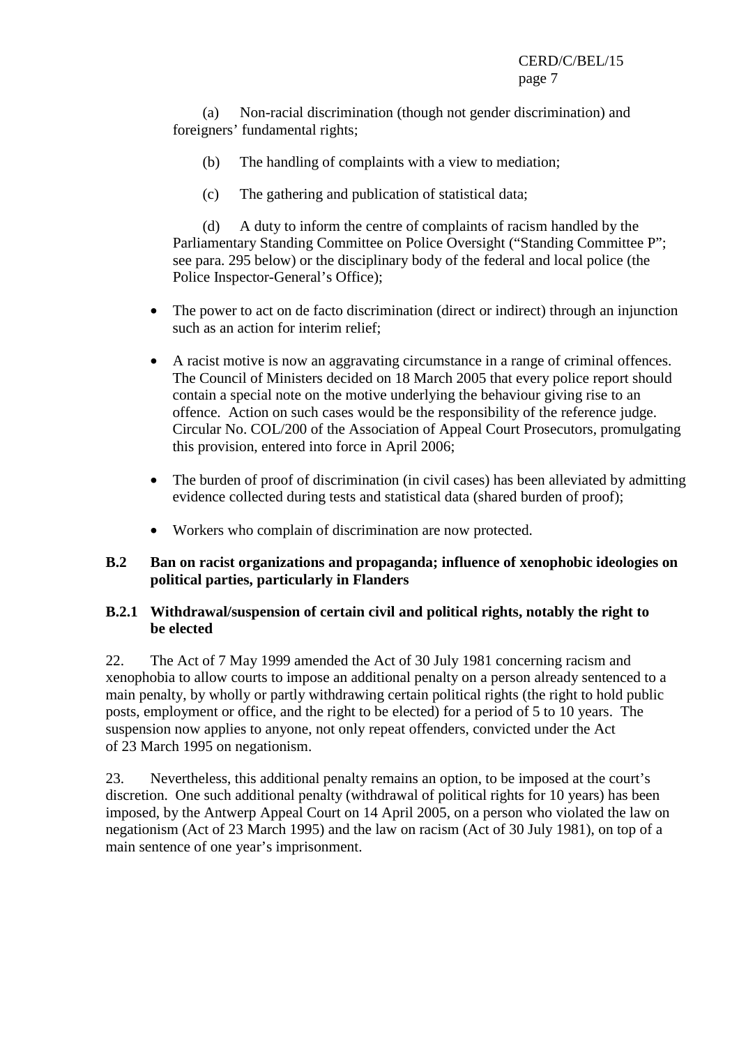(a) Non-racial discrimination (though not gender discrimination) and foreigners' fundamental rights;

(b) The handling of complaints with a view to mediation;

(c) The gathering and publication of statistical data;

(d) A duty to inform the centre of complaints of racism handled by the Parliamentary Standing Committee on Police Oversight ("Standing Committee P"; see para. 295 below) or the disciplinary body of the federal and local police (the Police Inspector-General's Office);

- The power to act on de facto discrimination (direct or indirect) through an injunction such as an action for interim relief;
- A racist motive is now an aggravating circumstance in a range of criminal offences. The Council of Ministers decided on 18 March 2005 that every police report should contain a special note on the motive underlying the behaviour giving rise to an offence. Action on such cases would be the responsibility of the reference judge. Circular No. COL/200 of the Association of Appeal Court Prosecutors, promulgating this provision, entered into force in April 2006;
- The burden of proof of discrimination (in civil cases) has been alleviated by admitting evidence collected during tests and statistical data (shared burden of proof);
- Workers who complain of discrimination are now protected.

### B.2 Ban on racist organizations and propaganda; influence of xenophobic ideologies on political parties, particularly in Flanders

#### B.2.1 Withdrawal/suspension of certain civil and political rights, notably the right to be elected

22. The Act of 7 May 1999 amended the Act of 30 July 1981 concerning racism and xenophobia to allow courts to impose an additional penalty on a person already sentenced to a main penalty, by wholly or partly withdrawing certain political rights (the right to hold public posts, employment or office, and the right to be elected) for a period of 5 to 10 years. The suspension now applies to anyone, not only repeat offenders, convicted under the Act of 23 March 1995 on negationism.

23. Nevertheless, this additional penalty remains an option, to be imposed at the court's discretion. One such additional penalty (withdrawal of political rights for 10 years) has been imposed, by the Antwerp Appeal Court on 14 April 2005, on a person who violated the law on negationism (Act of 23 March 1995) and the law on racism (Act of 30 July 1981), on top of a main sentence of one year's imprisonment.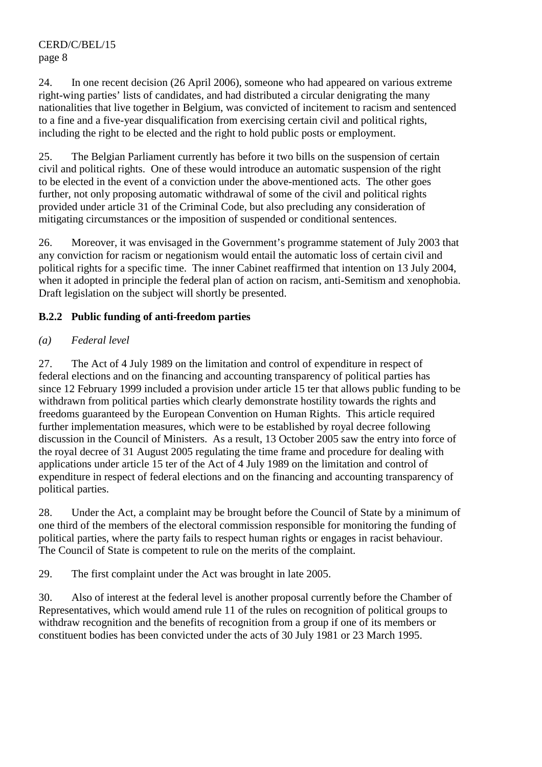24. In one recent decision (26 April 2006), someone who had appeared on various extreme right-wing parties' lists of candidates, and had distributed a circular denigrating the many nationalities that live together in Belgium, was convicted of incitement to racism and sentenced to a fine and a five-year disqualification from exercising certain civil and political rights, including the right to be elected and the right to hold public posts or employment.

25. The Belgian Parliament currently has before it two bills on the suspension of certain civil and political rights. One of these would introduce an automatic suspension of the right to be elected in the event of a conviction under the above-mentioned acts. The other goes further, not only proposing automatic withdrawal of some of the civil and political rights provided under article 31 of the Criminal Code, but also precluding any consideration of mitigating circumstances or the imposition of suspended or conditional sentences.

26. Moreover, it was envisaged in the Government's programme statement of July 2003 that any conviction for racism or negationism would entail the automatic loss of certain civil and political rights for a specific time. The inner Cabinet reaffirmed that intention on 13 July 2004, when it adopted in principle the federal plan of action on racism, anti-Semitism and xenophobia. Draft legislation on the subject will shortly be presented.

### B.2.2 Public funding of anti-freedom parties

*(a) Federal level*

27. The Act of 4 July 1989 on the limitation and control of expenditure in respect of federal elections and on the financing and accounting transparency of political parties has since 12 February 1999 included a provision under article 15 ter that allows public funding to be withdrawn from political parties which clearly demonstrate hostility towards the rights and freedoms guaranteed by the European Convention on Human Rights. This article required further implementation measures, which were to be established by royal decree following discussion in the Council of Ministers. As a result, 13 October 2005 saw the entry into force of the royal decree of 31 August 2005 regulating the time frame and procedure for dealing with applications under article 15 ter of the Act of 4 July 1989 on the limitation and control of expenditure in respect of federal elections and on the financing and accounting transparency of political parties.

28. Under the Act, a complaint may be brought before the Council of State by a minimum of one third of the members of the electoral commission responsible for monitoring the funding of political parties, where the party fails to respect human rights or engages in racist behaviour. The Council of State is competent to rule on the merits of the complaint.

29. The first complaint under the Act was brought in late 2005.

30. Also of interest at the federal level is another proposal currently before the Chamber of Representatives, which would amend rule 11 of the rules on recognition of political groups to withdraw recognition and the benefits of recognition from a group if one of its members or constituent bodies has been convicted under the acts of 30 July 1981 or 23 March 1995.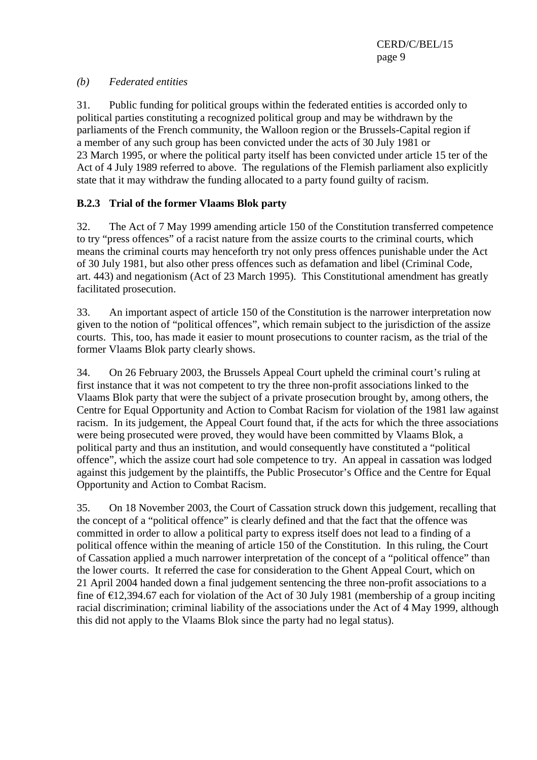*(b) Federated entities*

31. Public funding for political groups within the federated entities is accorded only to political parties constituting a recognized political group and may be withdrawn by the parliaments of the French community, the Walloon region or the Brussels-Capital region if a member of any such group has been convicted under the acts of 30 July 1981 or 23 March 1995, or where the political party itself has been convicted under article 15 ter of the Act of 4 July 1989 referred to above. The regulations of the Flemish parliament also explicitly state that it may withdraw the funding allocated to a party found guilty of racism.

### B.2.3 Trial of the former Vlaams Blok party

32. The Act of 7 May 1999 amending article 150 of the Constitution transferred competence to try "press offences" of a racist nature from the assize courts to the criminal courts, which means the criminal courts may henceforth try not only press offences punishable under the Act of 30 July 1981, but also other press offences such as defamation and libel (Criminal Code, art. 443) and negationism (Act of 23 March 1995). This Constitutional amendment has greatly facilitated prosecution.

33. An important aspect of article 150 of the Constitution is the narrower interpretation now given to the notion of "political offences", which remain subject to the jurisdiction of the assize courts. This, too, has made it easier to mount prosecutions to counter racism, as the trial of the former Vlaams Blok party clearly shows.

34. On 26 February 2003, the Brussels Appeal Court upheld the criminal court's ruling at first instance that it was not competent to try the three non-profit associations linked to the Vlaams Blok party that were the subject of a private prosecution brought by, among others, the Centre for Equal Opportunity and Action to Combat Racism for violation of the 1981 law against racism. In its judgement, the Appeal Court found that, if the acts for which the three associations were being prosecuted were proved, they would have been committed by Vlaams Blok, a political party and thus an institution, and would consequently have constituted a "political offence", which the assize court had sole competence to try. An appeal in cassation was lodged against this judgement by the plaintiffs, the Public Prosecutor's Office and the Centre for Equal Opportunity and Action to Combat Racism.

35. On 18 November 2003, the Court of Cassation struck down this judgement, recalling that the concept of a "political offence" is clearly defined and that the fact that the offence was committed in order to allow a political party to express itself does not lead to a finding of a political offence within the meaning of article 150 of the Constitution. In this ruling, the Court of Cassation applied a much narrower interpretation of the concept of a "political offence" than the lower courts. It referred the case for consideration to the Ghent Appeal Court, which on 21 April 2004 handed down a final judgement sentencing the three non-profit associations to a fine of €12,394.67 each for violation of the Act of 30 July 1981 (membership of a group inciting racial discrimination; criminal liability of the associations under the Act of 4 May 1999, although this did not apply to the Vlaams Blok since the party had no legal status).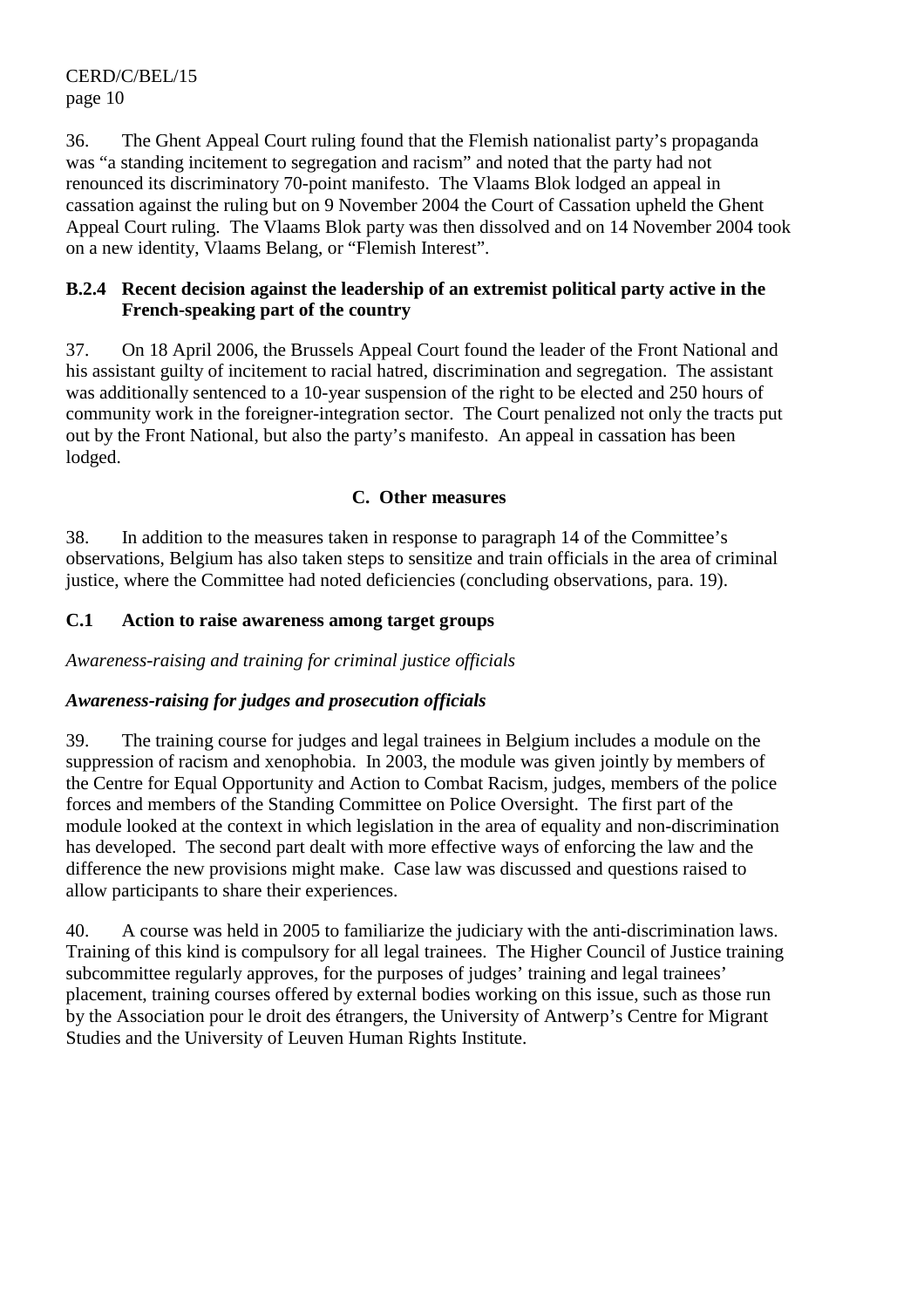36. The Ghent Appeal Court ruling found that the Flemish nationalist party's propaganda was "a standing incitement to segregation and racism" and noted that the party had not renounced its discriminatory 70-point manifesto. The Vlaams Blok lodged an appeal in cassation against the ruling but on 9 November 2004 the Court of Cassation upheld the Ghent Appeal Court ruling. The Vlaams Blok party was then dissolved and on 14 November 2004 took on a new identity, Vlaams Belang, or "Flemish Interest".

### B.2.4 Recent decision against the leadership of an extremist political party active in the French-speaking part of the country

37. On 18 April 2006, the Brussels Appeal Court found the leader of the Front National and his assistant guilty of incitement to racial hatred, discrimination and segregation. The assistant was additionally sentenced to a 10-year suspension of the right to be elected and 250 hours of community work in the foreigner-integration sector. The Court penalized not only the tracts put out by the Front National, but also the party's manifesto. An appeal in cassation has been lodged.

## C. Other measures

38. In addition to the measures taken in response to paragraph 14 of the Committee's observations, Belgium has also taken steps to sensitize and train officials in the area of criminal justice, where the Committee had noted deficiencies (concluding observations, para. 19).

### C.1 Action to raise awareness among target groups

*Awareness-raising and training for criminal justice officials*

***Awareness-raising for judges and prosecution officials***

39. The training course for judges and legal trainees in Belgium includes a module on the suppression of racism and xenophobia. In 2003, the module was given jointly by members of the Centre for Equal Opportunity and Action to Combat Racism, judges, members of the police forces and members of the Standing Committee on Police Oversight. The first part of the module looked at the context in which legislation in the area of equality and non-discrimination has developed. The second part dealt with more effective ways of enforcing the law and the difference the new provisions might make. Case law was discussed and questions raised to allow participants to share their experiences.

40. A course was held in 2005 to familiarize the judiciary with the anti-discrimination laws. Training of this kind is compulsory for all legal trainees. The Higher Council of Justice training subcommittee regularly approves, for the purposes of judges' training and legal trainees' placement, training courses offered by external bodies working on this issue, such as those run by the Association pour le droit des étrangers, the University of Antwerp's Centre for Migrant Studies and the University of Leuven Human Rights Institute.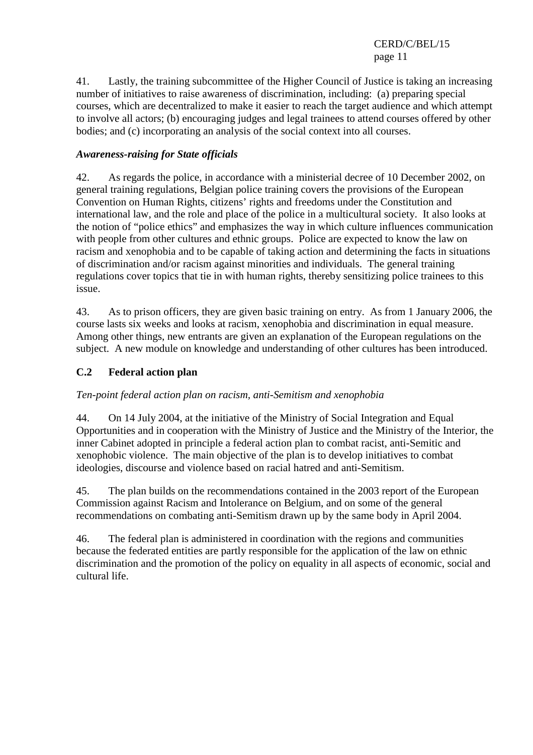41. Lastly, the training subcommittee of the Higher Council of Justice is taking an increasing number of initiatives to raise awareness of discrimination, including: (a) preparing special courses, which are decentralized to make it easier to reach the target audience and which attempt to involve all actors; (b) encouraging judges and legal trainees to attend courses offered by other bodies; and (c) incorporating an analysis of the social context into all courses.

***Awareness-raising for State officials***

42. As regards the police, in accordance with a ministerial decree of 10 December 2002, on general training regulations, Belgian police training covers the provisions of the European Convention on Human Rights, citizens' rights and freedoms under the Constitution and international law, and the role and place of the police in a multicultural society. It also looks at the notion of "police ethics" and emphasizes the way in which culture influences communication with people from other cultures and ethnic groups. Police are expected to know the law on racism and xenophobia and to be capable of taking action and determining the facts in situations of discrimination and/or racism against minorities and individuals. The general training regulations cover topics that tie in with human rights, thereby sensitizing police trainees to this issue.

43. As to prison officers, they are given basic training on entry. As from 1 January 2006, the course lasts six weeks and looks at racism, xenophobia and discrimination in equal measure. Among other things, new entrants are given an explanation of the European regulations on the subject. A new module on knowledge and understanding of other cultures has been introduced.

## C.2 Federal action plan

*Ten-point federal action plan on racism, anti-Semitism and xenophobia*

44. On 14 July 2004, at the initiative of the Ministry of Social Integration and Equal Opportunities and in cooperation with the Ministry of Justice and the Ministry of the Interior, the inner Cabinet adopted in principle a federal action plan to combat racist, anti-Semitic and xenophobic violence. The main objective of the plan is to develop initiatives to combat ideologies, discourse and violence based on racial hatred and anti-Semitism.

45. The plan builds on the recommendations contained in the 2003 report of the European Commission against Racism and Intolerance on Belgium, and on some of the general recommendations on combating anti-Semitism drawn up by the same body in April 2004.

46. The federal plan is administered in coordination with the regions and communities because the federated entities are partly responsible for the application of the law on ethnic discrimination and the promotion of the policy on equality in all aspects of economic, social and cultural life.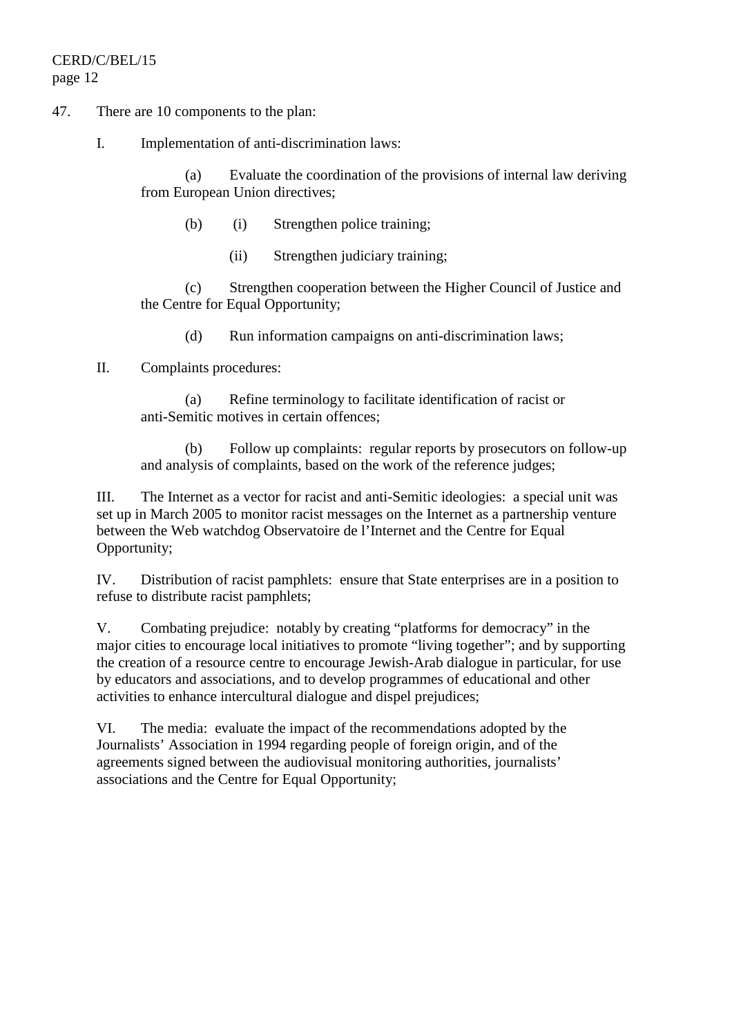47. There are 10 components to the plan:

I. Implementation of anti-discrimination laws:

(a) Evaluate the coordination of the provisions of internal law deriving from European Union directives;

(b) (i) Strengthen police training;

(ii) Strengthen judiciary training;

(c) Strengthen cooperation between the Higher Council of Justice and the Centre for Equal Opportunity;

(d) Run information campaigns on anti-discrimination laws;

II. Complaints procedures:

(a) Refine terminology to facilitate identification of racist or anti-Semitic motives in certain offences;

(b) Follow up complaints: regular reports by prosecutors on follow-up and analysis of complaints, based on the work of the reference judges;

III. The Internet as a vector for racist and anti-Semitic ideologies: a special unit was set up in March 2005 to monitor racist messages on the Internet as a partnership venture between the Web watchdog Observatoire de l'Internet and the Centre for Equal Opportunity;

IV. Distribution of racist pamphlets: ensure that State enterprises are in a position to refuse to distribute racist pamphlets;

V. Combating prejudice: notably by creating "platforms for democracy" in the major cities to encourage local initiatives to promote "living together"; and by supporting the creation of a resource centre to encourage Jewish-Arab dialogue in particular, for use by educators and associations, and to develop programmes of educational and other activities to enhance intercultural dialogue and dispel prejudices;

VI. The media: evaluate the impact of the recommendations adopted by the Journalists' Association in 1994 regarding people of foreign origin, and of the agreements signed between the audiovisual monitoring authorities, journalists' associations and the Centre for Equal Opportunity;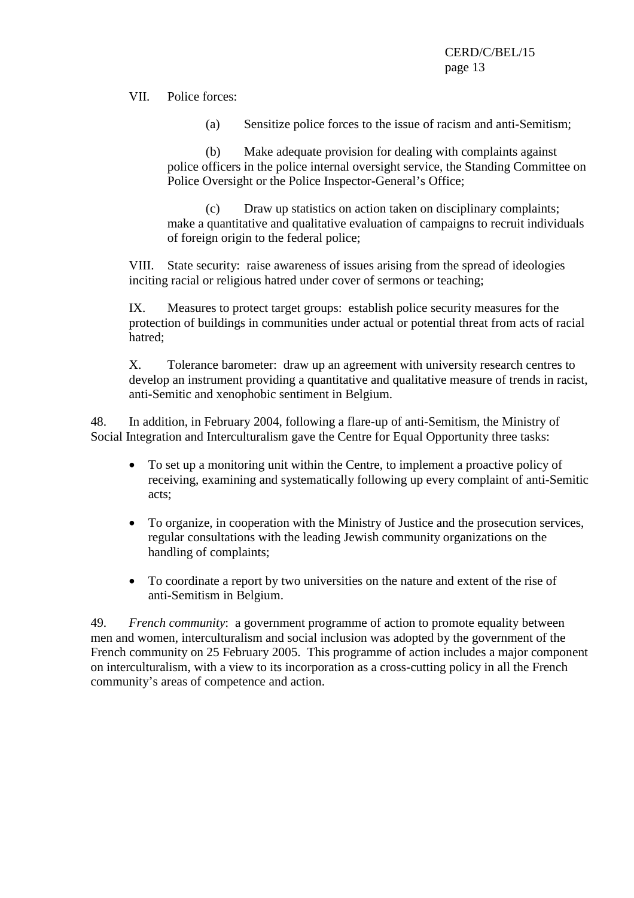VII. Police forces:

(a) Sensitize police forces to the issue of racism and anti-Semitism;

(b) Make adequate provision for dealing with complaints against police officers in the police internal oversight service, the Standing Committee on Police Oversight or the Police Inspector-General's Office;

(c) Draw up statistics on action taken on disciplinary complaints; make a quantitative and qualitative evaluation of campaigns to recruit individuals of foreign origin to the federal police;

VIII. State security: raise awareness of issues arising from the spread of ideologies inciting racial or religious hatred under cover of sermons or teaching;

IX. Measures to protect target groups: establish police security measures for the protection of buildings in communities under actual or potential threat from acts of racial hatred;

X. Tolerance barometer: draw up an agreement with university research centres to develop an instrument providing a quantitative and qualitative measure of trends in racist, anti-Semitic and xenophobic sentiment in Belgium.

48. In addition, in February 2004, following a flare-up of anti-Semitism, the Ministry of Social Integration and Interculturalism gave the Centre for Equal Opportunity three tasks:

- To set up a monitoring unit within the Centre, to implement a proactive policy of receiving, examining and systematically following up every complaint of anti-Semitic acts;
- To organize, in cooperation with the Ministry of Justice and the prosecution services, regular consultations with the leading Jewish community organizations on the handling of complaints;
- To coordinate a report by two universities on the nature and extent of the rise of anti-Semitism in Belgium.

49. *French community*: a government programme of action to promote equality between men and women, interculturalism and social inclusion was adopted by the government of the French community on 25 February 2005. This programme of action includes a major component on interculturalism, with a view to its incorporation as a cross-cutting policy in all the French community's areas of competence and action.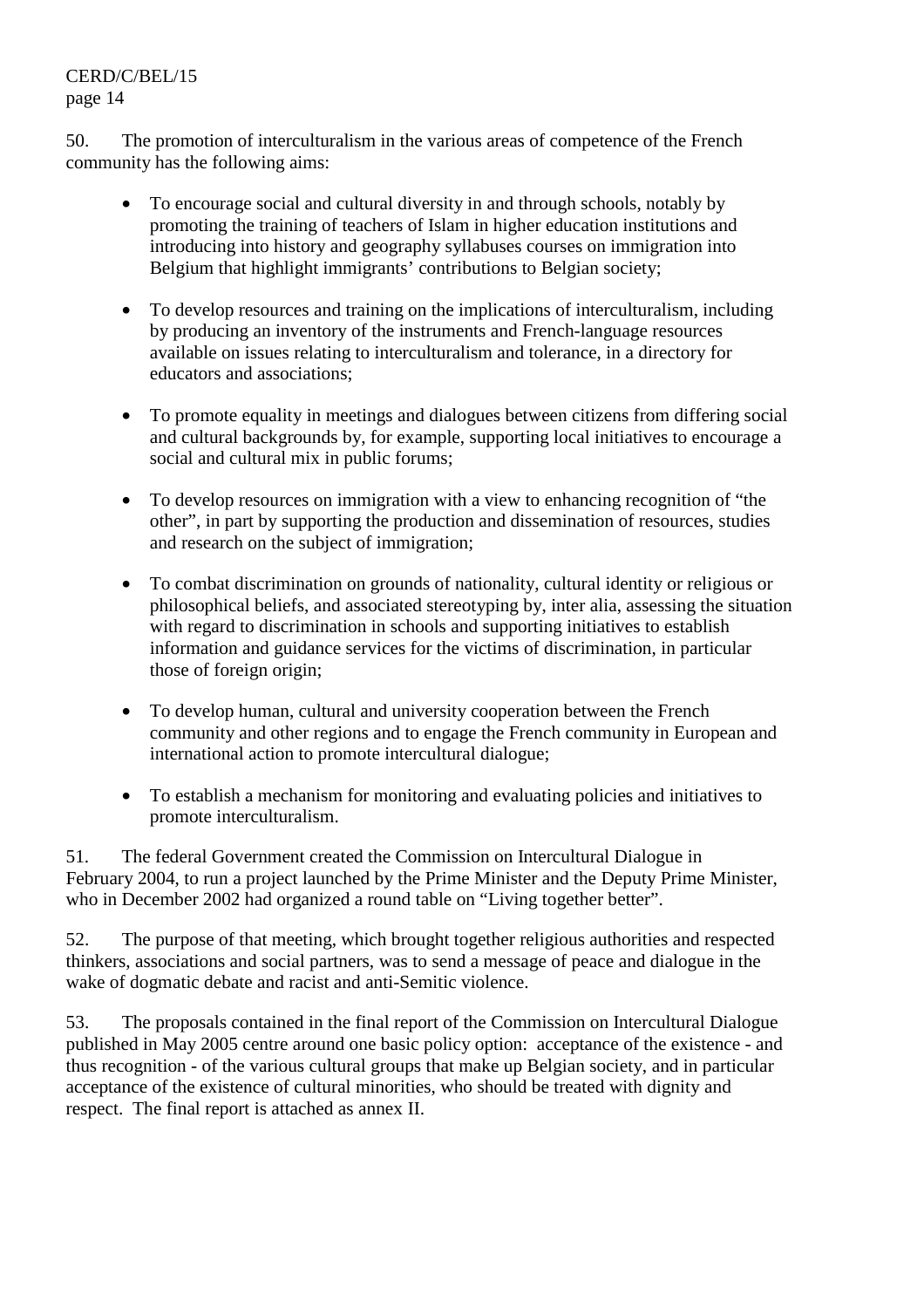50. The promotion of interculturalism in the various areas of competence of the French community has the following aims:

- To encourage social and cultural diversity in and through schools, notably by promoting the training of teachers of Islam in higher education institutions and introducing into history and geography syllabuses courses on immigration into Belgium that highlight immigrants' contributions to Belgian society;

- To develop resources and training on the implications of interculturalism, including by producing an inventory of the instruments and French-language resources available on issues relating to interculturalism and tolerance, in a directory for educators and associations;

- To promote equality in meetings and dialogues between citizens from differing social and cultural backgrounds by, for example, supporting local initiatives to encourage a social and cultural mix in public forums;

- To develop resources on immigration with a view to enhancing recognition of "the other", in part by supporting the production and dissemination of resources, studies and research on the subject of immigration;

- To combat discrimination on grounds of nationality, cultural identity or religious or philosophical beliefs, and associated stereotyping by, inter alia, assessing the situation with regard to discrimination in schools and supporting initiatives to establish information and guidance services for the victims of discrimination, in particular those of foreign origin;

- To develop human, cultural and university cooperation between the French community and other regions and to engage the French community in European and international action to promote intercultural dialogue;

- To establish a mechanism for monitoring and evaluating policies and initiatives to promote interculturalism.

51. The federal Government created the Commission on Intercultural Dialogue in February 2004, to run a project launched by the Prime Minister and the Deputy Prime Minister, who in December 2002 had organized a round table on "Living together better".

52. The purpose of that meeting, which brought together religious authorities and respected thinkers, associations and social partners, was to send a message of peace and dialogue in the wake of dogmatic debate and racist and anti-Semitic violence.

53. The proposals contained in the final report of the Commission on Intercultural Dialogue published in May 2005 centre around one basic policy option: acceptance of the existence - and thus recognition - of the various cultural groups that make up Belgian society, and in particular acceptance of the existence of cultural minorities, who should be treated with dignity and respect. The final report is attached as annex II.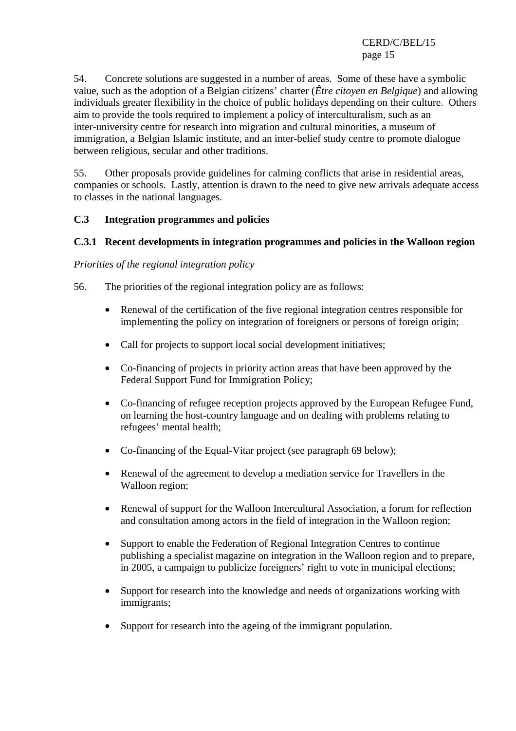54. Concrete solutions are suggested in a number of areas. Some of these have a symbolic value, such as the adoption of a Belgian citizens' charter (*Être citoyen en Belgique*) and allowing individuals greater flexibility in the choice of public holidays depending on their culture. Others aim to provide the tools required to implement a policy of interculturalism, such as an inter-university centre for research into migration and cultural minorities, a museum of immigration, a Belgian Islamic institute, and an inter-belief study centre to promote dialogue between religious, secular and other traditions.

55. Other proposals provide guidelines for calming conflicts that arise in residential areas, companies or schools. Lastly, attention is drawn to the need to give new arrivals adequate access to classes in the national languages.

### C.3 Integration programmes and policies

#### C.3.1 Recent developments in integration programmes and policies in the Walloon region

*Priorities of the regional integration policy*

56. The priorities of the regional integration policy are as follows:

- Renewal of the certification of the five regional integration centres responsible for implementing the policy on integration of foreigners or persons of foreign origin;
- Call for projects to support local social development initiatives;
- Co-financing of projects in priority action areas that have been approved by the Federal Support Fund for Immigration Policy;
- Co-financing of refugee reception projects approved by the European Refugee Fund, on learning the host-country language and on dealing with problems relating to refugees' mental health;
- Co-financing of the Equal-Vitar project (see paragraph 69 below);
- Renewal of the agreement to develop a mediation service for Travellers in the Walloon region;
- Renewal of support for the Walloon Intercultural Association, a forum for reflection and consultation among actors in the field of integration in the Walloon region;
- Support to enable the Federation of Regional Integration Centres to continue publishing a specialist magazine on integration in the Walloon region and to prepare, in 2005, a campaign to publicize foreigners' right to vote in municipal elections;
- Support for research into the knowledge and needs of organizations working with immigrants;
- Support for research into the ageing of the immigrant population.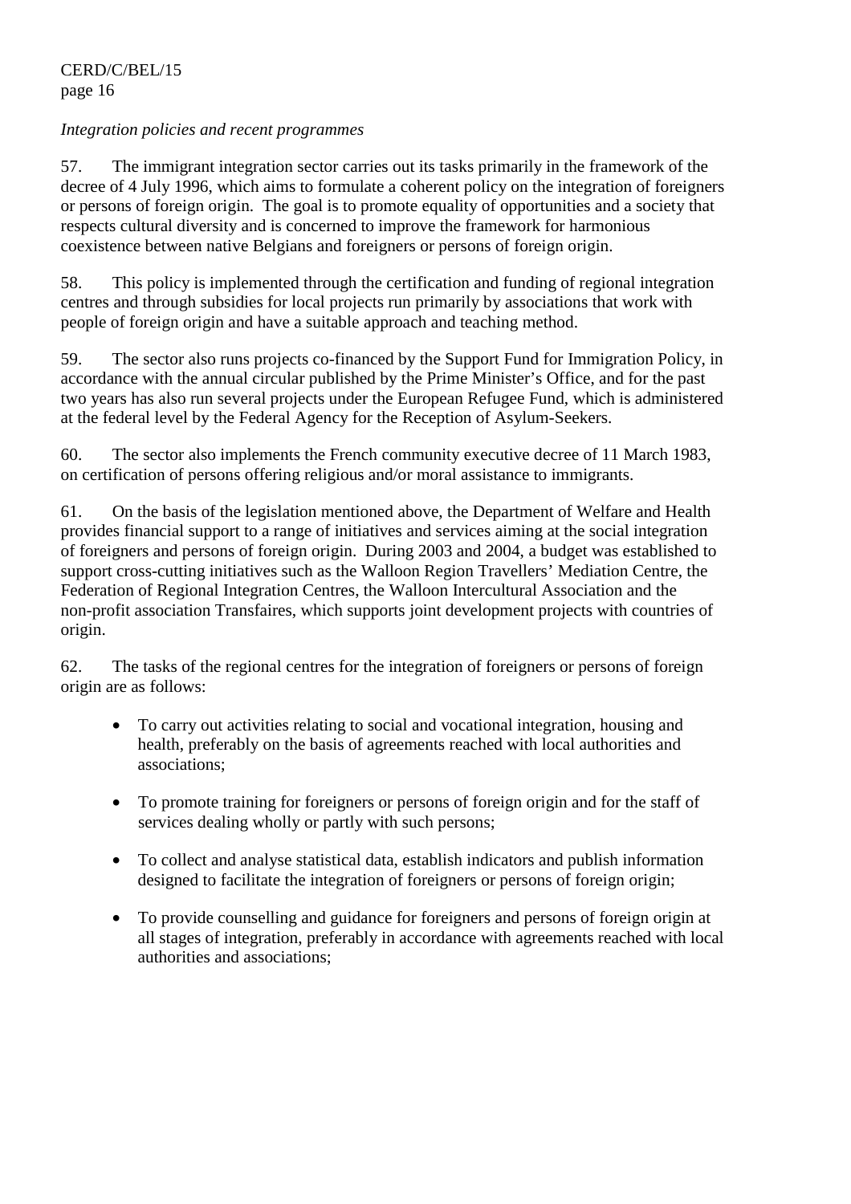*Integration policies and recent programmes*

57. The immigrant integration sector carries out its tasks primarily in the framework of the decree of 4 July 1996, which aims to formulate a coherent policy on the integration of foreigners or persons of foreign origin. The goal is to promote equality of opportunities and a society that respects cultural diversity and is concerned to improve the framework for harmonious coexistence between native Belgians and foreigners or persons of foreign origin.

58. This policy is implemented through the certification and funding of regional integration centres and through subsidies for local projects run primarily by associations that work with people of foreign origin and have a suitable approach and teaching method.

59. The sector also runs projects co-financed by the Support Fund for Immigration Policy, in accordance with the annual circular published by the Prime Minister's Office, and for the past two years has also run several projects under the European Refugee Fund, which is administered at the federal level by the Federal Agency for the Reception of Asylum-Seekers.

60. The sector also implements the French community executive decree of 11 March 1983, on certification of persons offering religious and/or moral assistance to immigrants.

61. On the basis of the legislation mentioned above, the Department of Welfare and Health provides financial support to a range of initiatives and services aiming at the social integration of foreigners and persons of foreign origin. During 2003 and 2004, a budget was established to support cross-cutting initiatives such as the Walloon Region Travellers' Mediation Centre, the Federation of Regional Integration Centres, the Walloon Intercultural Association and the non-profit association Transfaires, which supports joint development projects with countries of origin.

62. The tasks of the regional centres for the integration of foreigners or persons of foreign origin are as follows:

- To carry out activities relating to social and vocational integration, housing and health, preferably on the basis of agreements reached with local authorities and associations;
- To promote training for foreigners or persons of foreign origin and for the staff of services dealing wholly or partly with such persons;
- To collect and analyse statistical data, establish indicators and publish information designed to facilitate the integration of foreigners or persons of foreign origin;
- To provide counselling and guidance for foreigners and persons of foreign origin at all stages of integration, preferably in accordance with agreements reached with local authorities and associations;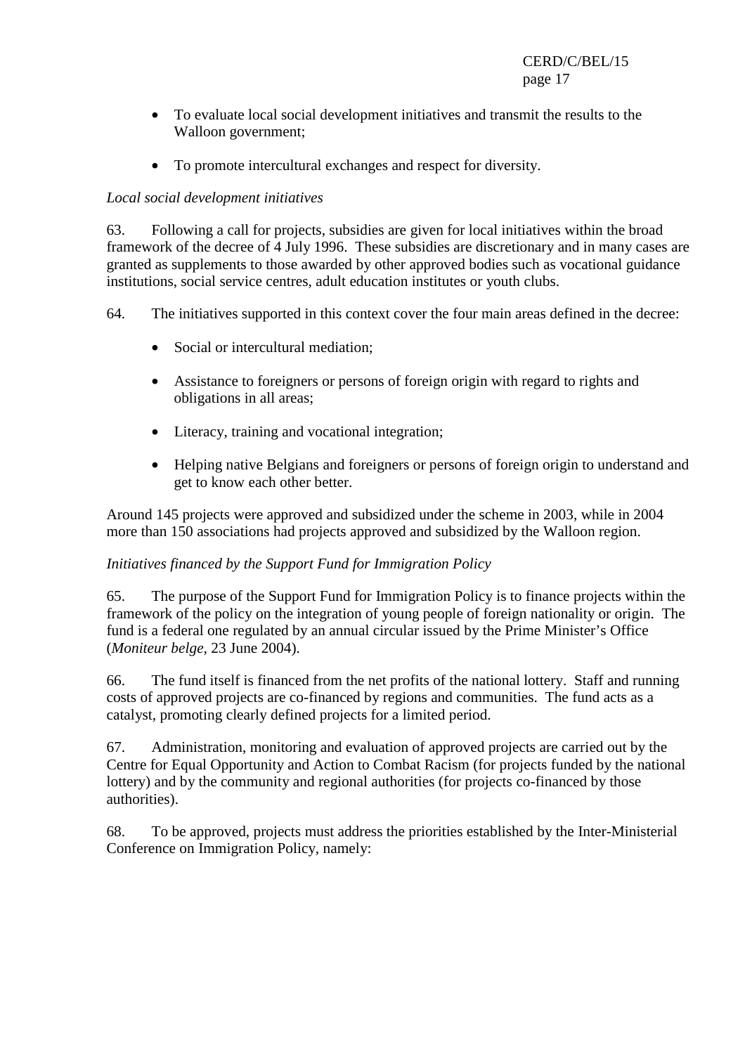- To evaluate local social development initiatives and transmit the results to the Walloon government;
- To promote intercultural exchanges and respect for diversity.

*Local social development initiatives*

63. Following a call for projects, subsidies are given for local initiatives within the broad framework of the decree of 4 July 1996. These subsidies are discretionary and in many cases are granted as supplements to those awarded by other approved bodies such as vocational guidance institutions, social service centres, adult education institutes or youth clubs.

64. The initiatives supported in this context cover the four main areas defined in the decree:

- Social or intercultural mediation;
- Assistance to foreigners or persons of foreign origin with regard to rights and obligations in all areas;
- Literacy, training and vocational integration;
- Helping native Belgians and foreigners or persons of foreign origin to understand and get to know each other better.

Around 145 projects were approved and subsidized under the scheme in 2003, while in 2004 more than 150 associations had projects approved and subsidized by the Walloon region.

*Initiatives financed by the Support Fund for Immigration Policy*

65. The purpose of the Support Fund for Immigration Policy is to finance projects within the framework of the policy on the integration of young people of foreign nationality or origin. The fund is a federal one regulated by an annual circular issued by the Prime Minister's Office (*Moniteur belge*, 23 June 2004).

66. The fund itself is financed from the net profits of the national lottery. Staff and running costs of approved projects are co-financed by regions and communities. The fund acts as a catalyst, promoting clearly defined projects for a limited period.

67. Administration, monitoring and evaluation of approved projects are carried out by the Centre for Equal Opportunity and Action to Combat Racism (for projects funded by the national lottery) and by the community and regional authorities (for projects co-financed by those authorities).

68. To be approved, projects must address the priorities established by the Inter-Ministerial Conference on Immigration Policy, namely: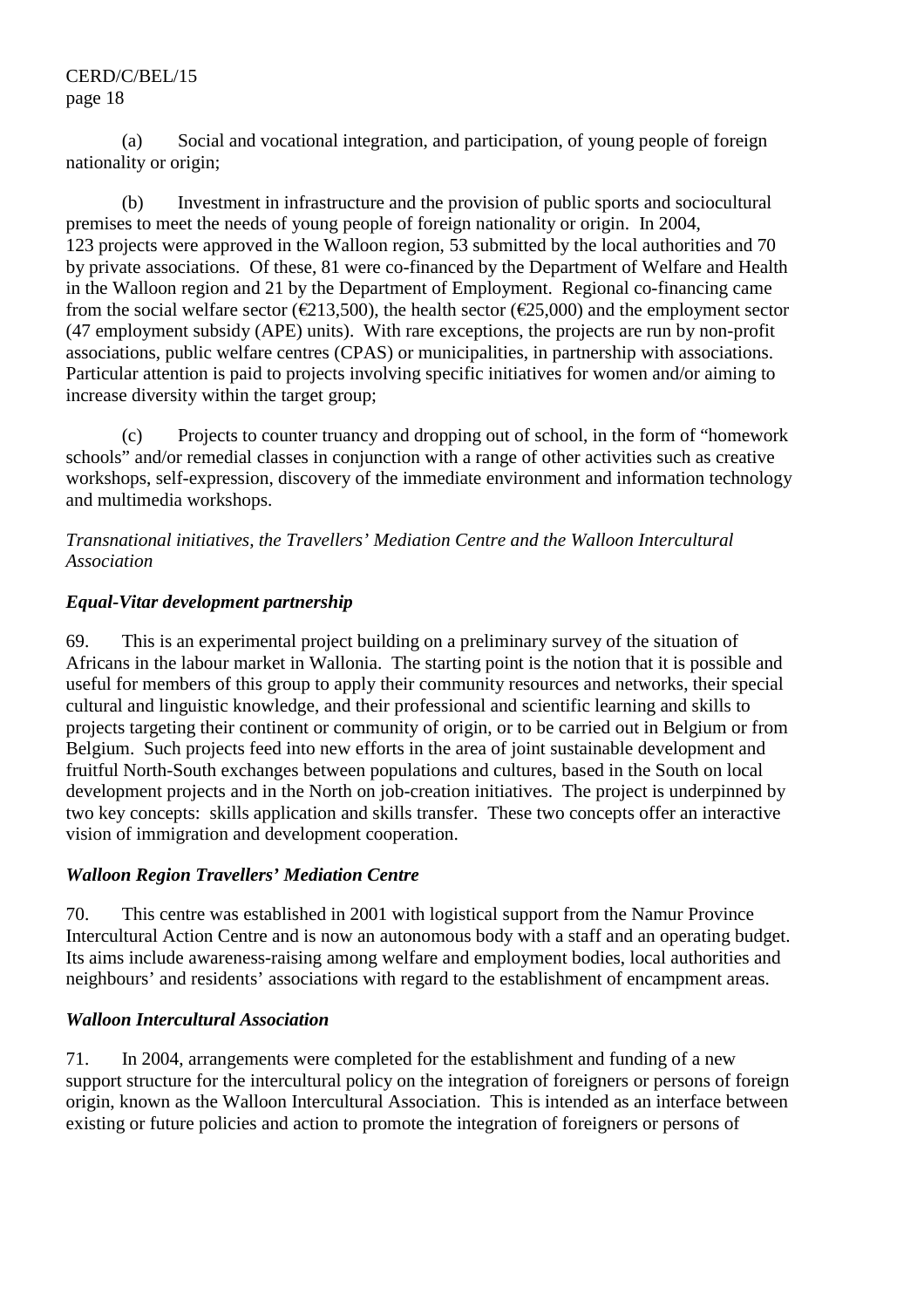(a) Social and vocational integration, and participation, of young people of foreign nationality or origin;

(b) Investment in infrastructure and the provision of public sports and sociocultural premises to meet the needs of young people of foreign nationality or origin. In 2004, 123 projects were approved in the Walloon region, 53 submitted by the local authorities and 70 by private associations. Of these, 81 were co-financed by the Department of Welfare and Health in the Walloon region and 21 by the Department of Employment. Regional co-financing came from the social welfare sector (€213,500), the health sector (€25,000) and the employment sector (47 employment subsidy (APE) units). With rare exceptions, the projects are run by non-profit associations, public welfare centres (CPAS) or municipalities, in partnership with associations. Particular attention is paid to projects involving specific initiatives for women and/or aiming to increase diversity within the target group;

(c) Projects to counter truancy and dropping out of school, in the form of "homework schools" and/or remedial classes in conjunction with a range of other activities such as creative workshops, self-expression, discovery of the immediate environment and information technology and multimedia workshops.

*Transnational initiatives, the Travellers' Mediation Centre and the Walloon Intercultural Association*

***Equal-Vitar development partnership***

69. This is an experimental project building on a preliminary survey of the situation of Africans in the labour market in Wallonia. The starting point is the notion that it is possible and useful for members of this group to apply their community resources and networks, their special cultural and linguistic knowledge, and their professional and scientific learning and skills to projects targeting their continent or community of origin, or to be carried out in Belgium or from Belgium. Such projects feed into new efforts in the area of joint sustainable development and fruitful North-South exchanges between populations and cultures, based in the South on local development projects and in the North on job-creation initiatives. The project is underpinned by two key concepts: skills application and skills transfer. These two concepts offer an interactive vision of immigration and development cooperation.

***Walloon Region Travellers' Mediation Centre***

70. This centre was established in 2001 with logistical support from the Namur Province Intercultural Action Centre and is now an autonomous body with a staff and an operating budget. Its aims include awareness-raising among welfare and employment bodies, local authorities and neighbours' and residents' associations with regard to the establishment of encampment areas.

***Walloon Intercultural Association***

71. In 2004, arrangements were completed for the establishment and funding of a new support structure for the intercultural policy on the integration of foreigners or persons of foreign origin, known as the Walloon Intercultural Association. This is intended as an interface between existing or future policies and action to promote the integration of foreigners or persons of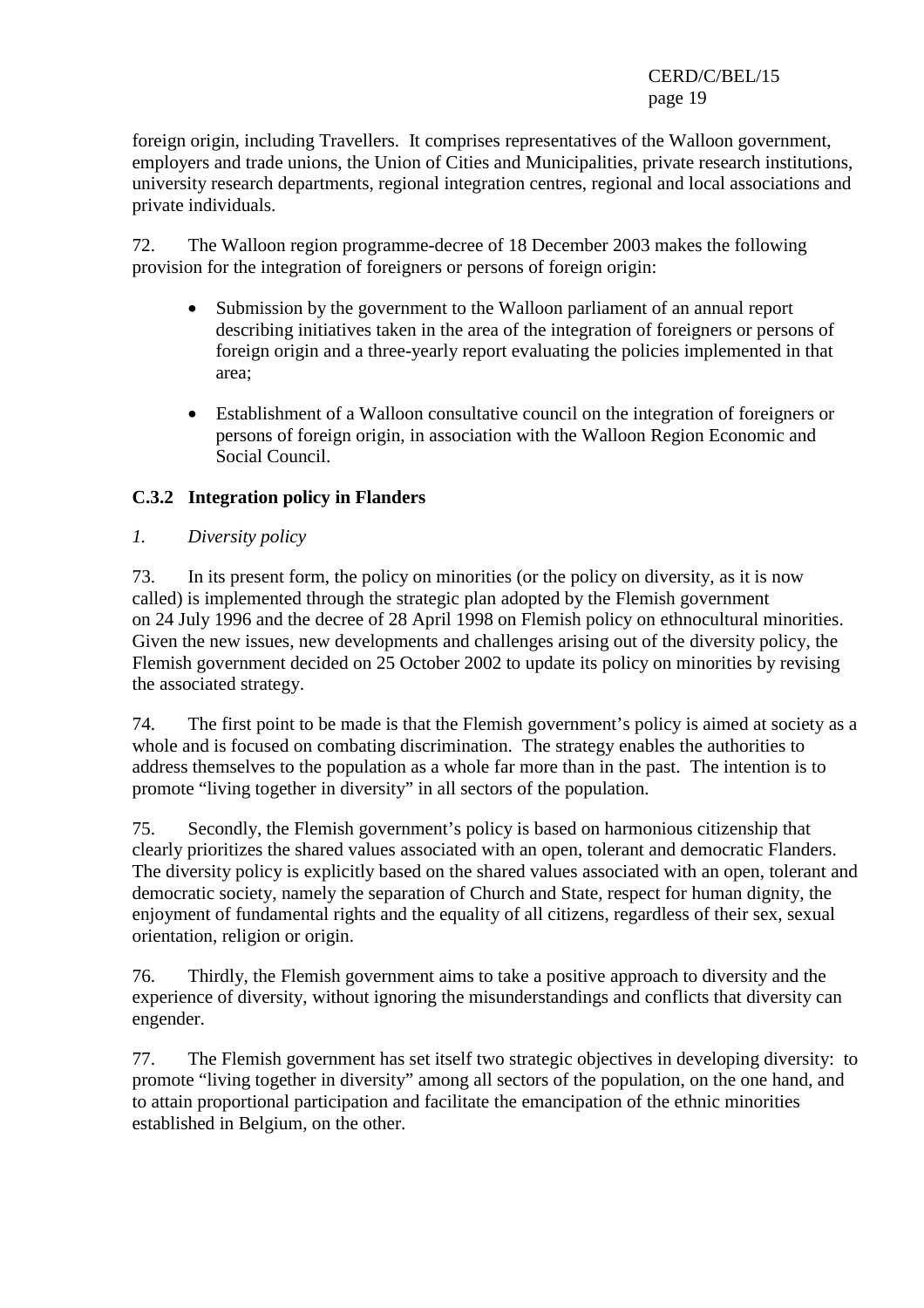foreign origin, including Travellers. It comprises representatives of the Walloon government, employers and trade unions, the Union of Cities and Municipalities, private research institutions, university research departments, regional integration centres, regional and local associations and private individuals.

72. The Walloon region programme-decree of 18 December 2003 makes the following provision for the integration of foreigners or persons of foreign origin:

- Submission by the government to the Walloon parliament of an annual report describing initiatives taken in the area of the integration of foreigners or persons of foreign origin and a three-yearly report evaluating the policies implemented in that area;
- Establishment of a Walloon consultative council on the integration of foreigners or persons of foreign origin, in association with the Walloon Region Economic and Social Council.

### C.3.2 Integration policy in Flanders

*1. Diversity policy*

73. In its present form, the policy on minorities (or the policy on diversity, as it is now called) is implemented through the strategic plan adopted by the Flemish government on 24 July 1996 and the decree of 28 April 1998 on Flemish policy on ethnocultural minorities. Given the new issues, new developments and challenges arising out of the diversity policy, the Flemish government decided on 25 October 2002 to update its policy on minorities by revising the associated strategy.

74. The first point to be made is that the Flemish government's policy is aimed at society as a whole and is focused on combating discrimination. The strategy enables the authorities to address themselves to the population as a whole far more than in the past. The intention is to promote "living together in diversity" in all sectors of the population.

75. Secondly, the Flemish government's policy is based on harmonious citizenship that clearly prioritizes the shared values associated with an open, tolerant and democratic Flanders. The diversity policy is explicitly based on the shared values associated with an open, tolerant and democratic society, namely the separation of Church and State, respect for human dignity, the enjoyment of fundamental rights and the equality of all citizens, regardless of their sex, sexual orientation, religion or origin.

76. Thirdly, the Flemish government aims to take a positive approach to diversity and the experience of diversity, without ignoring the misunderstandings and conflicts that diversity can engender.

77. The Flemish government has set itself two strategic objectives in developing diversity: to promote "living together in diversity" among all sectors of the population, on the one hand, and to attain proportional participation and facilitate the emancipation of the ethnic minorities established in Belgium, on the other.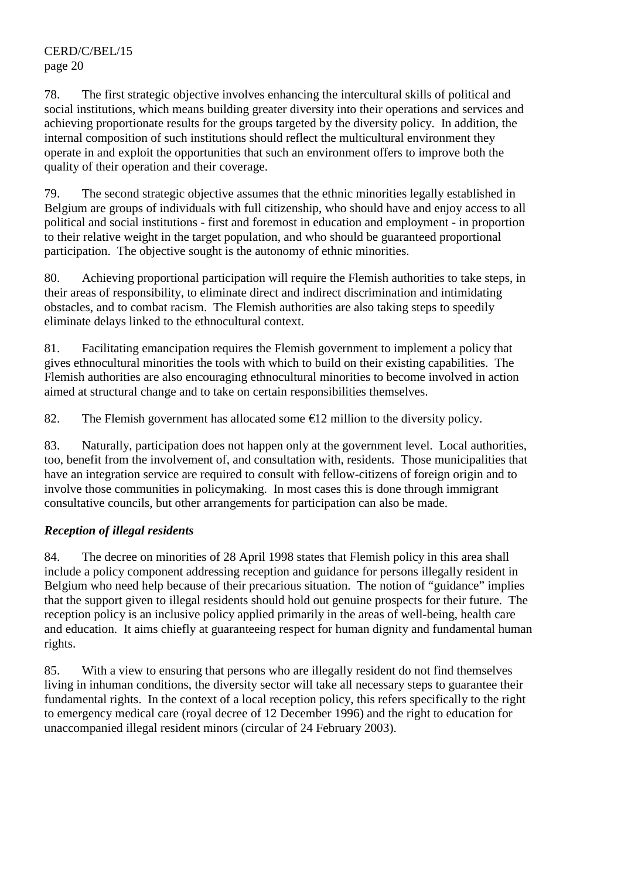78. The first strategic objective involves enhancing the intercultural skills of political and social institutions, which means building greater diversity into their operations and services and achieving proportionate results for the groups targeted by the diversity policy. In addition, the internal composition of such institutions should reflect the multicultural environment they operate in and exploit the opportunities that such an environment offers to improve both the quality of their operation and their coverage.

79. The second strategic objective assumes that the ethnic minorities legally established in Belgium are groups of individuals with full citizenship, who should have and enjoy access to all political and social institutions - first and foremost in education and employment - in proportion to their relative weight in the target population, and who should be guaranteed proportional participation. The objective sought is the autonomy of ethnic minorities.

80. Achieving proportional participation will require the Flemish authorities to take steps, in their areas of responsibility, to eliminate direct and indirect discrimination and intimidating obstacles, and to combat racism. The Flemish authorities are also taking steps to speedily eliminate delays linked to the ethnocultural context.

81. Facilitating emancipation requires the Flemish government to implement a policy that gives ethnocultural minorities the tools with which to build on their existing capabilities. The Flemish authorities are also encouraging ethnocultural minorities to become involved in action aimed at structural change and to take on certain responsibilities themselves.

82. The Flemish government has allocated some €12 million to the diversity policy.

83. Naturally, participation does not happen only at the government level. Local authorities, too, benefit from the involvement of, and consultation with, residents. Those municipalities that have an integration service are required to consult with fellow-citizens of foreign origin and to involve those communities in policymaking. In most cases this is done through immigrant consultative councils, but other arrangements for participation can also be made.

***Reception of illegal residents***

84. The decree on minorities of 28 April 1998 states that Flemish policy in this area shall include a policy component addressing reception and guidance for persons illegally resident in Belgium who need help because of their precarious situation. The notion of "guidance" implies that the support given to illegal residents should hold out genuine prospects for their future. The reception policy is an inclusive policy applied primarily in the areas of well-being, health care and education. It aims chiefly at guaranteeing respect for human dignity and fundamental human rights.

85. With a view to ensuring that persons who are illegally resident do not find themselves living in inhuman conditions, the diversity sector will take all necessary steps to guarantee their fundamental rights. In the context of a local reception policy, this refers specifically to the right to emergency medical care (royal decree of 12 December 1996) and the right to education for unaccompanied illegal resident minors (circular of 24 February 2003).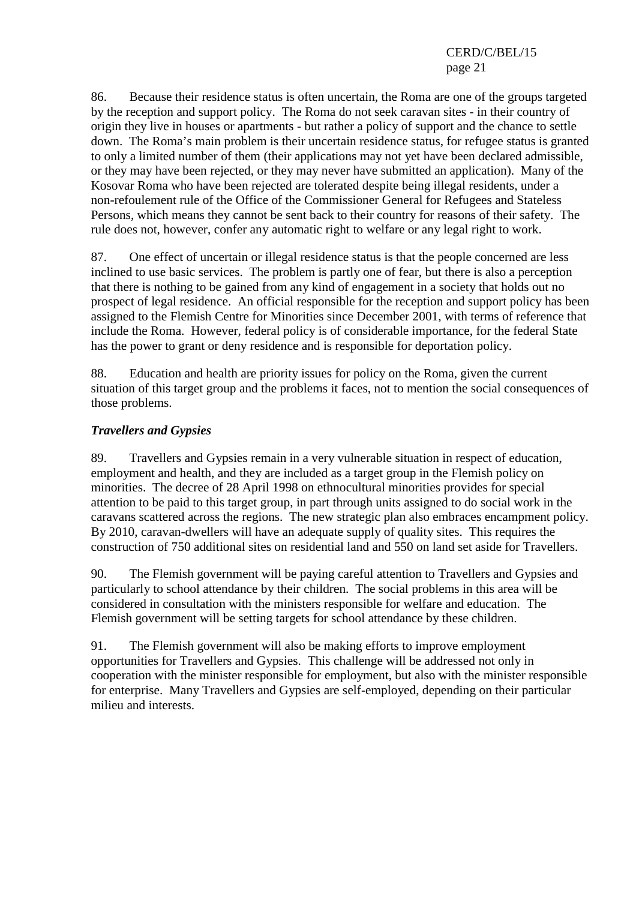86. Because their residence status is often uncertain, the Roma are one of the groups targeted by the reception and support policy. The Roma do not seek caravan sites - in their country of origin they live in houses or apartments - but rather a policy of support and the chance to settle down. The Roma's main problem is their uncertain residence status, for refugee status is granted to only a limited number of them (their applications may not yet have been declared admissible, or they may have been rejected, or they may never have submitted an application). Many of the Kosovar Roma who have been rejected are tolerated despite being illegal residents, under a non-refoulement rule of the Office of the Commissioner General for Refugees and Stateless Persons, which means they cannot be sent back to their country for reasons of their safety. The rule does not, however, confer any automatic right to welfare or any legal right to work.

87. One effect of uncertain or illegal residence status is that the people concerned are less inclined to use basic services. The problem is partly one of fear, but there is also a perception that there is nothing to be gained from any kind of engagement in a society that holds out no prospect of legal residence. An official responsible for the reception and support policy has been assigned to the Flemish Centre for Minorities since December 2001, with terms of reference that include the Roma. However, federal policy is of considerable importance, for the federal State has the power to grant or deny residence and is responsible for deportation policy.

88. Education and health are priority issues for policy on the Roma, given the current situation of this target group and the problems it faces, not to mention the social consequences of those problems.

### *Travellers and Gypsies*

89. Travellers and Gypsies remain in a very vulnerable situation in respect of education, employment and health, and they are included as a target group in the Flemish policy on minorities. The decree of 28 April 1998 on ethnocultural minorities provides for special attention to be paid to this target group, in part through units assigned to do social work in the caravans scattered across the regions. The new strategic plan also embraces encampment policy. By 2010, caravan-dwellers will have an adequate supply of quality sites. This requires the construction of 750 additional sites on residential land and 550 on land set aside for Travellers.

90. The Flemish government will be paying careful attention to Travellers and Gypsies and particularly to school attendance by their children. The social problems in this area will be considered in consultation with the ministers responsible for welfare and education. The Flemish government will be setting targets for school attendance by these children.

91. The Flemish government will also be making efforts to improve employment opportunities for Travellers and Gypsies. This challenge will be addressed not only in cooperation with the minister responsible for employment, but also with the minister responsible for enterprise. Many Travellers and Gypsies are self-employed, depending on their particular milieu and interests.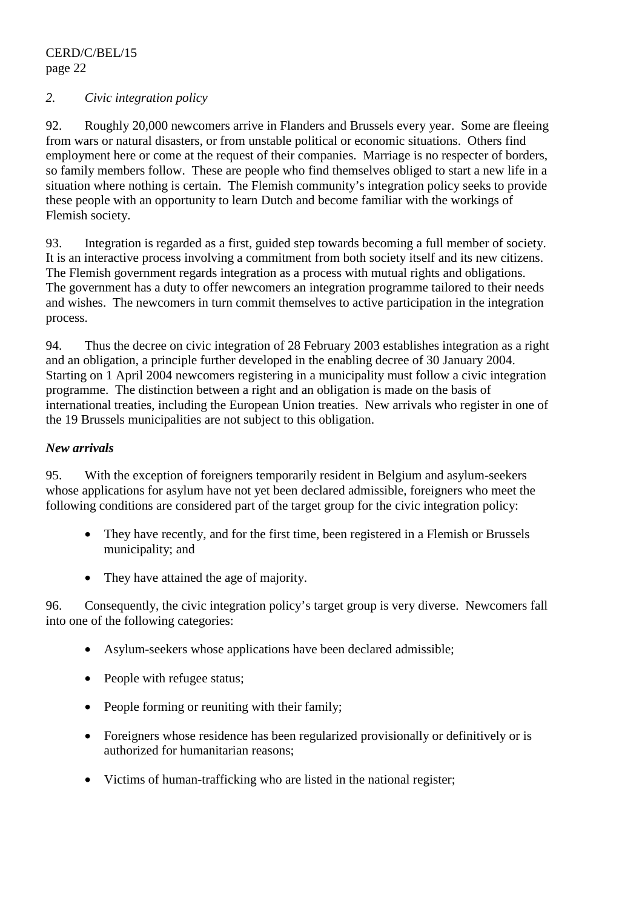*2. Civic integration policy*

92. Roughly 20,000 newcomers arrive in Flanders and Brussels every year. Some are fleeing from wars or natural disasters, or from unstable political or economic situations. Others find employment here or come at the request of their companies. Marriage is no respecter of borders, so family members follow. These are people who find themselves obliged to start a new life in a situation where nothing is certain. The Flemish community's integration policy seeks to provide these people with an opportunity to learn Dutch and become familiar with the workings of Flemish society.

93. Integration is regarded as a first, guided step towards becoming a full member of society. It is an interactive process involving a commitment from both society itself and its new citizens. The Flemish government regards integration as a process with mutual rights and obligations. The government has a duty to offer newcomers an integration programme tailored to their needs and wishes. The newcomers in turn commit themselves to active participation in the integration process.

94. Thus the decree on civic integration of 28 February 2003 establishes integration as a right and an obligation, a principle further developed in the enabling decree of 30 January 2004. Starting on 1 April 2004 newcomers registering in a municipality must follow a civic integration programme. The distinction between a right and an obligation is made on the basis of international treaties, including the European Union treaties. New arrivals who register in one of the 19 Brussels municipalities are not subject to this obligation.

***New arrivals***

95. With the exception of foreigners temporarily resident in Belgium and asylum-seekers whose applications for asylum have not yet been declared admissible, foreigners who meet the following conditions are considered part of the target group for the civic integration policy:

- They have recently, and for the first time, been registered in a Flemish or Brussels municipality; and
- They have attained the age of majority.

96. Consequently, the civic integration policy's target group is very diverse. Newcomers fall into one of the following categories:

- Asylum-seekers whose applications have been declared admissible;
- People with refugee status;
- People forming or reuniting with their family;
- Foreigners whose residence has been regularized provisionally or definitively or is authorized for humanitarian reasons;
- Victims of human-trafficking who are listed in the national register;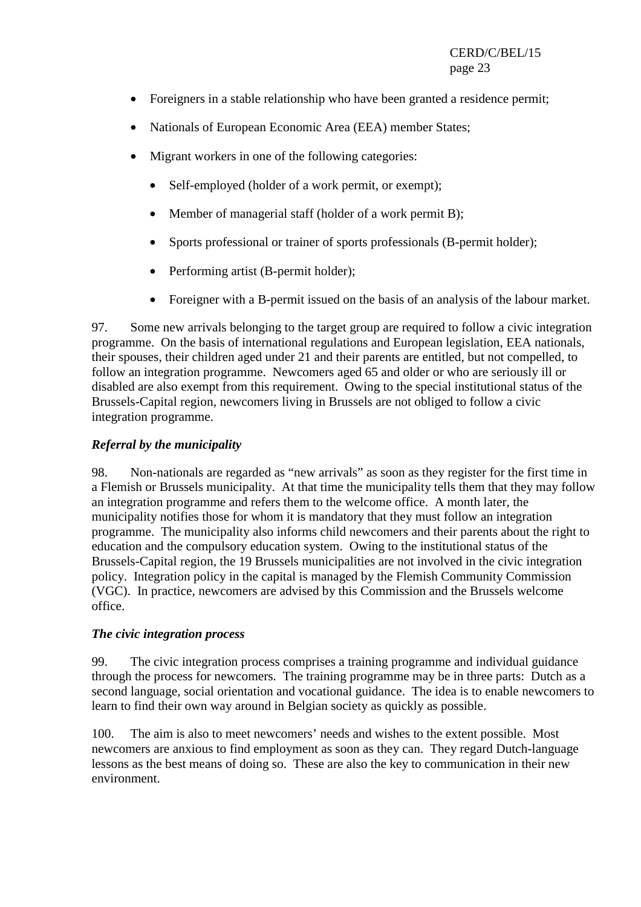- Foreigners in a stable relationship who have been granted a residence permit;
- Nationals of European Economic Area (EEA) member States;
- Migrant workers in one of the following categories:
    - Self-employed (holder of a work permit, or exempt);
    - Member of managerial staff (holder of a work permit B);
    - Sports professional or trainer of sports professionals (B-permit holder);
    - Performing artist (B-permit holder);
    - Foreigner with a B-permit issued on the basis of an analysis of the labour market.

97. Some new arrivals belonging to the target group are required to follow a civic integration programme. On the basis of international regulations and European legislation, EEA nationals, their spouses, their children aged under 21 and their parents are entitled, but not compelled, to follow an integration programme. Newcomers aged 65 and older or who are seriously ill or disabled are also exempt from this requirement. Owing to the special institutional status of the Brussels-Capital region, newcomers living in Brussels are not obliged to follow a civic integration programme.

***Referral by the municipality***

98. Non-nationals are regarded as "new arrivals" as soon as they register for the first time in a Flemish or Brussels municipality. At that time the municipality tells them that they may follow an integration programme and refers them to the welcome office. A month later, the municipality notifies those for whom it is mandatory that they must follow an integration programme. The municipality also informs child newcomers and their parents about the right to education and the compulsory education system. Owing to the institutional status of the Brussels-Capital region, the 19 Brussels municipalities are not involved in the civic integration policy. Integration policy in the capital is managed by the Flemish Community Commission (VGC). In practice, newcomers are advised by this Commission and the Brussels welcome office.

***The civic integration process***

99. The civic integration process comprises a training programme and individual guidance through the process for newcomers. The training programme may be in three parts: Dutch as a second language, social orientation and vocational guidance. The idea is to enable newcomers to learn to find their own way around in Belgian society as quickly as possible.

100. The aim is also to meet newcomers' needs and wishes to the extent possible. Most newcomers are anxious to find employment as soon as they can. They regard Dutch-language lessons as the best means of doing so. These are also the key to communication in their new environment.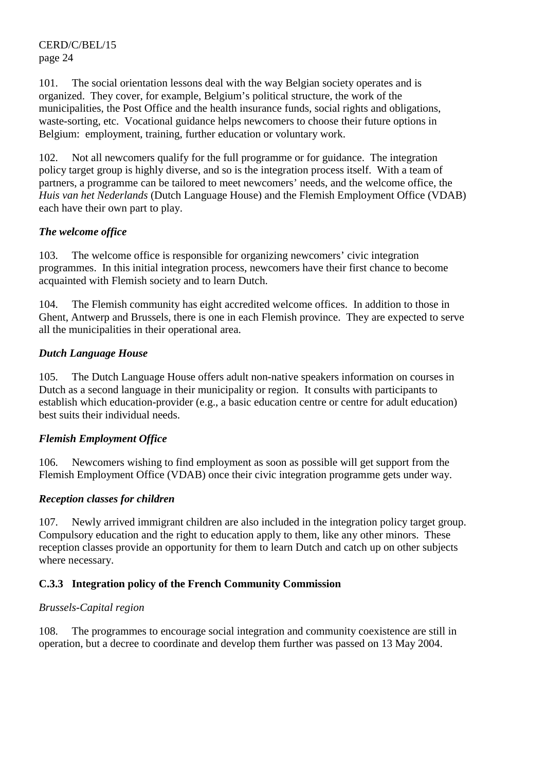101. The social orientation lessons deal with the way Belgian society operates and is organized. They cover, for example, Belgium's political structure, the work of the municipalities, the Post Office and the health insurance funds, social rights and obligations, waste-sorting, etc. Vocational guidance helps newcomers to choose their future options in Belgium: employment, training, further education or voluntary work.

102. Not all newcomers qualify for the full programme or for guidance. The integration policy target group is highly diverse, and so is the integration process itself. With a team of partners, a programme can be tailored to meet newcomers' needs, and the welcome office, the *Huis van het Nederlands* (Dutch Language House) and the Flemish Employment Office (VDAB) each have their own part to play.

***The welcome office***

103. The welcome office is responsible for organizing newcomers' civic integration programmes. In this initial integration process, newcomers have their first chance to become acquainted with Flemish society and to learn Dutch.

104. The Flemish community has eight accredited welcome offices. In addition to those in Ghent, Antwerp and Brussels, there is one in each Flemish province. They are expected to serve all the municipalities in their operational area.

***Dutch Language House***

105. The Dutch Language House offers adult non-native speakers information on courses in Dutch as a second language in their municipality or region. It consults with participants to establish which education-provider (e.g., a basic education centre or centre for adult education) best suits their individual needs.

***Flemish Employment Office***

106. Newcomers wishing to find employment as soon as possible will get support from the Flemish Employment Office (VDAB) once their civic integration programme gets under way.

***Reception classes for children***

107. Newly arrived immigrant children are also included in the integration policy target group. Compulsory education and the right to education apply to them, like any other minors. These reception classes provide an opportunity for them to learn Dutch and catch up on other subjects where necessary.

### C.3.3 Integration policy of the French Community Commission

*Brussels-Capital region*

108. The programmes to encourage social integration and community coexistence are still in operation, but a decree to coordinate and develop them further was passed on 13 May 2004.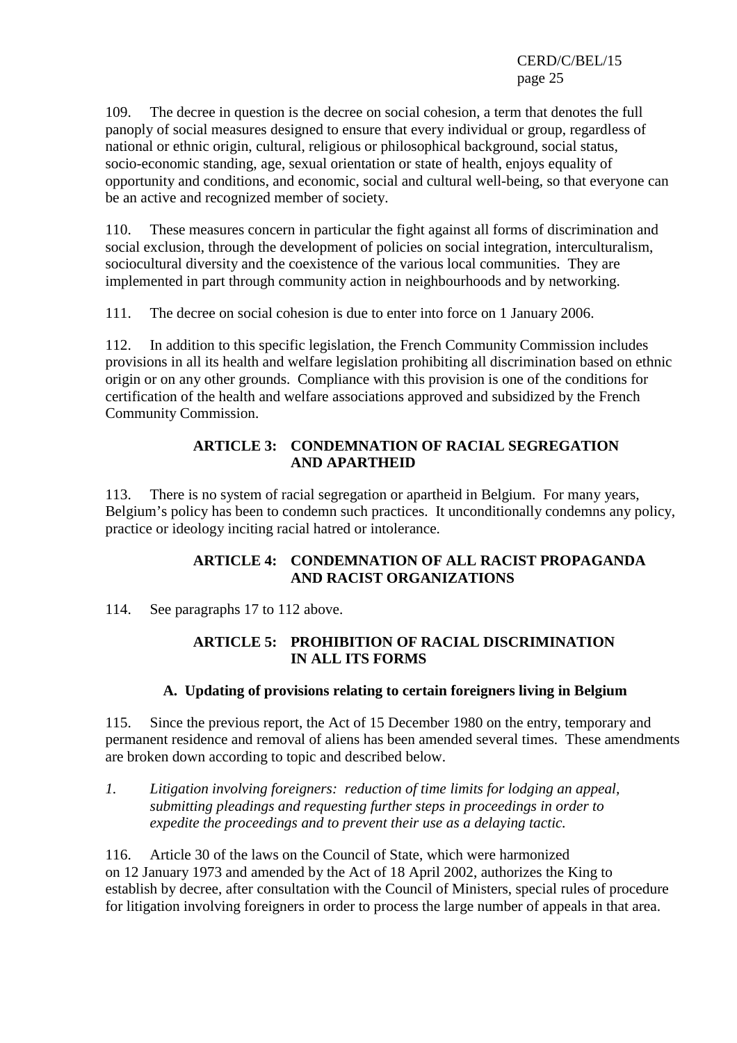109. The decree in question is the decree on social cohesion, a term that denotes the full panoply of social measures designed to ensure that every individual or group, regardless of national or ethnic origin, cultural, religious or philosophical background, social status, socio-economic standing, age, sexual orientation or state of health, enjoys equality of opportunity and conditions, and economic, social and cultural well-being, so that everyone can be an active and recognized member of society.

110. These measures concern in particular the fight against all forms of discrimination and social exclusion, through the development of policies on social integration, interculturalism, sociocultural diversity and the coexistence of the various local communities. They are implemented in part through community action in neighbourhoods and by networking.

111. The decree on social cohesion is due to enter into force on 1 January 2006.

112. In addition to this specific legislation, the French Community Commission includes provisions in all its health and welfare legislation prohibiting all discrimination based on ethnic origin or on any other grounds. Compliance with this provision is one of the conditions for certification of the health and welfare associations approved and subsidized by the French Community Commission.

## ARTICLE 3: CONDEMNATION OF RACIAL SEGREGATION AND APARTHEID

113. There is no system of racial segregation or apartheid in Belgium. For many years, Belgium's policy has been to condemn such practices. It unconditionally condemns any policy, practice or ideology inciting racial hatred or intolerance.

## ARTICLE 4: CONDEMNATION OF ALL RACIST PROPAGANDA AND RACIST ORGANIZATIONS

114. See paragraphs 17 to 112 above.

## ARTICLE 5: PROHIBITION OF RACIAL DISCRIMINATION IN ALL ITS FORMS

### A. Updating of provisions relating to certain foreigners living in Belgium

115. Since the previous report, the Act of 15 December 1980 on the entry, temporary and permanent residence and removal of aliens has been amended several times. These amendments are broken down according to topic and described below.

*1. Litigation involving foreigners: reduction of time limits for lodging an appeal, submitting pleadings and requesting further steps in proceedings in order to expedite the proceedings and to prevent their use as a delaying tactic.*

116. Article 30 of the laws on the Council of State, which were harmonized on 12 January 1973 and amended by the Act of 18 April 2002, authorizes the King to establish by decree, after consultation with the Council of Ministers, special rules of procedure for litigation involving foreigners in order to process the large number of appeals in that area.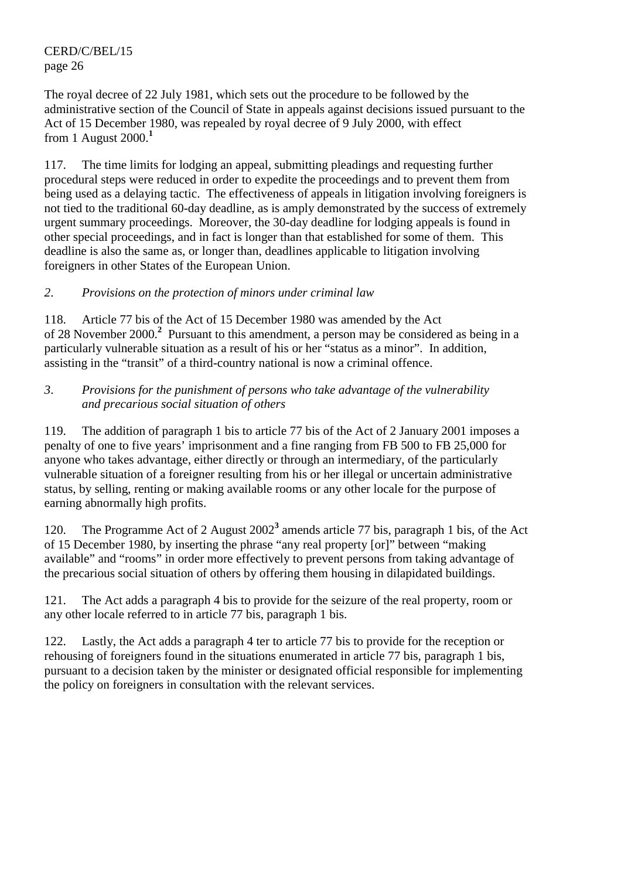The royal decree of 22 July 1981, which sets out the procedure to be followed by the administrative section of the Council of State in appeals against decisions issued pursuant to the Act of 15 December 1980, was repealed by royal decree of 9 July 2000, with effect from 1 August 2000.[1]

117. The time limits for lodging an appeal, submitting pleadings and requesting further procedural steps were reduced in order to expedite the proceedings and to prevent them from being used as a delaying tactic. The effectiveness of appeals in litigation involving foreigners is not tied to the traditional 60-day deadline, as is amply demonstrated by the success of extremely urgent summary proceedings. Moreover, the 30-day deadline for lodging appeals is found in other special proceedings, and in fact is longer than that established for some of them. This deadline is also the same as, or longer than, deadlines applicable to litigation involving foreigners in other States of the European Union.

*2. Provisions on the protection of minors under criminal law*

118. Article 77 bis of the Act of 15 December 1980 was amended by the Act of 28 November 2000.[2] Pursuant to this amendment, a person may be considered as being in a particularly vulnerable situation as a result of his or her "status as a minor". In addition, assisting in the "transit" of a third-country national is now a criminal offence.

*3. Provisions for the punishment of persons who take advantage of the vulnerability and precarious social situation of others*

119. The addition of paragraph 1 bis to article 77 bis of the Act of 2 January 2001 imposes a penalty of one to five years' imprisonment and a fine ranging from FB 500 to FB 25,000 for anyone who takes advantage, either directly or through an intermediary, of the particularly vulnerable situation of a foreigner resulting from his or her illegal or uncertain administrative status, by selling, renting or making available rooms or any other locale for the purpose of earning abnormally high profits.

120. The Programme Act of 2 August 2002[3] amends article 77 bis, paragraph 1 bis, of the Act of 15 December 1980, by inserting the phrase "any real property [or]" between "making available" and "rooms" in order more effectively to prevent persons from taking advantage of the precarious social situation of others by offering them housing in dilapidated buildings.

121. The Act adds a paragraph 4 bis to provide for the seizure of the real property, room or any other locale referred to in article 77 bis, paragraph 1 bis.

122. Lastly, the Act adds a paragraph 4 ter to article 77 bis to provide for the reception or rehousing of foreigners found in the situations enumerated in article 77 bis, paragraph 1 bis, pursuant to a decision taken by the minister or designated official responsible for implementing the policy on foreigners in consultation with the relevant services.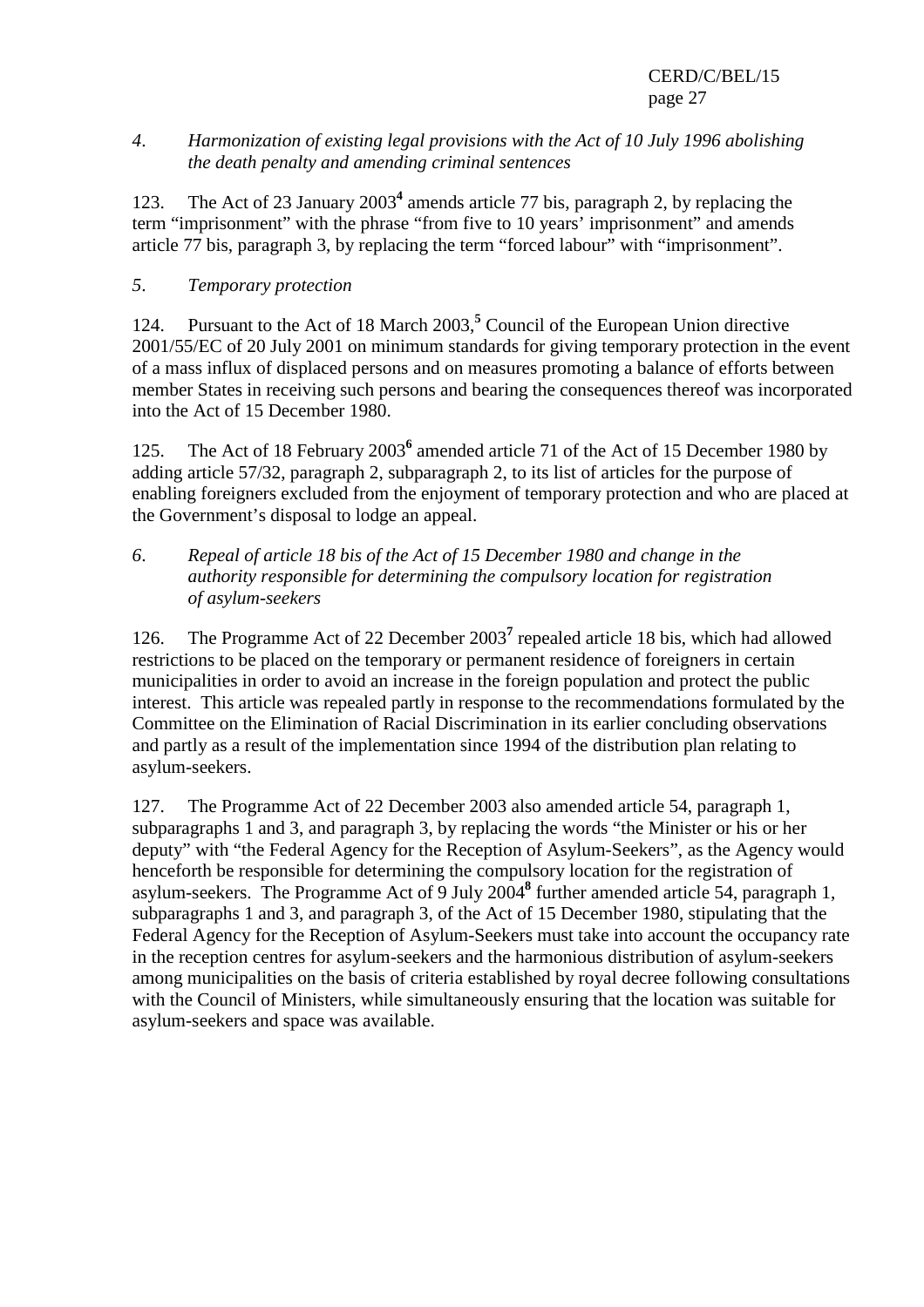*4. Harmonization of existing legal provisions with the Act of 10 July 1996 abolishing the death penalty and amending criminal sentences*

123. The Act of 23 January 2003[4] amends article 77 bis, paragraph 2, by replacing the term "imprisonment" with the phrase "from five to 10 years' imprisonment" and amends article 77 bis, paragraph 3, by replacing the term "forced labour" with "imprisonment".

*5. Temporary protection*

124. Pursuant to the Act of 18 March 2003,[5] Council of the European Union directive 2001/55/EC of 20 July 2001 on minimum standards for giving temporary protection in the event of a mass influx of displaced persons and on measures promoting a balance of efforts between member States in receiving such persons and bearing the consequences thereof was incorporated into the Act of 15 December 1980.

125. The Act of 18 February 2003[6] amended article 71 of the Act of 15 December 1980 by adding article 57/32, paragraph 2, subparagraph 2, to its list of articles for the purpose of enabling foreigners excluded from the enjoyment of temporary protection and who are placed at the Government's disposal to lodge an appeal.

*6. Repeal of article 18 bis of the Act of 15 December 1980 and change in the authority responsible for determining the compulsory location for registration of asylum-seekers*

126. The Programme Act of 22 December 2003[7] repealed article 18 bis, which had allowed restrictions to be placed on the temporary or permanent residence of foreigners in certain municipalities in order to avoid an increase in the foreign population and protect the public interest. This article was repealed partly in response to the recommendations formulated by the Committee on the Elimination of Racial Discrimination in its earlier concluding observations and partly as a result of the implementation since 1994 of the distribution plan relating to asylum-seekers.

127. The Programme Act of 22 December 2003 also amended article 54, paragraph 1, subparagraphs 1 and 3, and paragraph 3, by replacing the words "the Minister or his or her deputy" with "the Federal Agency for the Reception of Asylum-Seekers", as the Agency would henceforth be responsible for determining the compulsory location for the registration of asylum-seekers. The Programme Act of 9 July 2004[8] further amended article 54, paragraph 1, subparagraphs 1 and 3, and paragraph 3, of the Act of 15 December 1980, stipulating that the Federal Agency for the Reception of Asylum-Seekers must take into account the occupancy rate in the reception centres for asylum-seekers and the harmonious distribution of asylum-seekers among municipalities on the basis of criteria established by royal decree following consultations with the Council of Ministers, while simultaneously ensuring that the location was suitable for asylum-seekers and space was available.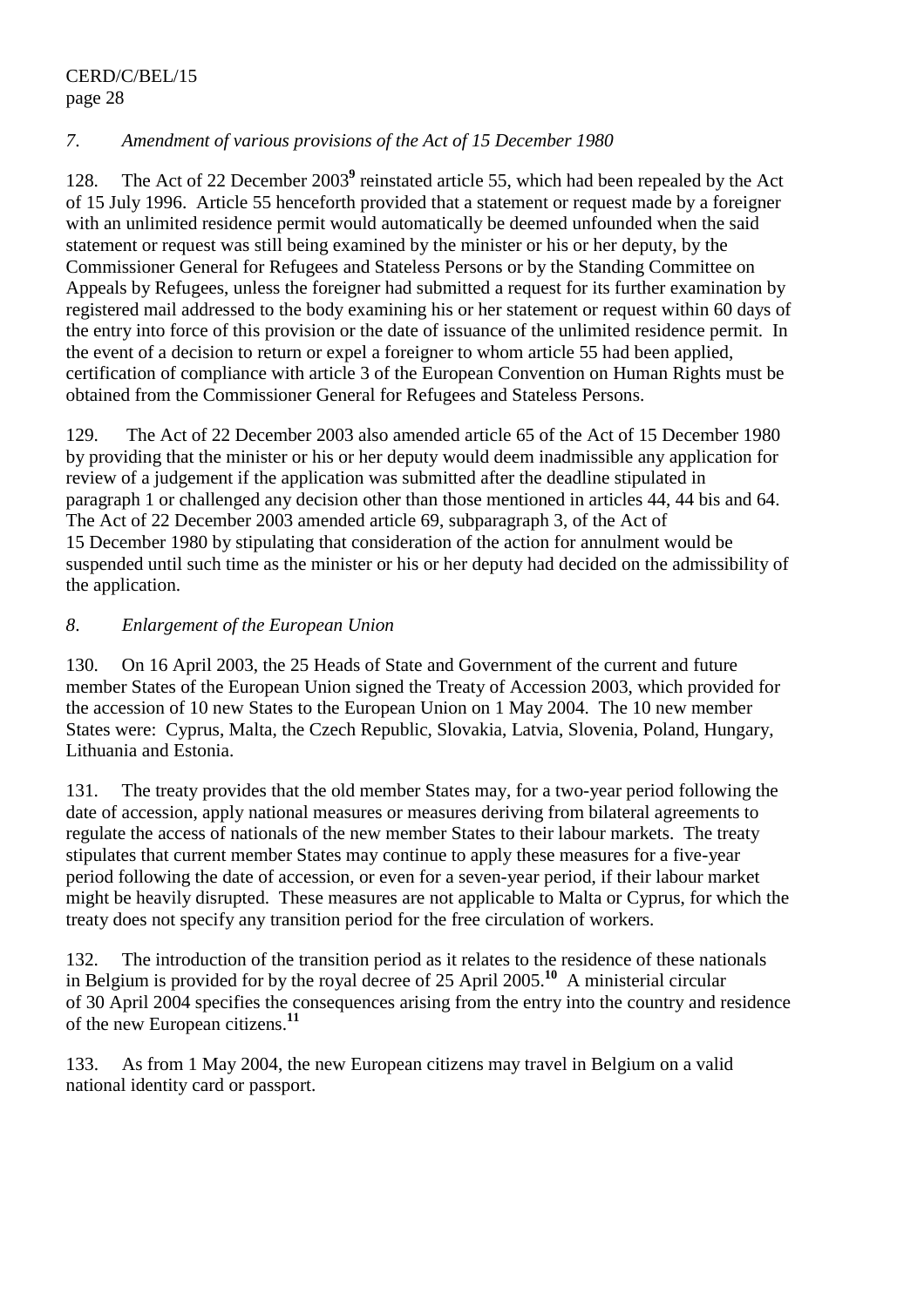*7. Amendment of various provisions of the Act of 15 December 1980*

128. The Act of 22 December 2003[9] reinstated article 55, which had been repealed by the Act of 15 July 1996. Article 55 henceforth provided that a statement or request made by a foreigner with an unlimited residence permit would automatically be deemed unfounded when the said statement or request was still being examined by the minister or his or her deputy, by the Commissioner General for Refugees and Stateless Persons or by the Standing Committee on Appeals by Refugees, unless the foreigner had submitted a request for its further examination by registered mail addressed to the body examining his or her statement or request within 60 days of the entry into force of this provision or the date of issuance of the unlimited residence permit. In the event of a decision to return or expel a foreigner to whom article 55 had been applied, certification of compliance with article 3 of the European Convention on Human Rights must be obtained from the Commissioner General for Refugees and Stateless Persons.

129. The Act of 22 December 2003 also amended article 65 of the Act of 15 December 1980 by providing that the minister or his or her deputy would deem inadmissible any application for review of a judgement if the application was submitted after the deadline stipulated in paragraph 1 or challenged any decision other than those mentioned in articles 44, 44 bis and 64. The Act of 22 December 2003 amended article 69, subparagraph 3, of the Act of 15 December 1980 by stipulating that consideration of the action for annulment would be suspended until such time as the minister or his or her deputy had decided on the admissibility of the application.

*8. Enlargement of the European Union*

130. On 16 April 2003, the 25 Heads of State and Government of the current and future member States of the European Union signed the Treaty of Accession 2003, which provided for the accession of 10 new States to the European Union on 1 May 2004. The 10 new member States were: Cyprus, Malta, the Czech Republic, Slovakia, Latvia, Slovenia, Poland, Hungary, Lithuania and Estonia.

131. The treaty provides that the old member States may, for a two-year period following the date of accession, apply national measures or measures deriving from bilateral agreements to regulate the access of nationals of the new member States to their labour markets. The treaty stipulates that current member States may continue to apply these measures for a five-year period following the date of accession, or even for a seven-year period, if their labour market might be heavily disrupted. These measures are not applicable to Malta or Cyprus, for which the treaty does not specify any transition period for the free circulation of workers.

132. The introduction of the transition period as it relates to the residence of these nationals in Belgium is provided for by the royal decree of 25 April 2005.[10] A ministerial circular of 30 April 2004 specifies the consequences arising from the entry into the country and residence of the new European citizens.[11]

133. As from 1 May 2004, the new European citizens may travel in Belgium on a valid national identity card or passport.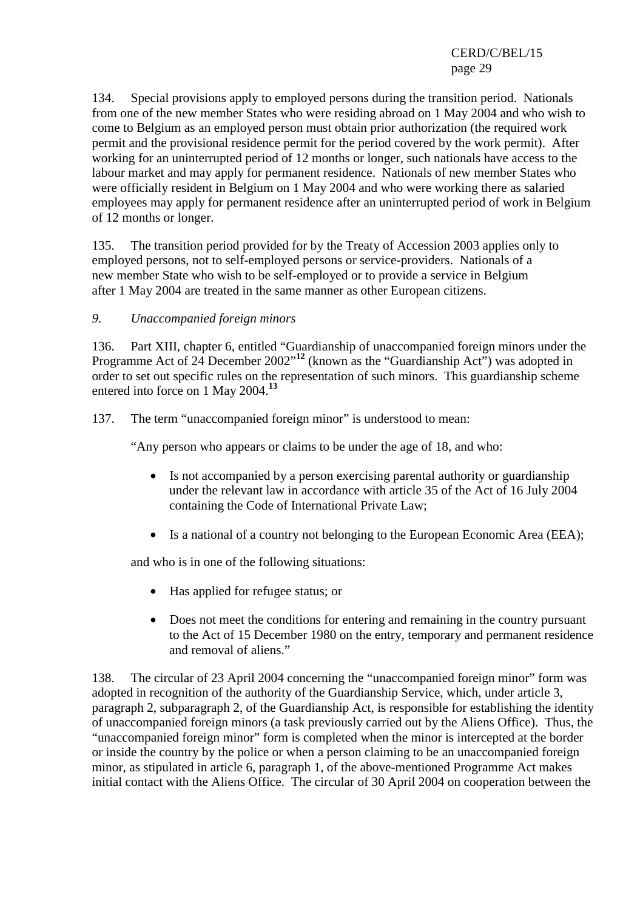134. Special provisions apply to employed persons during the transition period. Nationals from one of the new member States who were residing abroad on 1 May 2004 and who wish to come to Belgium as an employed person must obtain prior authorization (the required work permit and the provisional residence permit for the period covered by the work permit). After working for an uninterrupted period of 12 months or longer, such nationals have access to the labour market and may apply for permanent residence. Nationals of new member States who were officially resident in Belgium on 1 May 2004 and who were working there as salaried employees may apply for permanent residence after an uninterrupted period of work in Belgium of 12 months or longer.

135. The transition period provided for by the Treaty of Accession 2003 applies only to employed persons, not to self-employed persons or service-providers. Nationals of a new member State who wish to be self-employed or to provide a service in Belgium after 1 May 2004 are treated in the same manner as other European citizens.

*9. Unaccompanied foreign minors*

136. Part XIII, chapter 6, entitled "Guardianship of unaccompanied foreign minors under the Programme Act of 24 December 2002"[12] (known as the "Guardianship Act") was adopted in order to set out specific rules on the representation of such minors. This guardianship scheme entered into force on 1 May 2004.[13]

137. The term "unaccompanied foreign minor" is understood to mean:

"Any person who appears or claims to be under the age of 18, and who:

- Is not accompanied by a person exercising parental authority or guardianship under the relevant law in accordance with article 35 of the Act of 16 July 2004 containing the Code of International Private Law;
- Is a national of a country not belonging to the European Economic Area (EEA);

and who is in one of the following situations:

- Has applied for refugee status; or
- Does not meet the conditions for entering and remaining in the country pursuant to the Act of 15 December 1980 on the entry, temporary and permanent residence and removal of aliens."

138. The circular of 23 April 2004 concerning the "unaccompanied foreign minor" form was adopted in recognition of the authority of the Guardianship Service, which, under article 3, paragraph 2, subparagraph 2, of the Guardianship Act, is responsible for establishing the identity of unaccompanied foreign minors (a task previously carried out by the Aliens Office). Thus, the "unaccompanied foreign minor" form is completed when the minor is intercepted at the border or inside the country by the police or when a person claiming to be an unaccompanied foreign minor, as stipulated in article 6, paragraph 1, of the above-mentioned Programme Act makes initial contact with the Aliens Office. The circular of 30 April 2004 on cooperation between the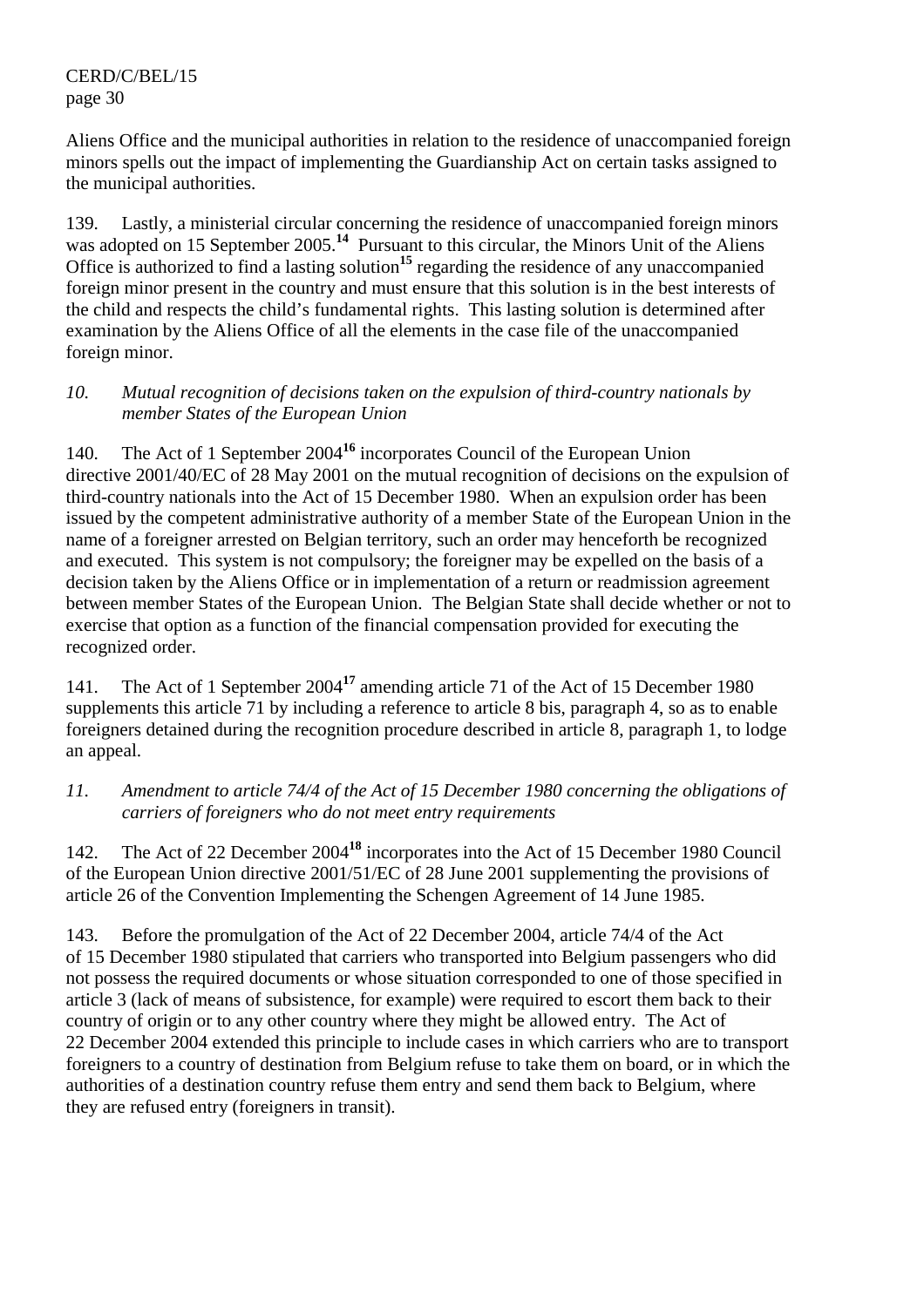Aliens Office and the municipal authorities in relation to the residence of unaccompanied foreign minors spells out the impact of implementing the Guardianship Act on certain tasks assigned to the municipal authorities.

139. Lastly, a ministerial circular concerning the residence of unaccompanied foreign minors was adopted on 15 September 2005.[14] Pursuant to this circular, the Minors Unit of the Aliens Office is authorized to find a lasting solution[15] regarding the residence of any unaccompanied foreign minor present in the country and must ensure that this solution is in the best interests of the child and respects the child's fundamental rights. This lasting solution is determined after examination by the Aliens Office of all the elements in the case file of the unaccompanied foreign minor.

*10. Mutual recognition of decisions taken on the expulsion of third-country nationals by member States of the European Union*

140. The Act of 1 September 2004[16] incorporates Council of the European Union directive 2001/40/EC of 28 May 2001 on the mutual recognition of decisions on the expulsion of third-country nationals into the Act of 15 December 1980. When an expulsion order has been issued by the competent administrative authority of a member State of the European Union in the name of a foreigner arrested on Belgian territory, such an order may henceforth be recognized and executed. This system is not compulsory; the foreigner may be expelled on the basis of a decision taken by the Aliens Office or in implementation of a return or readmission agreement between member States of the European Union. The Belgian State shall decide whether or not to exercise that option as a function of the financial compensation provided for executing the recognized order.

141. The Act of 1 September 2004[17] amending article 71 of the Act of 15 December 1980 supplements this article 71 by including a reference to article 8 bis, paragraph 4, so as to enable foreigners detained during the recognition procedure described in article 8, paragraph 1, to lodge an appeal.

*11. Amendment to article 74/4 of the Act of 15 December 1980 concerning the obligations of carriers of foreigners who do not meet entry requirements*

142. The Act of 22 December 2004[18] incorporates into the Act of 15 December 1980 Council of the European Union directive 2001/51/EC of 28 June 2001 supplementing the provisions of article 26 of the Convention Implementing the Schengen Agreement of 14 June 1985.

143. Before the promulgation of the Act of 22 December 2004, article 74/4 of the Act of 15 December 1980 stipulated that carriers who transported into Belgium passengers who did not possess the required documents or whose situation corresponded to one of those specified in article 3 (lack of means of subsistence, for example) were required to escort them back to their country of origin or to any other country where they might be allowed entry. The Act of 22 December 2004 extended this principle to include cases in which carriers who are to transport foreigners to a country of destination from Belgium refuse to take them on board, or in which the authorities of a destination country refuse them entry and send them back to Belgium, where they are refused entry (foreigners in transit).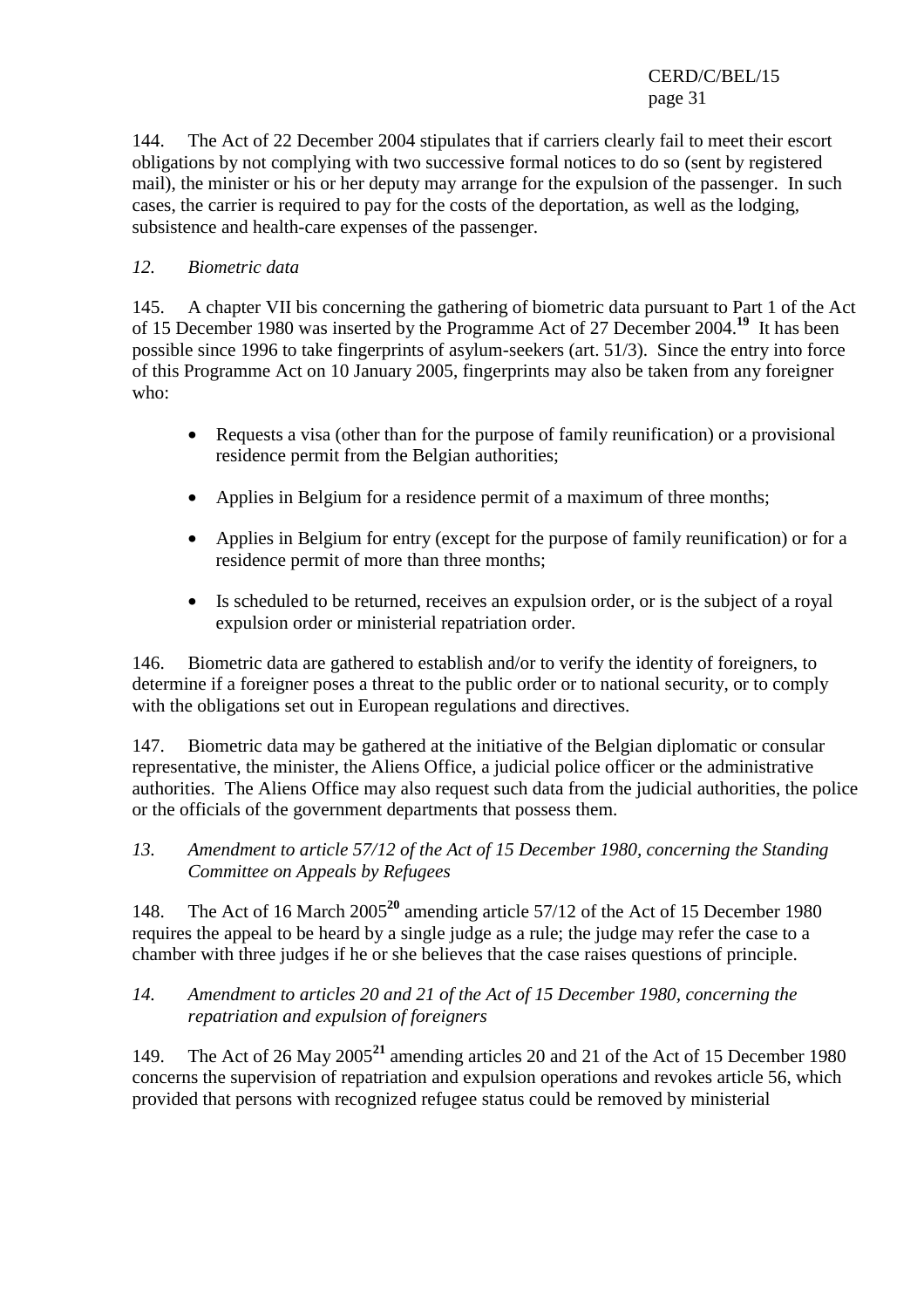144. The Act of 22 December 2004 stipulates that if carriers clearly fail to meet their escort obligations by not complying with two successive formal notices to do so (sent by registered mail), the minister or his or her deputy may arrange for the expulsion of the passenger. In such cases, the carrier is required to pay for the costs of the deportation, as well as the lodging, subsistence and health-care expenses of the passenger.

### *12. Biometric data*

145. A chapter VII bis concerning the gathering of biometric data pursuant to Part 1 of the Act of 15 December 1980 was inserted by the Programme Act of 27 December 2004.[19] It has been possible since 1996 to take fingerprints of asylum-seekers (art. 51/3). Since the entry into force of this Programme Act on 10 January 2005, fingerprints may also be taken from any foreigner who:

- Requests a visa (other than for the purpose of family reunification) or a provisional residence permit from the Belgian authorities;
- Applies in Belgium for a residence permit of a maximum of three months;
- Applies in Belgium for entry (except for the purpose of family reunification) or for a residence permit of more than three months;
- Is scheduled to be returned, receives an expulsion order, or is the subject of a royal expulsion order or ministerial repatriation order.

146. Biometric data are gathered to establish and/or to verify the identity of foreigners, to determine if a foreigner poses a threat to the public order or to national security, or to comply with the obligations set out in European regulations and directives.

147. Biometric data may be gathered at the initiative of the Belgian diplomatic or consular representative, the minister, the Aliens Office, a judicial police officer or the administrative authorities. The Aliens Office may also request such data from the judicial authorities, the police or the officials of the government departments that possess them.

### *13. Amendment to article 57/12 of the Act of 15 December 1980, concerning the Standing Committee on Appeals by Refugees*

148. The Act of 16 March 2005[20] amending article 57/12 of the Act of 15 December 1980 requires the appeal to be heard by a single judge as a rule; the judge may refer the case to a chamber with three judges if he or she believes that the case raises questions of principle.

### *14. Amendment to articles 20 and 21 of the Act of 15 December 1980, concerning the repatriation and expulsion of foreigners*

149. The Act of 26 May 2005[21] amending articles 20 and 21 of the Act of 15 December 1980 concerns the supervision of repatriation and expulsion operations and revokes article 56, which provided that persons with recognized refugee status could be removed by ministerial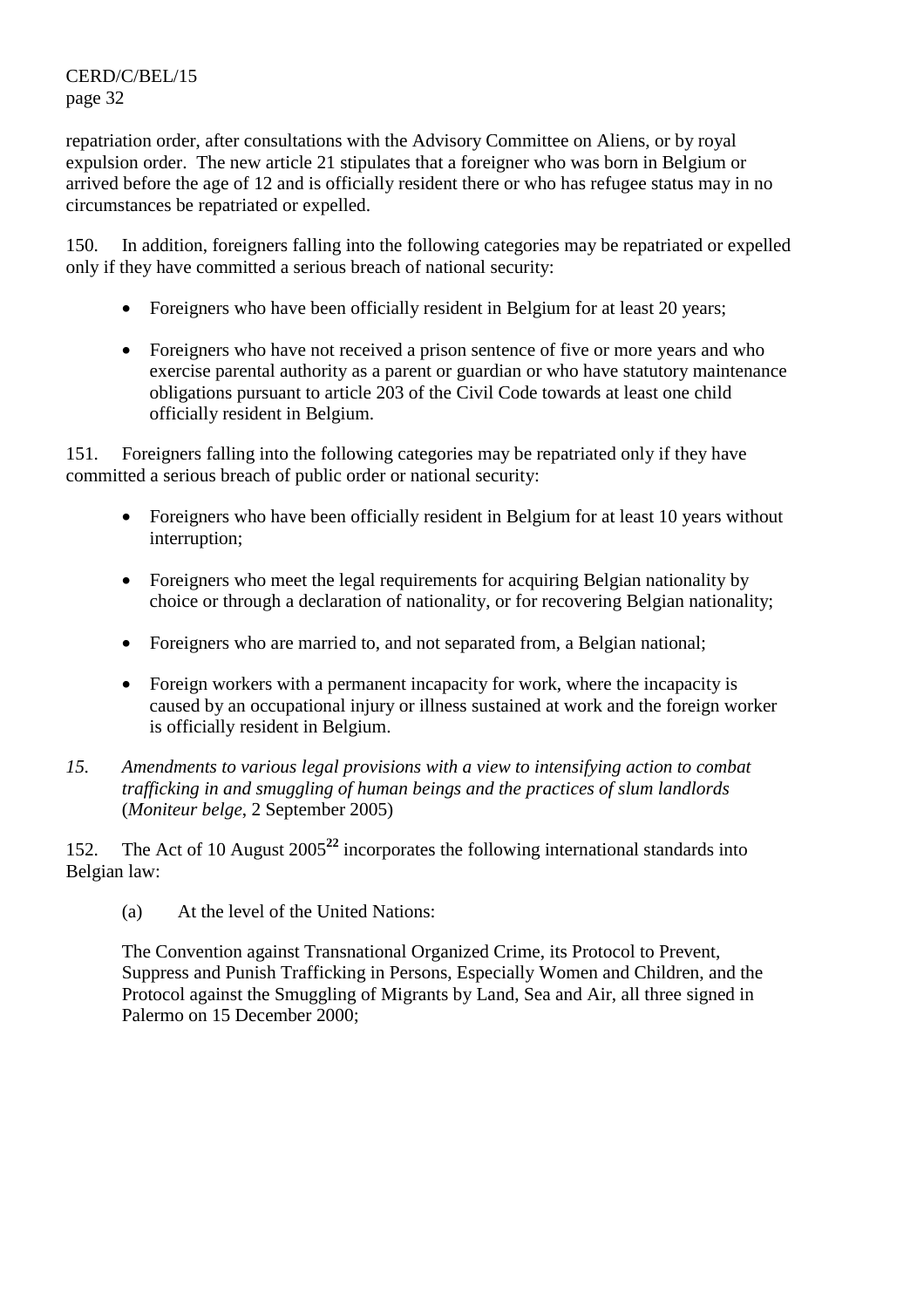repatriation order, after consultations with the Advisory Committee on Aliens, or by royal expulsion order. The new article 21 stipulates that a foreigner who was born in Belgium or arrived before the age of 12 and is officially resident there or who has refugee status may in no circumstances be repatriated or expelled.

150. In addition, foreigners falling into the following categories may be repatriated or expelled only if they have committed a serious breach of national security:

- Foreigners who have been officially resident in Belgium for at least 20 years;
- Foreigners who have not received a prison sentence of five or more years and who exercise parental authority as a parent or guardian or who have statutory maintenance obligations pursuant to article 203 of the Civil Code towards at least one child officially resident in Belgium.

151. Foreigners falling into the following categories may be repatriated only if they have committed a serious breach of public order or national security:

- Foreigners who have been officially resident in Belgium for at least 10 years without interruption;
- Foreigners who meet the legal requirements for acquiring Belgian nationality by choice or through a declaration of nationality, or for recovering Belgian nationality;
- Foreigners who are married to, and not separated from, a Belgian national;
- Foreign workers with a permanent incapacity for work, where the incapacity is caused by an occupational injury or illness sustained at work and the foreign worker is officially resident in Belgium.

*15. Amendments to various legal provisions with a view to intensifying action to combat trafficking in and smuggling of human beings and the practices of slum landlords* (*Moniteur belge*, 2 September 2005)

152. The Act of 10 August 2005[22] incorporates the following international standards into Belgian law:

(a) At the level of the United Nations:

The Convention against Transnational Organized Crime, its Protocol to Prevent, Suppress and Punish Trafficking in Persons, Especially Women and Children, and the Protocol against the Smuggling of Migrants by Land, Sea and Air, all three signed in Palermo on 15 December 2000;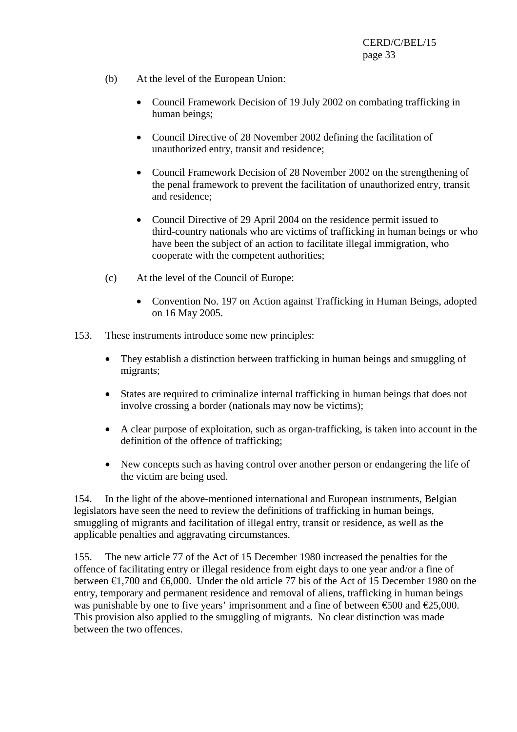(b) At the level of the European Union:

- Council Framework Decision of 19 July 2002 on combating trafficking in human beings;
- Council Directive of 28 November 2002 defining the facilitation of unauthorized entry, transit and residence;
- Council Framework Decision of 28 November 2002 on the strengthening of the penal framework to prevent the facilitation of unauthorized entry, transit and residence;
- Council Directive of 29 April 2004 on the residence permit issued to third-country nationals who are victims of trafficking in human beings or who have been the subject of an action to facilitate illegal immigration, who cooperate with the competent authorities;

(c) At the level of the Council of Europe:

- Convention No. 197 on Action against Trafficking in Human Beings, adopted on 16 May 2005.

153. These instruments introduce some new principles:

- They establish a distinction between trafficking in human beings and smuggling of migrants;
- States are required to criminalize internal trafficking in human beings that does not involve crossing a border (nationals may now be victims);
- A clear purpose of exploitation, such as organ-trafficking, is taken into account in the definition of the offence of trafficking;
- New concepts such as having control over another person or endangering the life of the victim are being used.

154. In the light of the above-mentioned international and European instruments, Belgian legislators have seen the need to review the definitions of trafficking in human beings, smuggling of migrants and facilitation of illegal entry, transit or residence, as well as the applicable penalties and aggravating circumstances.

155. The new article 77 of the Act of 15 December 1980 increased the penalties for the offence of facilitating entry or illegal residence from eight days to one year and/or a fine of between €1,700 and €6,000. Under the old article 77 bis of the Act of 15 December 1980 on the entry, temporary and permanent residence and removal of aliens, trafficking in human beings was punishable by one to five years' imprisonment and a fine of between €500 and €25,000. This provision also applied to the smuggling of migrants. No clear distinction was made between the two offences.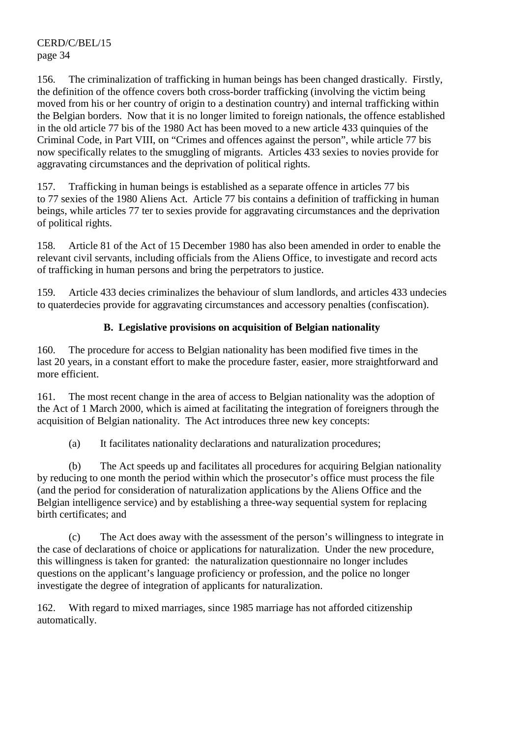156. The criminalization of trafficking in human beings has been changed drastically. Firstly, the definition of the offence covers both cross-border trafficking (involving the victim being moved from his or her country of origin to a destination country) and internal trafficking within the Belgian borders. Now that it is no longer limited to foreign nationals, the offence established in the old article 77 bis of the 1980 Act has been moved to a new article 433 quinquies of the Criminal Code, in Part VIII, on "Crimes and offences against the person", while article 77 bis now specifically relates to the smuggling of migrants. Articles 433 sexies to novies provide for aggravating circumstances and the deprivation of political rights.

157. Trafficking in human beings is established as a separate offence in articles 77 bis to 77 sexies of the 1980 Aliens Act. Article 77 bis contains a definition of trafficking in human beings, while articles 77 ter to sexies provide for aggravating circumstances and the deprivation of political rights.

158. Article 81 of the Act of 15 December 1980 has also been amended in order to enable the relevant civil servants, including officials from the Aliens Office, to investigate and record acts of trafficking in human persons and bring the perpetrators to justice.

159. Article 433 decies criminalizes the behaviour of slum landlords, and articles 433 undecies to quaterdecies provide for aggravating circumstances and accessory penalties (confiscation).

### B. Legislative provisions on acquisition of Belgian nationality

160. The procedure for access to Belgian nationality has been modified five times in the last 20 years, in a constant effort to make the procedure faster, easier, more straightforward and more efficient.

161. The most recent change in the area of access to Belgian nationality was the adoption of the Act of 1 March 2000, which is aimed at facilitating the integration of foreigners through the acquisition of Belgian nationality. The Act introduces three new key concepts:

(a) It facilitates nationality declarations and naturalization procedures;

(b) The Act speeds up and facilitates all procedures for acquiring Belgian nationality by reducing to one month the period within which the prosecutor's office must process the file (and the period for consideration of naturalization applications by the Aliens Office and the Belgian intelligence service) and by establishing a three-way sequential system for replacing birth certificates; and

(c) The Act does away with the assessment of the person's willingness to integrate in the case of declarations of choice or applications for naturalization. Under the new procedure, this willingness is taken for granted: the naturalization questionnaire no longer includes questions on the applicant's language proficiency or profession, and the police no longer investigate the degree of integration of applicants for naturalization.

162. With regard to mixed marriages, since 1985 marriage has not afforded citizenship automatically.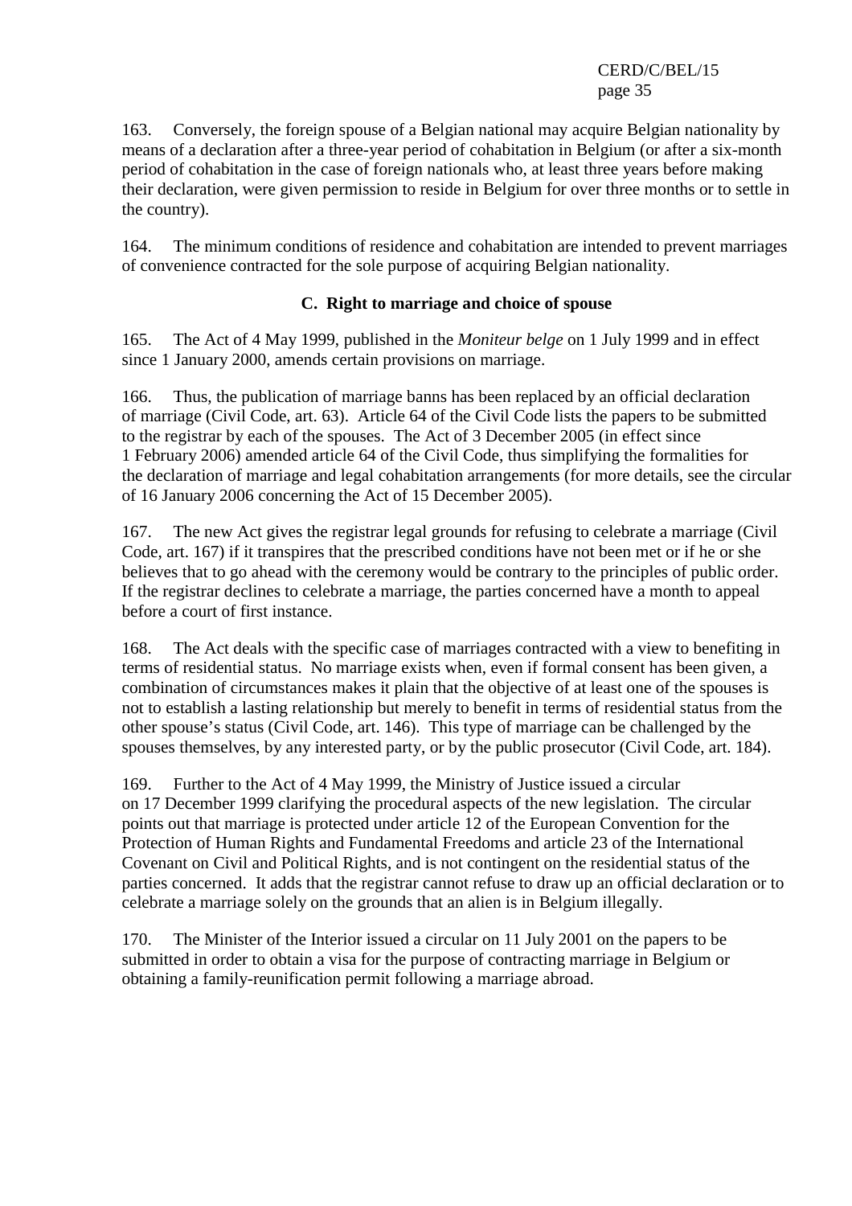163. Conversely, the foreign spouse of a Belgian national may acquire Belgian nationality by means of a declaration after a three-year period of cohabitation in Belgium (or after a six-month period of cohabitation in the case of foreign nationals who, at least three years before making their declaration, were given permission to reside in Belgium for over three months or to settle in the country).

164. The minimum conditions of residence and cohabitation are intended to prevent marriages of convenience contracted for the sole purpose of acquiring Belgian nationality.

### C. Right to marriage and choice of spouse

165. The Act of 4 May 1999, published in the *Moniteur belge* on 1 July 1999 and in effect since 1 January 2000, amends certain provisions on marriage.

166. Thus, the publication of marriage banns has been replaced by an official declaration of marriage (Civil Code, art. 63). Article 64 of the Civil Code lists the papers to be submitted to the registrar by each of the spouses. The Act of 3 December 2005 (in effect since 1 February 2006) amended article 64 of the Civil Code, thus simplifying the formalities for the declaration of marriage and legal cohabitation arrangements (for more details, see the circular of 16 January 2006 concerning the Act of 15 December 2005).

167. The new Act gives the registrar legal grounds for refusing to celebrate a marriage (Civil Code, art. 167) if it transpires that the prescribed conditions have not been met or if he or she believes that to go ahead with the ceremony would be contrary to the principles of public order. If the registrar declines to celebrate a marriage, the parties concerned have a month to appeal before a court of first instance.

168. The Act deals with the specific case of marriages contracted with a view to benefiting in terms of residential status. No marriage exists when, even if formal consent has been given, a combination of circumstances makes it plain that the objective of at least one of the spouses is not to establish a lasting relationship but merely to benefit in terms of residential status from the other spouse's status (Civil Code, art. 146). This type of marriage can be challenged by the spouses themselves, by any interested party, or by the public prosecutor (Civil Code, art. 184).

169. Further to the Act of 4 May 1999, the Ministry of Justice issued a circular on 17 December 1999 clarifying the procedural aspects of the new legislation. The circular points out that marriage is protected under article 12 of the European Convention for the Protection of Human Rights and Fundamental Freedoms and article 23 of the International Covenant on Civil and Political Rights, and is not contingent on the residential status of the parties concerned. It adds that the registrar cannot refuse to draw up an official declaration or to celebrate a marriage solely on the grounds that an alien is in Belgium illegally.

170. The Minister of the Interior issued a circular on 11 July 2001 on the papers to be submitted in order to obtain a visa for the purpose of contracting marriage in Belgium or obtaining a family-reunification permit following a marriage abroad.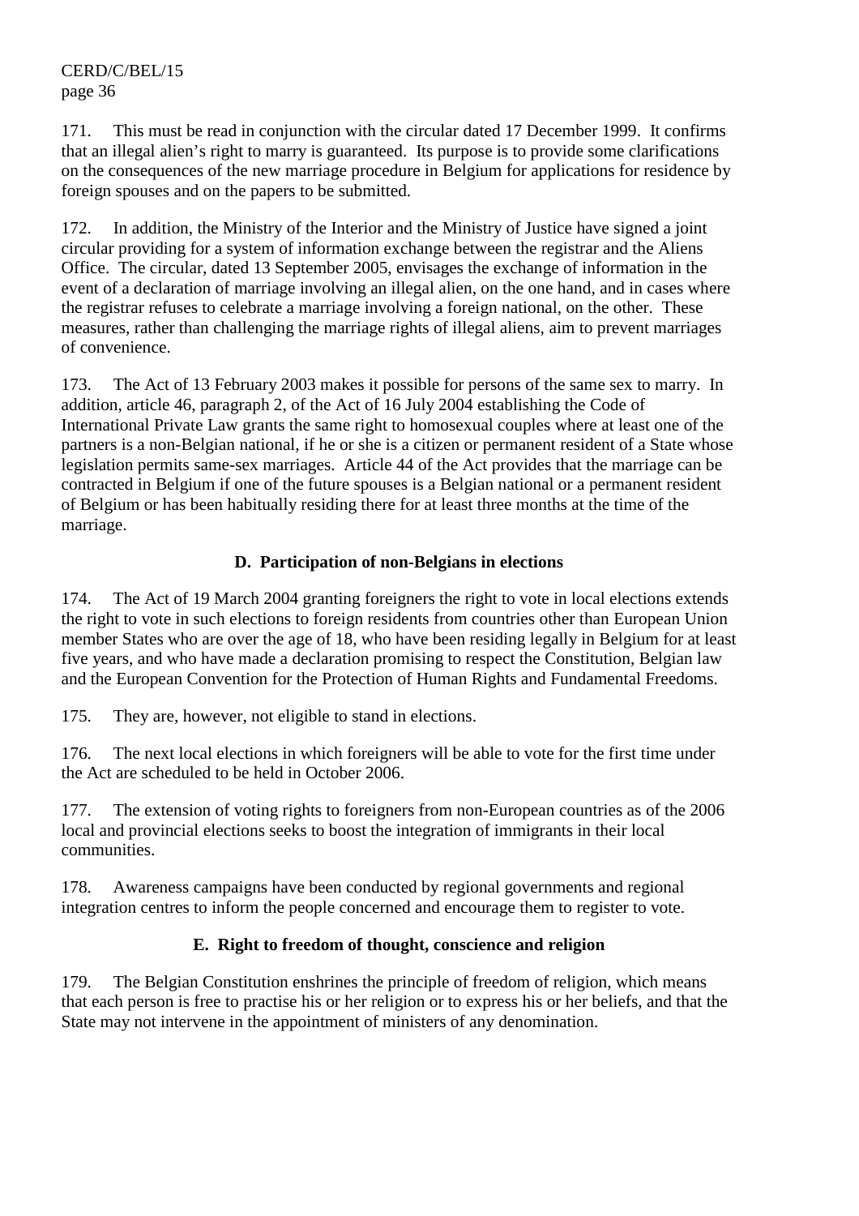171. This must be read in conjunction with the circular dated 17 December 1999. It confirms that an illegal alien's right to marry is guaranteed. Its purpose is to provide some clarifications on the consequences of the new marriage procedure in Belgium for applications for residence by foreign spouses and on the papers to be submitted.

172. In addition, the Ministry of the Interior and the Ministry of Justice have signed a joint circular providing for a system of information exchange between the registrar and the Aliens Office. The circular, dated 13 September 2005, envisages the exchange of information in the event of a declaration of marriage involving an illegal alien, on the one hand, and in cases where the registrar refuses to celebrate a marriage involving a foreign national, on the other. These measures, rather than challenging the marriage rights of illegal aliens, aim to prevent marriages of convenience.

173. The Act of 13 February 2003 makes it possible for persons of the same sex to marry. In addition, article 46, paragraph 2, of the Act of 16 July 2004 establishing the Code of International Private Law grants the same right to homosexual couples where at least one of the partners is a non-Belgian national, if he or she is a citizen or permanent resident of a State whose legislation permits same-sex marriages. Article 44 of the Act provides that the marriage can be contracted in Belgium if one of the future spouses is a Belgian national or a permanent resident of Belgium or has been habitually residing there for at least three months at the time of the marriage.

### D. Participation of non-Belgians in elections

174. The Act of 19 March 2004 granting foreigners the right to vote in local elections extends the right to vote in such elections to foreign residents from countries other than European Union member States who are over the age of 18, who have been residing legally in Belgium for at least five years, and who have made a declaration promising to respect the Constitution, Belgian law and the European Convention for the Protection of Human Rights and Fundamental Freedoms.

175. They are, however, not eligible to stand in elections.

176. The next local elections in which foreigners will be able to vote for the first time under the Act are scheduled to be held in October 2006.

177. The extension of voting rights to foreigners from non-European countries as of the 2006 local and provincial elections seeks to boost the integration of immigrants in their local communities.

178. Awareness campaigns have been conducted by regional governments and regional integration centres to inform the people concerned and encourage them to register to vote.

### E. Right to freedom of thought, conscience and religion

179. The Belgian Constitution enshrines the principle of freedom of religion, which means that each person is free to practise his or her religion or to express his or her beliefs, and that the State may not intervene in the appointment of ministers of any denomination.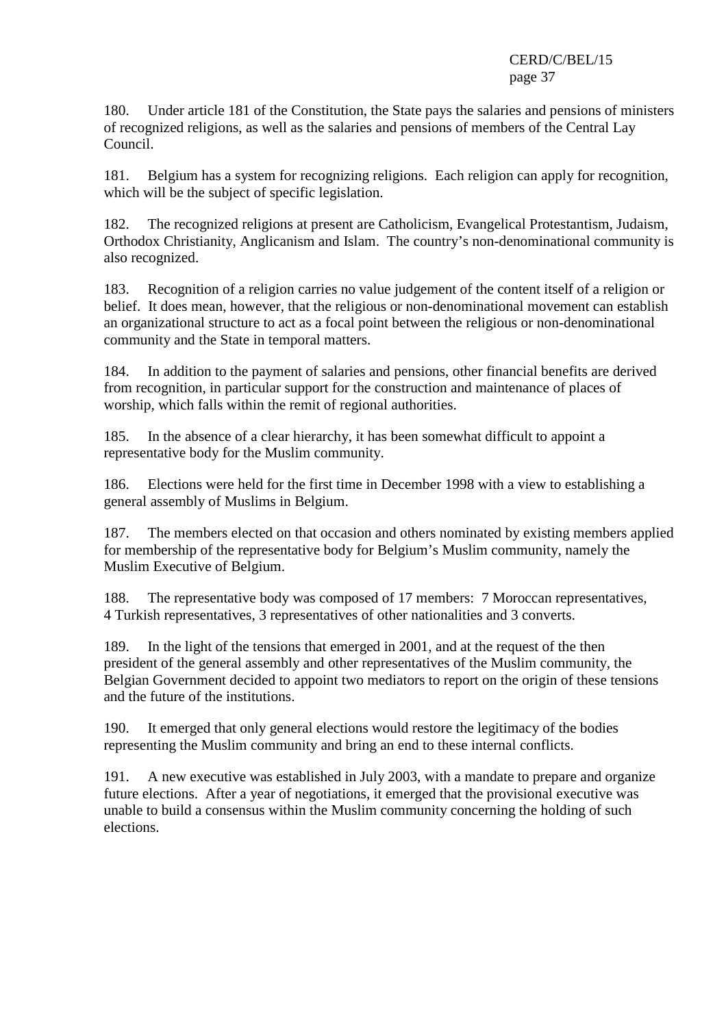180. Under article 181 of the Constitution, the State pays the salaries and pensions of ministers of recognized religions, as well as the salaries and pensions of members of the Central Lay Council.

181. Belgium has a system for recognizing religions. Each religion can apply for recognition, which will be the subject of specific legislation.

182. The recognized religions at present are Catholicism, Evangelical Protestantism, Judaism, Orthodox Christianity, Anglicanism and Islam. The country's non-denominational community is also recognized.

183. Recognition of a religion carries no value judgement of the content itself of a religion or belief. It does mean, however, that the religious or non-denominational movement can establish an organizational structure to act as a focal point between the religious or non-denominational community and the State in temporal matters.

184. In addition to the payment of salaries and pensions, other financial benefits are derived from recognition, in particular support for the construction and maintenance of places of worship, which falls within the remit of regional authorities.

185. In the absence of a clear hierarchy, it has been somewhat difficult to appoint a representative body for the Muslim community.

186. Elections were held for the first time in December 1998 with a view to establishing a general assembly of Muslims in Belgium.

187. The members elected on that occasion and others nominated by existing members applied for membership of the representative body for Belgium's Muslim community, namely the Muslim Executive of Belgium.

188. The representative body was composed of 17 members: 7 Moroccan representatives, 4 Turkish representatives, 3 representatives of other nationalities and 3 converts.

189. In the light of the tensions that emerged in 2001, and at the request of the then president of the general assembly and other representatives of the Muslim community, the Belgian Government decided to appoint two mediators to report on the origin of these tensions and the future of the institutions.

190. It emerged that only general elections would restore the legitimacy of the bodies representing the Muslim community and bring an end to these internal conflicts.

191. A new executive was established in July 2003, with a mandate to prepare and organize future elections. After a year of negotiations, it emerged that the provisional executive was unable to build a consensus within the Muslim community concerning the holding of such elections.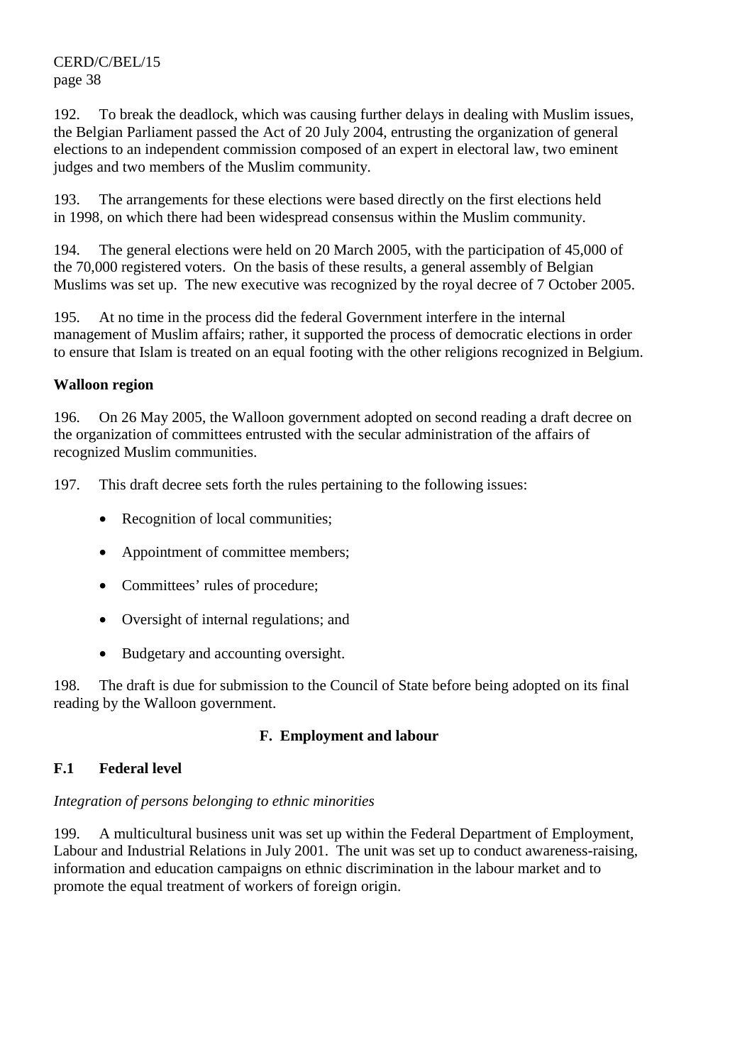192. To break the deadlock, which was causing further delays in dealing with Muslim issues, the Belgian Parliament passed the Act of 20 July 2004, entrusting the organization of general elections to an independent commission composed of an expert in electoral law, two eminent judges and two members of the Muslim community.

193. The arrangements for these elections were based directly on the first elections held in 1998, on which there had been widespread consensus within the Muslim community.

194. The general elections were held on 20 March 2005, with the participation of 45,000 of the 70,000 registered voters. On the basis of these results, a general assembly of Belgian Muslims was set up. The new executive was recognized by the royal decree of 7 October 2005.

195. At no time in the process did the federal Government interfere in the internal management of Muslim affairs; rather, it supported the process of democratic elections in order to ensure that Islam is treated on an equal footing with the other religions recognized in Belgium.

**Walloon region**

196. On 26 May 2005, the Walloon government adopted on second reading a draft decree on the organization of committees entrusted with the secular administration of the affairs of recognized Muslim communities.

197. This draft decree sets forth the rules pertaining to the following issues:

- Recognition of local communities;
- Appointment of committee members;
- Committees' rules of procedure;
- Oversight of internal regulations; and
- Budgetary and accounting oversight.

198. The draft is due for submission to the Council of State before being adopted on its final reading by the Walloon government.

## F. Employment and labour

### F.1 Federal level

*Integration of persons belonging to ethnic minorities*

199. A multicultural business unit was set up within the Federal Department of Employment, Labour and Industrial Relations in July 2001. The unit was set up to conduct awareness-raising, information and education campaigns on ethnic discrimination in the labour market and to promote the equal treatment of workers of foreign origin.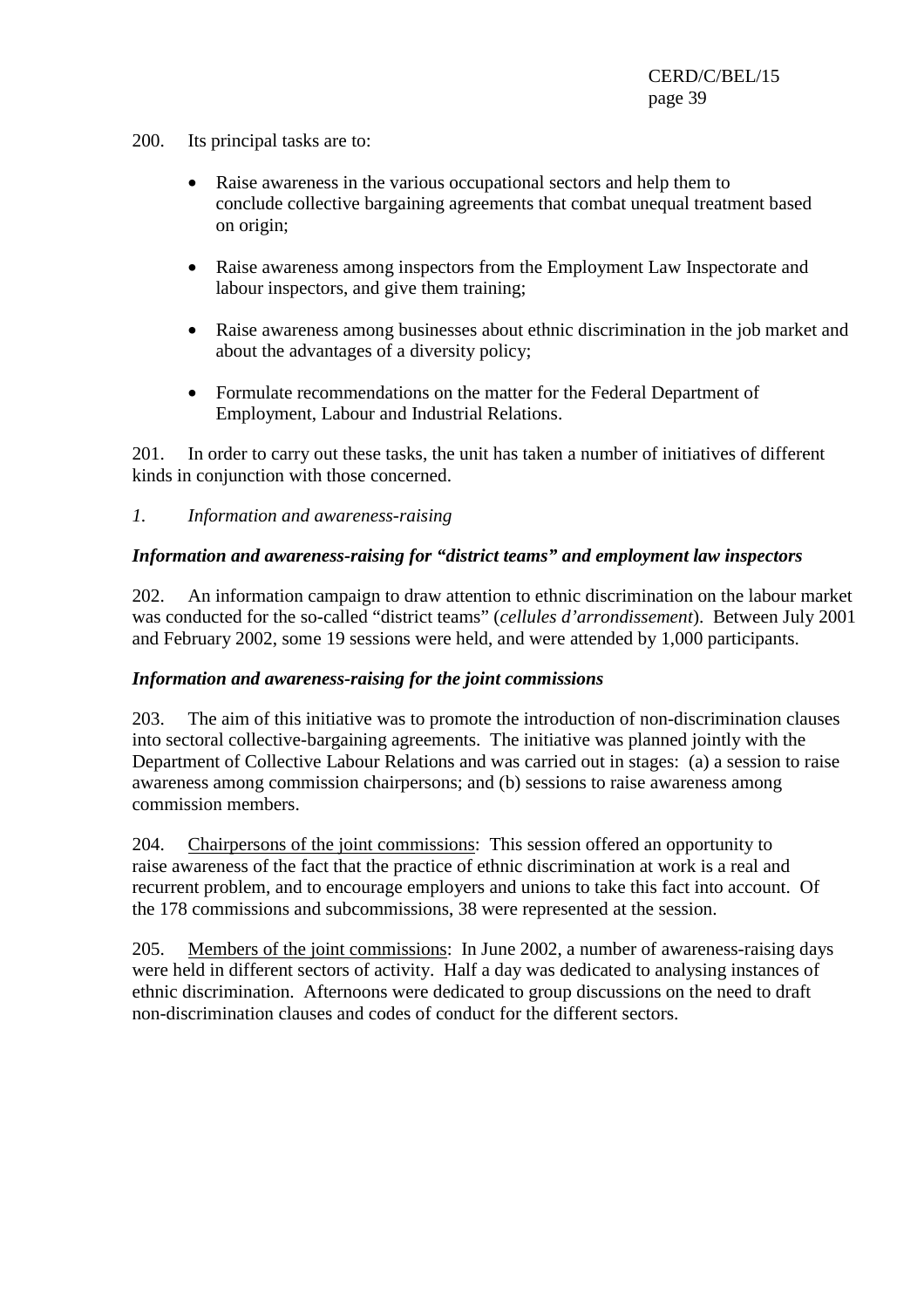200. Its principal tasks are to:

- Raise awareness in the various occupational sectors and help them to conclude collective bargaining agreements that combat unequal treatment based on origin;

- Raise awareness among inspectors from the Employment Law Inspectorate and labour inspectors, and give them training;

- Raise awareness among businesses about ethnic discrimination in the job market and about the advantages of a diversity policy;

- Formulate recommendations on the matter for the Federal Department of Employment, Labour and Industrial Relations.

201. In order to carry out these tasks, the unit has taken a number of initiatives of different kinds in conjunction with those concerned.

*1. Information and awareness-raising*

***Information and awareness-raising for "district teams" and employment law inspectors***

202. An information campaign to draw attention to ethnic discrimination on the labour market was conducted for the so-called "district teams" (*cellules d'arrondissement*). Between July 2001 and February 2002, some 19 sessions were held, and were attended by 1,000 participants.

***Information and awareness-raising for the joint commissions***

203. The aim of this initiative was to promote the introduction of non-discrimination clauses into sectoral collective-bargaining agreements. The initiative was planned jointly with the Department of Collective Labour Relations and was carried out in stages: (a) a session to raise awareness among commission chairpersons; and (b) sessions to raise awareness among commission members.

204. Chairpersons of the joint commissions: This session offered an opportunity to raise awareness of the fact that the practice of ethnic discrimination at work is a real and recurrent problem, and to encourage employers and unions to take this fact into account. Of the 178 commissions and subcommissions, 38 were represented at the session.

205. Members of the joint commissions: In June 2002, a number of awareness-raising days were held in different sectors of activity. Half a day was dedicated to analysing instances of ethnic discrimination. Afternoons were dedicated to group discussions on the need to draft non-discrimination clauses and codes of conduct for the different sectors.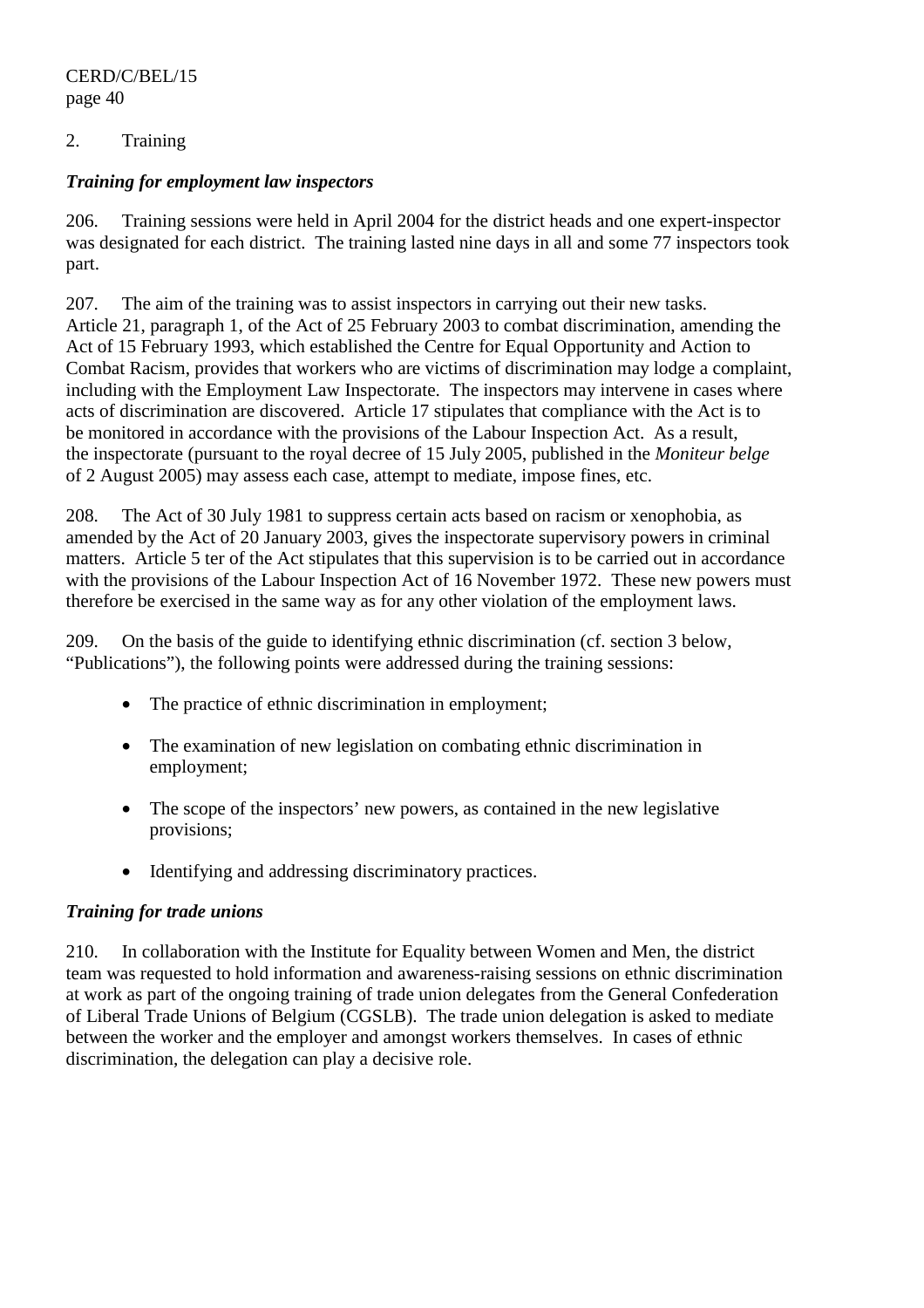## 2. Training

### *Training for employment law inspectors*

206. Training sessions were held in April 2004 for the district heads and one expert-inspector was designated for each district. The training lasted nine days in all and some 77 inspectors took part.

207. The aim of the training was to assist inspectors in carrying out their new tasks. Article 21, paragraph 1, of the Act of 25 February 2003 to combat discrimination, amending the Act of 15 February 1993, which established the Centre for Equal Opportunity and Action to Combat Racism, provides that workers who are victims of discrimination may lodge a complaint, including with the Employment Law Inspectorate. The inspectors may intervene in cases where acts of discrimination are discovered. Article 17 stipulates that compliance with the Act is to be monitored in accordance with the provisions of the Labour Inspection Act. As a result, the inspectorate (pursuant to the royal decree of 15 July 2005, published in the *Moniteur belge* of 2 August 2005) may assess each case, attempt to mediate, impose fines, etc.

208. The Act of 30 July 1981 to suppress certain acts based on racism or xenophobia, as amended by the Act of 20 January 2003, gives the inspectorate supervisory powers in criminal matters. Article 5 ter of the Act stipulates that this supervision is to be carried out in accordance with the provisions of the Labour Inspection Act of 16 November 1972. These new powers must therefore be exercised in the same way as for any other violation of the employment laws.

209. On the basis of the guide to identifying ethnic discrimination (cf. section 3 below, "Publications"), the following points were addressed during the training sessions:

- The practice of ethnic discrimination in employment;
- The examination of new legislation on combating ethnic discrimination in employment;
- The scope of the inspectors' new powers, as contained in the new legislative provisions;
- Identifying and addressing discriminatory practices.

### *Training for trade unions*

210. In collaboration with the Institute for Equality between Women and Men, the district team was requested to hold information and awareness-raising sessions on ethnic discrimination at work as part of the ongoing training of trade union delegates from the General Confederation of Liberal Trade Unions of Belgium (CGSLB). The trade union delegation is asked to mediate between the worker and the employer and amongst workers themselves. In cases of ethnic discrimination, the delegation can play a decisive role.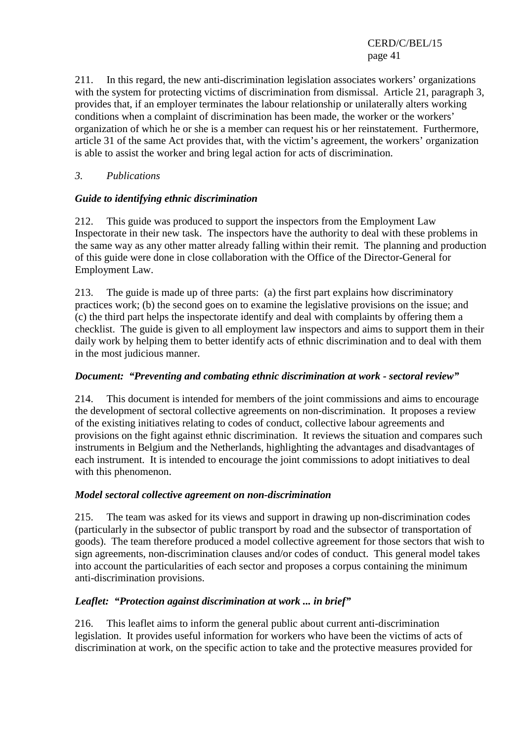211. In this regard, the new anti-discrimination legislation associates workers' organizations with the system for protecting victims of discrimination from dismissal. Article 21, paragraph 3, provides that, if an employer terminates the labour relationship or unilaterally alters working conditions when a complaint of discrimination has been made, the worker or the workers' organization of which he or she is a member can request his or her reinstatement. Furthermore, article 31 of the same Act provides that, with the victim's agreement, the workers' organization is able to assist the worker and bring legal action for acts of discrimination.

### *3. Publications*

#### ***Guide to identifying ethnic discrimination***

212. This guide was produced to support the inspectors from the Employment Law Inspectorate in their new task. The inspectors have the authority to deal with these problems in the same way as any other matter already falling within their remit. The planning and production of this guide were done in close collaboration with the Office of the Director-General for Employment Law.

213. The guide is made up of three parts: (a) the first part explains how discriminatory practices work; (b) the second goes on to examine the legislative provisions on the issue; and (c) the third part helps the inspectorate identify and deal with complaints by offering them a checklist. The guide is given to all employment law inspectors and aims to support them in their daily work by helping them to better identify acts of ethnic discrimination and to deal with them in the most judicious manner.

#### ***Document: "Preventing and combating ethnic discrimination at work - sectoral review"***

214. This document is intended for members of the joint commissions and aims to encourage the development of sectoral collective agreements on non-discrimination. It proposes a review of the existing initiatives relating to codes of conduct, collective labour agreements and provisions on the fight against ethnic discrimination. It reviews the situation and compares such instruments in Belgium and the Netherlands, highlighting the advantages and disadvantages of each instrument. It is intended to encourage the joint commissions to adopt initiatives to deal with this phenomenon.

#### ***Model sectoral collective agreement on non-discrimination***

215. The team was asked for its views and support in drawing up non-discrimination codes (particularly in the subsector of public transport by road and the subsector of transportation of goods). The team therefore produced a model collective agreement for those sectors that wish to sign agreements, non-discrimination clauses and/or codes of conduct. This general model takes into account the particularities of each sector and proposes a corpus containing the minimum anti-discrimination provisions.

#### ***Leaflet: "Protection against discrimination at work ... in brief"***

216. This leaflet aims to inform the general public about current anti-discrimination legislation. It provides useful information for workers who have been the victims of acts of discrimination at work, on the specific action to take and the protective measures provided for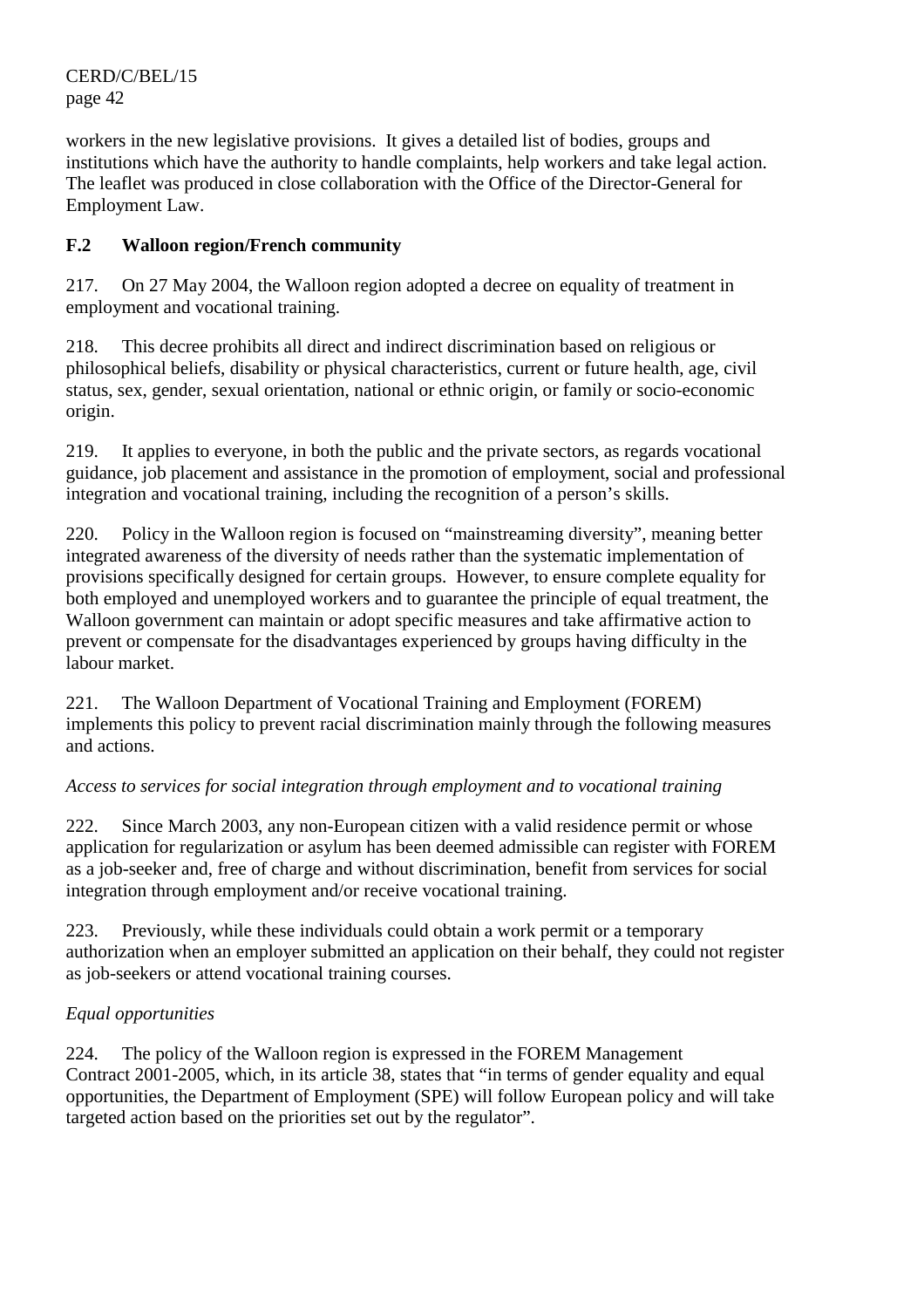workers in the new legislative provisions. It gives a detailed list of bodies, groups and institutions which have the authority to handle complaints, help workers and take legal action. The leaflet was produced in close collaboration with the Office of the Director-General for Employment Law.

### F.2 Walloon region/French community

217. On 27 May 2004, the Walloon region adopted a decree on equality of treatment in employment and vocational training.

218. This decree prohibits all direct and indirect discrimination based on religious or philosophical beliefs, disability or physical characteristics, current or future health, age, civil status, sex, gender, sexual orientation, national or ethnic origin, or family or socio-economic origin.

219. It applies to everyone, in both the public and the private sectors, as regards vocational guidance, job placement and assistance in the promotion of employment, social and professional integration and vocational training, including the recognition of a person's skills.

220. Policy in the Walloon region is focused on "mainstreaming diversity", meaning better integrated awareness of the diversity of needs rather than the systematic implementation of provisions specifically designed for certain groups. However, to ensure complete equality for both employed and unemployed workers and to guarantee the principle of equal treatment, the Walloon government can maintain or adopt specific measures and take affirmative action to prevent or compensate for the disadvantages experienced by groups having difficulty in the labour market.

221. The Walloon Department of Vocational Training and Employment (FOREM) implements this policy to prevent racial discrimination mainly through the following measures and actions.

*Access to services for social integration through employment and to vocational training*

222. Since March 2003, any non-European citizen with a valid residence permit or whose application for regularization or asylum has been deemed admissible can register with FOREM as a job-seeker and, free of charge and without discrimination, benefit from services for social integration through employment and/or receive vocational training.

223. Previously, while these individuals could obtain a work permit or a temporary authorization when an employer submitted an application on their behalf, they could not register as job-seekers or attend vocational training courses.

*Equal opportunities*

224. The policy of the Walloon region is expressed in the FOREM Management Contract 2001-2005, which, in its article 38, states that "in terms of gender equality and equal opportunities, the Department of Employment (SPE) will follow European policy and will take targeted action based on the priorities set out by the regulator".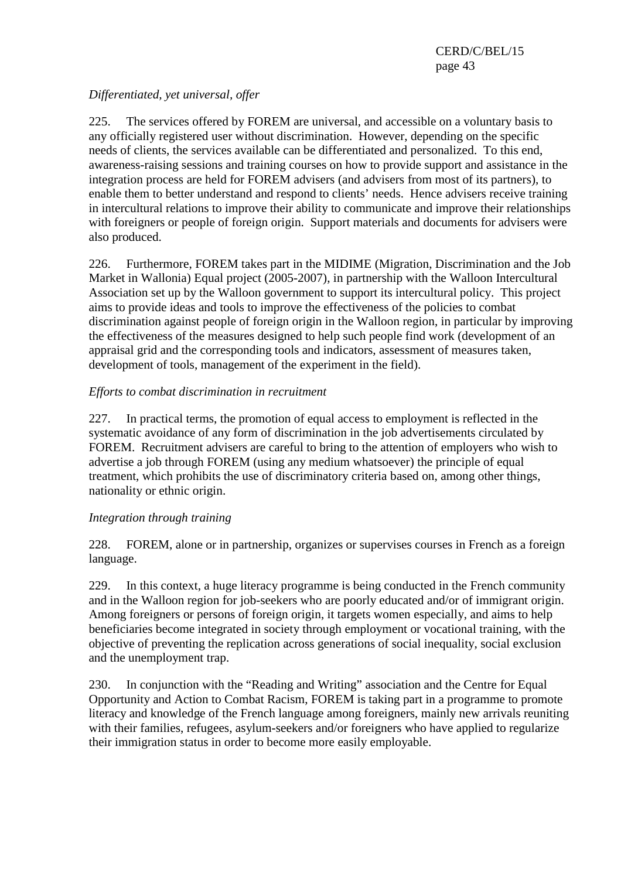*Differentiated, yet universal, offer*

225. The services offered by FOREM are universal, and accessible on a voluntary basis to any officially registered user without discrimination. However, depending on the specific needs of clients, the services available can be differentiated and personalized. To this end, awareness-raising sessions and training courses on how to provide support and assistance in the integration process are held for FOREM advisers (and advisers from most of its partners), to enable them to better understand and respond to clients' needs. Hence advisers receive training in intercultural relations to improve their ability to communicate and improve their relationships with foreigners or people of foreign origin. Support materials and documents for advisers were also produced.

226. Furthermore, FOREM takes part in the MIDIME (Migration, Discrimination and the Job Market in Wallonia) Equal project (2005-2007), in partnership with the Walloon Intercultural Association set up by the Walloon government to support its intercultural policy. This project aims to provide ideas and tools to improve the effectiveness of the policies to combat discrimination against people of foreign origin in the Walloon region, in particular by improving the effectiveness of the measures designed to help such people find work (development of an appraisal grid and the corresponding tools and indicators, assessment of measures taken, development of tools, management of the experiment in the field).

*Efforts to combat discrimination in recruitment*

227. In practical terms, the promotion of equal access to employment is reflected in the systematic avoidance of any form of discrimination in the job advertisements circulated by FOREM. Recruitment advisers are careful to bring to the attention of employers who wish to advertise a job through FOREM (using any medium whatsoever) the principle of equal treatment, which prohibits the use of discriminatory criteria based on, among other things, nationality or ethnic origin.

*Integration through training*

228. FOREM, alone or in partnership, organizes or supervises courses in French as a foreign language.

229. In this context, a huge literacy programme is being conducted in the French community and in the Walloon region for job-seekers who are poorly educated and/or of immigrant origin. Among foreigners or persons of foreign origin, it targets women especially, and aims to help beneficiaries become integrated in society through employment or vocational training, with the objective of preventing the replication across generations of social inequality, social exclusion and the unemployment trap.

230. In conjunction with the "Reading and Writing" association and the Centre for Equal Opportunity and Action to Combat Racism, FOREM is taking part in a programme to promote literacy and knowledge of the French language among foreigners, mainly new arrivals reuniting with their families, refugees, asylum-seekers and/or foreigners who have applied to regularize their immigration status in order to become more easily employable.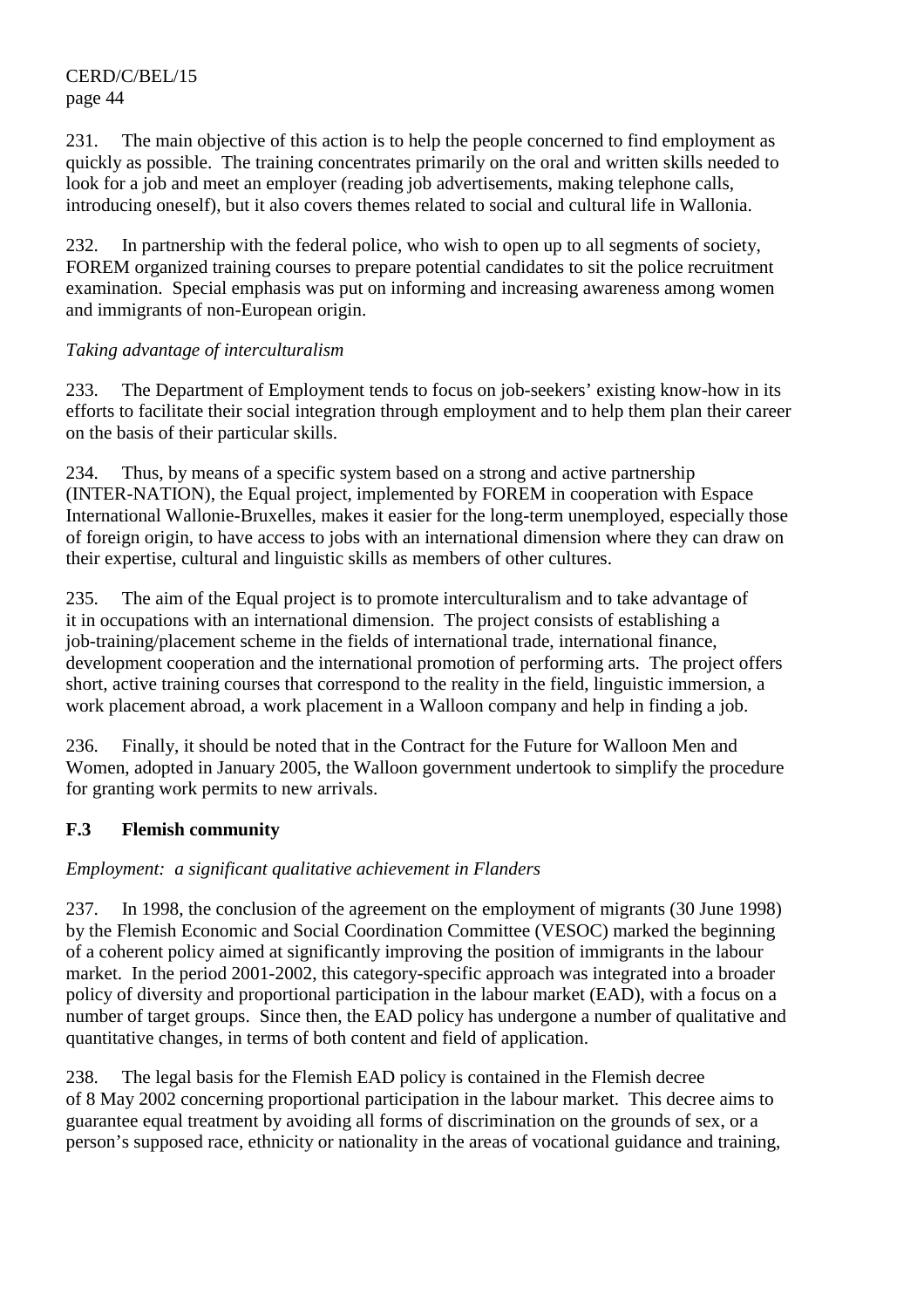231. The main objective of this action is to help the people concerned to find employment as quickly as possible. The training concentrates primarily on the oral and written skills needed to look for a job and meet an employer (reading job advertisements, making telephone calls, introducing oneself), but it also covers themes related to social and cultural life in Wallonia.

232. In partnership with the federal police, who wish to open up to all segments of society, FOREM organized training courses to prepare potential candidates to sit the police recruitment examination. Special emphasis was put on informing and increasing awareness among women and immigrants of non-European origin.

*Taking advantage of interculturalism*

233. The Department of Employment tends to focus on job-seekers' existing know-how in its efforts to facilitate their social integration through employment and to help them plan their career on the basis of their particular skills.

234. Thus, by means of a specific system based on a strong and active partnership (INTER-NATION), the Equal project, implemented by FOREM in cooperation with Espace International Wallonie-Bruxelles, makes it easier for the long-term unemployed, especially those of foreign origin, to have access to jobs with an international dimension where they can draw on their expertise, cultural and linguistic skills as members of other cultures.

235. The aim of the Equal project is to promote interculturalism and to take advantage of it in occupations with an international dimension. The project consists of establishing a job-training/placement scheme in the fields of international trade, international finance, development cooperation and the international promotion of performing arts. The project offers short, active training courses that correspond to the reality in the field, linguistic immersion, a work placement abroad, a work placement in a Walloon company and help in finding a job.

236. Finally, it should be noted that in the Contract for the Future for Walloon Men and Women, adopted in January 2005, the Walloon government undertook to simplify the procedure for granting work permits to new arrivals.

### F.3 Flemish community

*Employment: a significant qualitative achievement in Flanders*

237. In 1998, the conclusion of the agreement on the employment of migrants (30 June 1998) by the Flemish Economic and Social Coordination Committee (VESOC) marked the beginning of a coherent policy aimed at significantly improving the position of immigrants in the labour market. In the period 2001-2002, this category-specific approach was integrated into a broader policy of diversity and proportional participation in the labour market (EAD), with a focus on a number of target groups. Since then, the EAD policy has undergone a number of qualitative and quantitative changes, in terms of both content and field of application.

238. The legal basis for the Flemish EAD policy is contained in the Flemish decree of 8 May 2002 concerning proportional participation in the labour market. This decree aims to guarantee equal treatment by avoiding all forms of discrimination on the grounds of sex, or a person's supposed race, ethnicity or nationality in the areas of vocational guidance and training,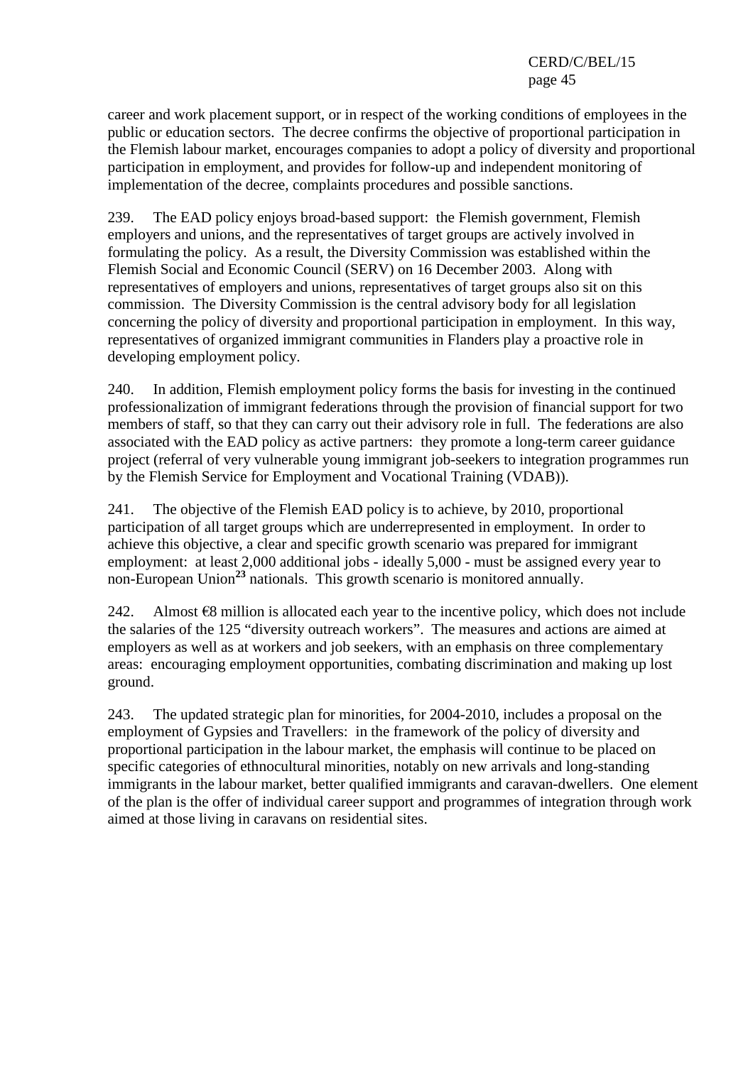career and work placement support, or in respect of the working conditions of employees in the public or education sectors. The decree confirms the objective of proportional participation in the Flemish labour market, encourages companies to adopt a policy of diversity and proportional participation in employment, and provides for follow-up and independent monitoring of implementation of the decree, complaints procedures and possible sanctions.

239. The EAD policy enjoys broad-based support: the Flemish government, Flemish employers and unions, and the representatives of target groups are actively involved in formulating the policy. As a result, the Diversity Commission was established within the Flemish Social and Economic Council (SERV) on 16 December 2003. Along with representatives of employers and unions, representatives of target groups also sit on this commission. The Diversity Commission is the central advisory body for all legislation concerning the policy of diversity and proportional participation in employment. In this way, representatives of organized immigrant communities in Flanders play a proactive role in developing employment policy.

240. In addition, Flemish employment policy forms the basis for investing in the continued professionalization of immigrant federations through the provision of financial support for two members of staff, so that they can carry out their advisory role in full. The federations are also associated with the EAD policy as active partners: they promote a long-term career guidance project (referral of very vulnerable young immigrant job-seekers to integration programmes run by the Flemish Service for Employment and Vocational Training (VDAB)).

241. The objective of the Flemish EAD policy is to achieve, by 2010, proportional participation of all target groups which are underrepresented in employment. In order to achieve this objective, a clear and specific growth scenario was prepared for immigrant employment: at least 2,000 additional jobs - ideally 5,000 - must be assigned every year to non-European Union[23] nationals. This growth scenario is monitored annually.

242. Almost €8 million is allocated each year to the incentive policy, which does not include the salaries of the 125 "diversity outreach workers". The measures and actions are aimed at employers as well as at workers and job seekers, with an emphasis on three complementary areas: encouraging employment opportunities, combating discrimination and making up lost ground.

243. The updated strategic plan for minorities, for 2004-2010, includes a proposal on the employment of Gypsies and Travellers: in the framework of the policy of diversity and proportional participation in the labour market, the emphasis will continue to be placed on specific categories of ethnocultural minorities, notably on new arrivals and long-standing immigrants in the labour market, better qualified immigrants and caravan-dwellers. One element of the plan is the offer of individual career support and programmes of integration through work aimed at those living in caravans on residential sites.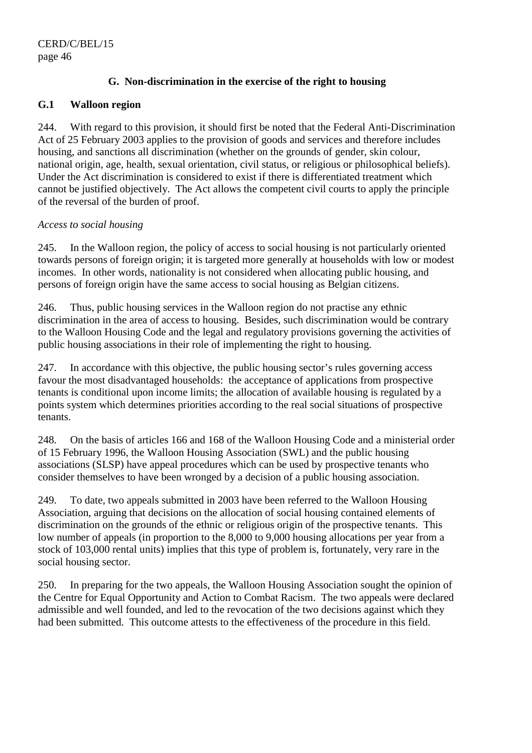## G. Non-discrimination in the exercise of the right to housing

### G.1 Walloon region

244. With regard to this provision, it should first be noted that the Federal Anti-Discrimination Act of 25 February 2003 applies to the provision of goods and services and therefore includes housing, and sanctions all discrimination (whether on the grounds of gender, skin colour, national origin, age, health, sexual orientation, civil status, or religious or philosophical beliefs). Under the Act discrimination is considered to exist if there is differentiated treatment which cannot be justified objectively. The Act allows the competent civil courts to apply the principle of the reversal of the burden of proof.

*Access to social housing*

245. In the Walloon region, the policy of access to social housing is not particularly oriented towards persons of foreign origin; it is targeted more generally at households with low or modest incomes. In other words, nationality is not considered when allocating public housing, and persons of foreign origin have the same access to social housing as Belgian citizens.

246. Thus, public housing services in the Walloon region do not practise any ethnic discrimination in the area of access to housing. Besides, such discrimination would be contrary to the Walloon Housing Code and the legal and regulatory provisions governing the activities of public housing associations in their role of implementing the right to housing.

247. In accordance with this objective, the public housing sector's rules governing access favour the most disadvantaged households: the acceptance of applications from prospective tenants is conditional upon income limits; the allocation of available housing is regulated by a points system which determines priorities according to the real social situations of prospective tenants.

248. On the basis of articles 166 and 168 of the Walloon Housing Code and a ministerial order of 15 February 1996, the Walloon Housing Association (SWL) and the public housing associations (SLSP) have appeal procedures which can be used by prospective tenants who consider themselves to have been wronged by a decision of a public housing association.

249. To date, two appeals submitted in 2003 have been referred to the Walloon Housing Association, arguing that decisions on the allocation of social housing contained elements of discrimination on the grounds of the ethnic or religious origin of the prospective tenants. This low number of appeals (in proportion to the 8,000 to 9,000 housing allocations per year from a stock of 103,000 rental units) implies that this type of problem is, fortunately, very rare in the social housing sector.

250. In preparing for the two appeals, the Walloon Housing Association sought the opinion of the Centre for Equal Opportunity and Action to Combat Racism. The two appeals were declared admissible and well founded, and led to the revocation of the two decisions against which they had been submitted. This outcome attests to the effectiveness of the procedure in this field.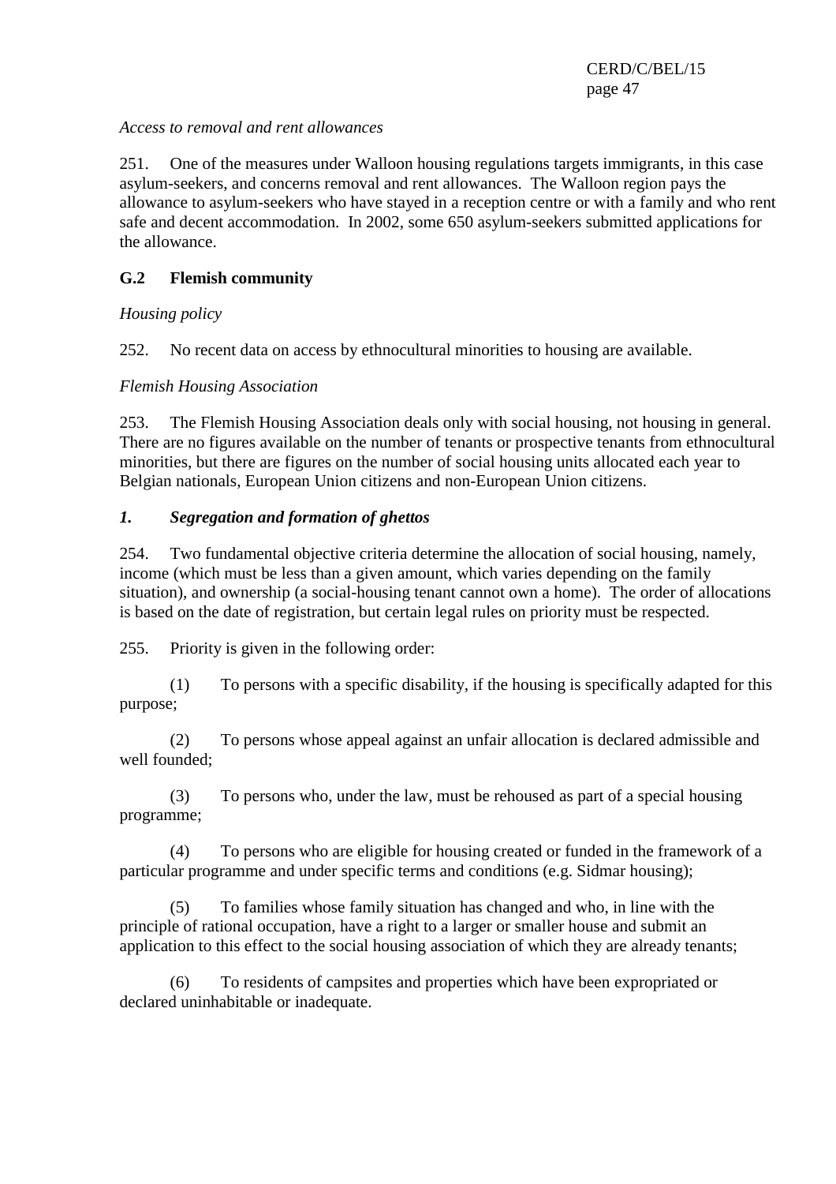*Access to removal and rent allowances*

251. One of the measures under Walloon housing regulations targets immigrants, in this case asylum-seekers, and concerns removal and rent allowances. The Walloon region pays the allowance to asylum-seekers who have stayed in a reception centre or with a family and who rent safe and decent accommodation. In 2002, some 650 asylum-seekers submitted applications for the allowance.

### G.2 Flemish community

*Housing policy*

252. No recent data on access by ethnocultural minorities to housing are available.

*Flemish Housing Association*

253. The Flemish Housing Association deals only with social housing, not housing in general. There are no figures available on the number of tenants or prospective tenants from ethnocultural minorities, but there are figures on the number of social housing units allocated each year to Belgian nationals, European Union citizens and non-European Union citizens.

#### *1. Segregation and formation of ghettos*

254. Two fundamental objective criteria determine the allocation of social housing, namely, income (which must be less than a given amount, which varies depending on the family situation), and ownership (a social-housing tenant cannot own a home). The order of allocations is based on the date of registration, but certain legal rules on priority must be respected.

255. Priority is given in the following order:

(1) To persons with a specific disability, if the housing is specifically adapted for this purpose;

(2) To persons whose appeal against an unfair allocation is declared admissible and well founded;

(3) To persons who, under the law, must be rehoused as part of a special housing programme;

(4) To persons who are eligible for housing created or funded in the framework of a particular programme and under specific terms and conditions (e.g. Sidmar housing);

(5) To families whose family situation has changed and who, in line with the principle of rational occupation, have a right to a larger or smaller house and submit an application to this effect to the social housing association of which they are already tenants;

(6) To residents of campsites and properties which have been expropriated or declared uninhabitable or inadequate.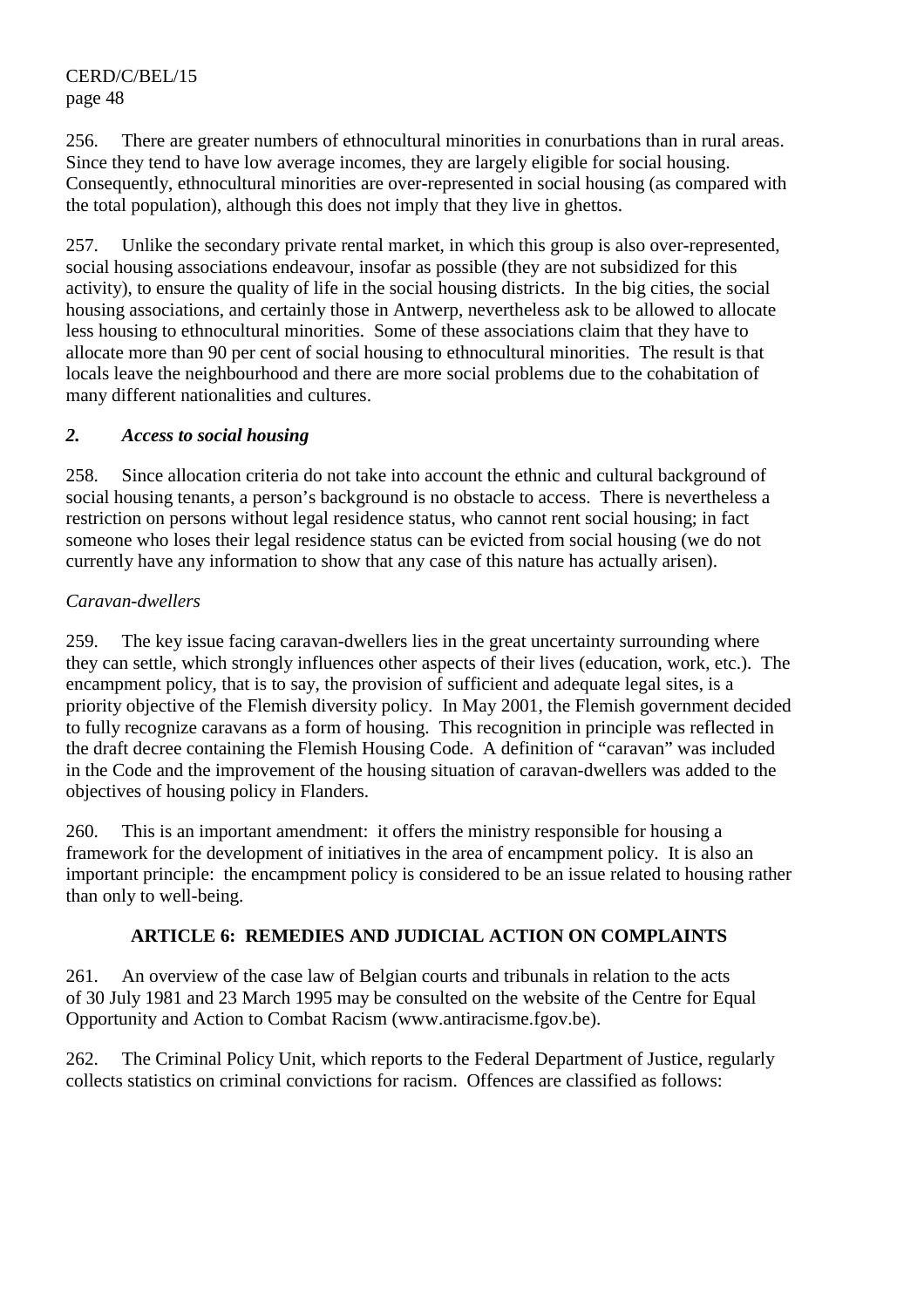256. There are greater numbers of ethnocultural minorities in conurbations than in rural areas. Since they tend to have low average incomes, they are largely eligible for social housing. Consequently, ethnocultural minorities are over-represented in social housing (as compared with the total population), although this does not imply that they live in ghettos.

257. Unlike the secondary private rental market, in which this group is also over-represented, social housing associations endeavour, insofar as possible (they are not subsidized for this activity), to ensure the quality of life in the social housing districts. In the big cities, the social housing associations, and certainly those in Antwerp, nevertheless ask to be allowed to allocate less housing to ethnocultural minorities. Some of these associations claim that they have to allocate more than 90 per cent of social housing to ethnocultural minorities. The result is that locals leave the neighbourhood and there are more social problems due to the cohabitation of many different nationalities and cultures.

### *2. Access to social housing*

258. Since allocation criteria do not take into account the ethnic and cultural background of social housing tenants, a person's background is no obstacle to access. There is nevertheless a restriction on persons without legal residence status, who cannot rent social housing; in fact someone who loses their legal residence status can be evicted from social housing (we do not currently have any information to show that any case of this nature has actually arisen).

*Caravan-dwellers*

259. The key issue facing caravan-dwellers lies in the great uncertainty surrounding where they can settle, which strongly influences other aspects of their lives (education, work, etc.). The encampment policy, that is to say, the provision of sufficient and adequate legal sites, is a priority objective of the Flemish diversity policy. In May 2001, the Flemish government decided to fully recognize caravans as a form of housing. This recognition in principle was reflected in the draft decree containing the Flemish Housing Code. A definition of "caravan" was included in the Code and the improvement of the housing situation of caravan-dwellers was added to the objectives of housing policy in Flanders.

260. This is an important amendment: it offers the ministry responsible for housing a framework for the development of initiatives in the area of encampment policy. It is also an important principle: the encampment policy is considered to be an issue related to housing rather than only to well-being.

## ARTICLE 6: REMEDIES AND JUDICIAL ACTION ON COMPLAINTS

261. An overview of the case law of Belgian courts and tribunals in relation to the acts of 30 July 1981 and 23 March 1995 may be consulted on the website of the Centre for Equal Opportunity and Action to Combat Racism (www.antiracisme.fgov.be).

262. The Criminal Policy Unit, which reports to the Federal Department of Justice, regularly collects statistics on criminal convictions for racism. Offences are classified as follows: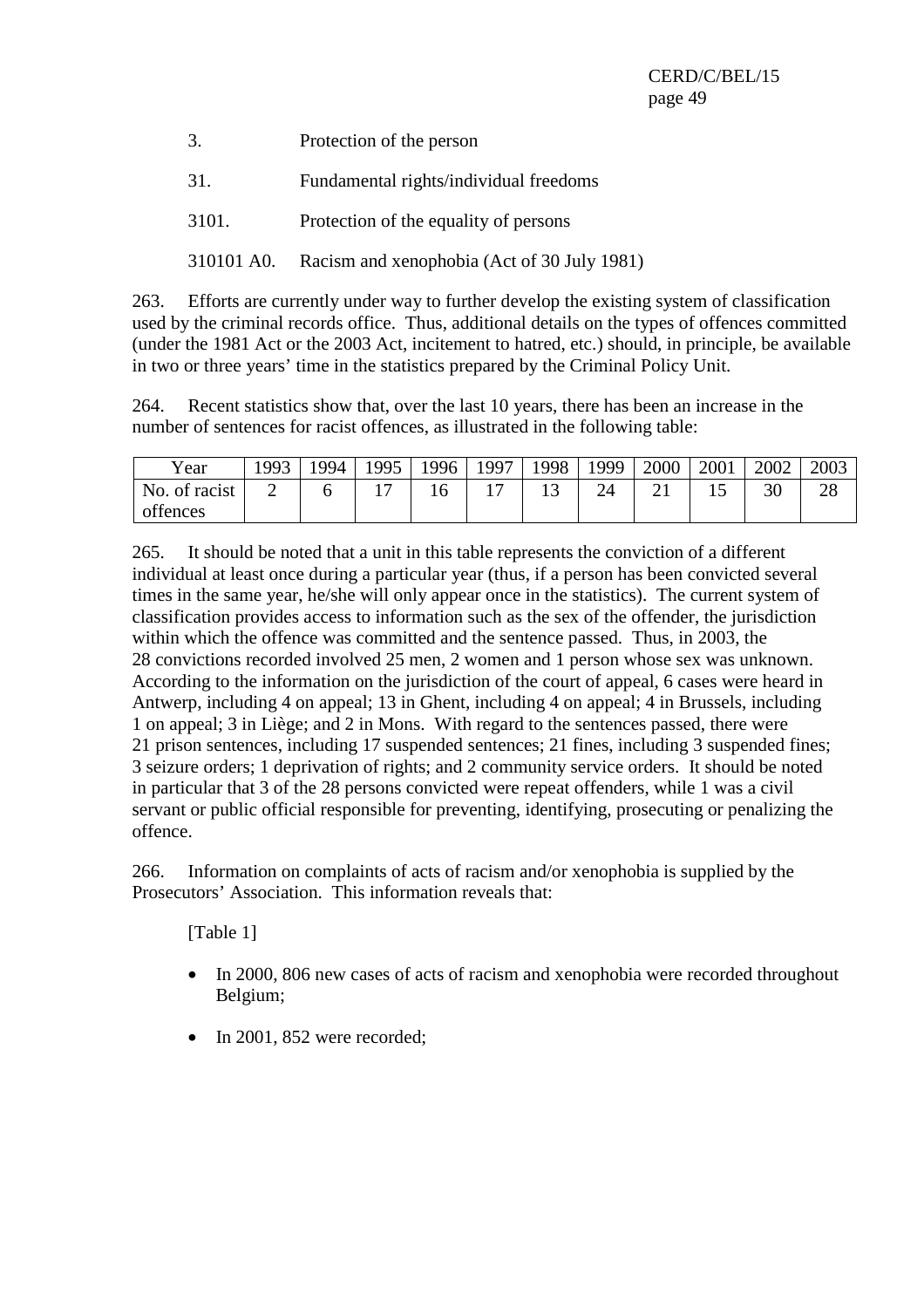3. Protection of the person

31. Fundamental rights/individual freedoms

3101. Protection of the equality of persons

310101 A0. Racism and xenophobia (Act of 30 July 1981)

263. Efforts are currently under way to further develop the existing system of classification used by the criminal records office. Thus, additional details on the types of offences committed (under the 1981 Act or the 2003 Act, incitement to hatred, etc.) should, in principle, be available in two or three years' time in the statistics prepared by the Criminal Policy Unit.

264. Recent statistics show that, over the last 10 years, there has been an increase in the number of sentences for racist offences, as illustrated in the following table:

| Year | 1993 | 1994 | 1995 | 1996 | 1997 | 1998 | 1999 | 2000 | 2001 | 2002 | 2003 |
|---|---|---|---|---|---|---|---|---|---|---|---|
| No. of racist offences | 2 | 6 | 17 | 16 | 17 | 13 | 24 | 21 | 15 | 30 | 28 |

265. It should be noted that a unit in this table represents the conviction of a different individual at least once during a particular year (thus, if a person has been convicted several times in the same year, he/she will only appear once in the statistics). The current system of classification provides access to information such as the sex of the offender, the jurisdiction within which the offence was committed and the sentence passed. Thus, in 2003, the 28 convictions recorded involved 25 men, 2 women and 1 person whose sex was unknown. According to the information on the jurisdiction of the court of appeal, 6 cases were heard in Antwerp, including 4 on appeal; 13 in Ghent, including 4 on appeal; 4 in Brussels, including 1 on appeal; 3 in Liège; and 2 in Mons. With regard to the sentences passed, there were 21 prison sentences, including 17 suspended sentences; 21 fines, including 3 suspended fines; 3 seizure orders; 1 deprivation of rights; and 2 community service orders. It should be noted in particular that 3 of the 28 persons convicted were repeat offenders, while 1 was a civil servant or public official responsible for preventing, identifying, prosecuting or penalizing the offence.

266. Information on complaints of acts of racism and/or xenophobia is supplied by the Prosecutors' Association. This information reveals that:

[Table 1]

- In 2000, 806 new cases of acts of racism and xenophobia were recorded throughout Belgium;
- In 2001, 852 were recorded;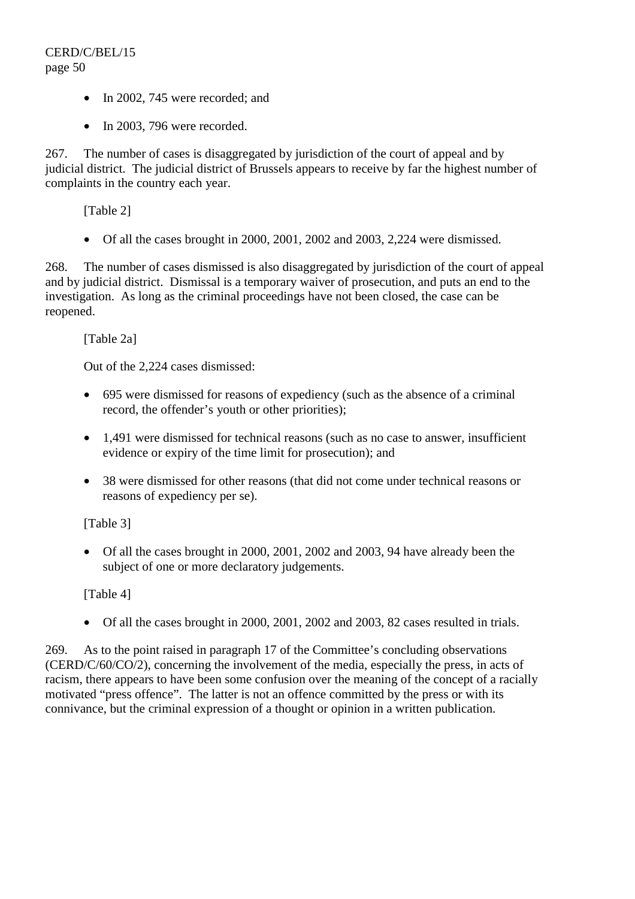- In 2002, 745 were recorded; and

- In 2003, 796 were recorded.

267. The number of cases is disaggregated by jurisdiction of the court of appeal and by judicial district. The judicial district of Brussels appears to receive by far the highest number of complaints in the country each year.

[Table 2]

- Of all the cases brought in 2000, 2001, 2002 and 2003, 2,224 were dismissed.

268. The number of cases dismissed is also disaggregated by jurisdiction of the court of appeal and by judicial district. Dismissal is a temporary waiver of prosecution, and puts an end to the investigation. As long as the criminal proceedings have not been closed, the case can be reopened.

[Table 2a]

Out of the 2,224 cases dismissed:

- 695 were dismissed for reasons of expediency (such as the absence of a criminal record, the offender's youth or other priorities);

- 1,491 were dismissed for technical reasons (such as no case to answer, insufficient evidence or expiry of the time limit for prosecution); and

- 38 were dismissed for other reasons (that did not come under technical reasons or reasons of expediency per se).

[Table 3]

- Of all the cases brought in 2000, 2001, 2002 and 2003, 94 have already been the subject of one or more declaratory judgements.

[Table 4]

- Of all the cases brought in 2000, 2001, 2002 and 2003, 82 cases resulted in trials.

269. As to the point raised in paragraph 17 of the Committee's concluding observations (CERD/C/60/CO/2), concerning the involvement of the media, especially the press, in acts of racism, there appears to have been some confusion over the meaning of the concept of a racially motivated "press offence". The latter is not an offence committed by the press or with its connivance, but the criminal expression of a thought or opinion in a written publication.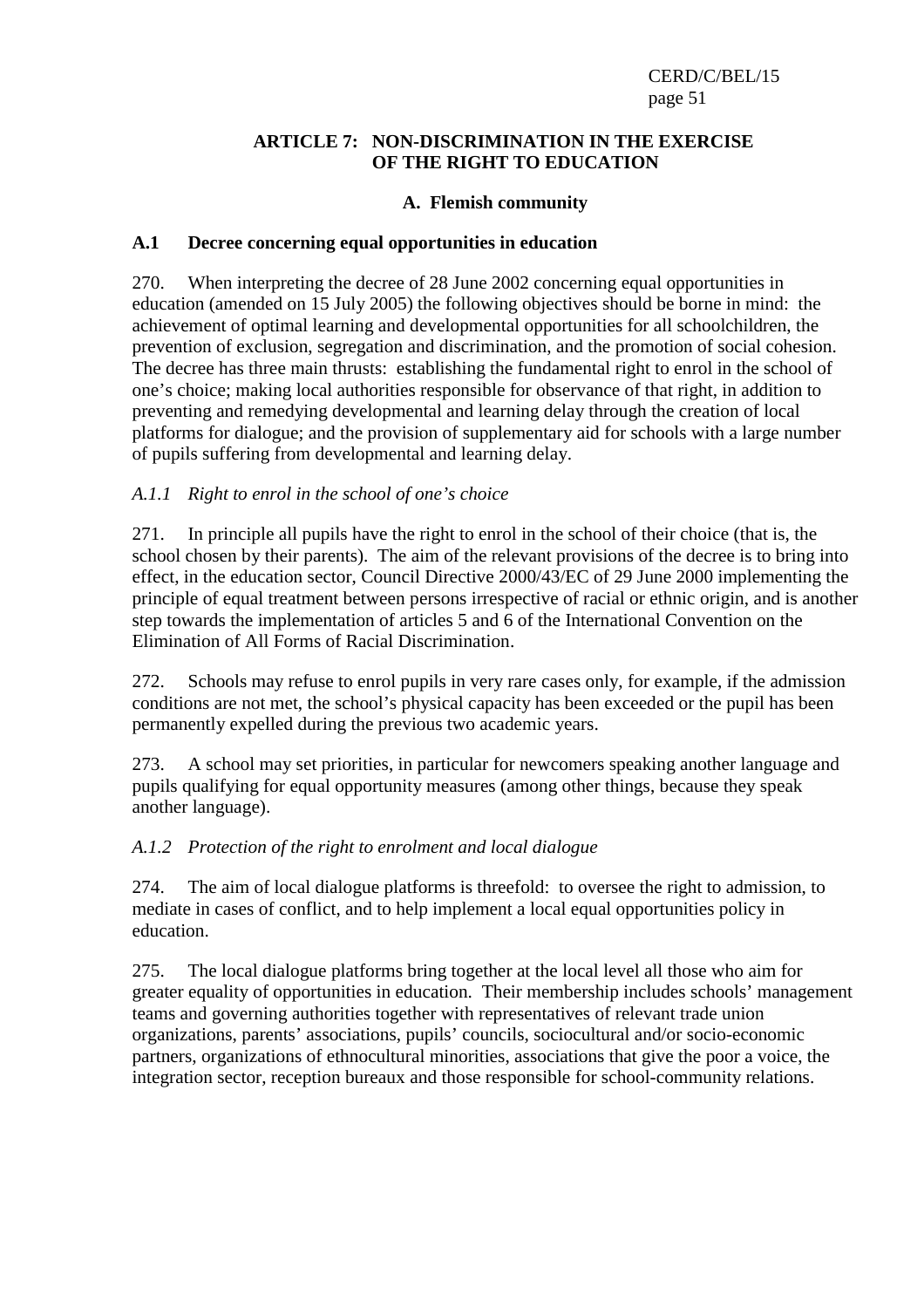## ARTICLE 7: NON-DISCRIMINATION IN THE EXERCISE OF THE RIGHT TO EDUCATION

### A. Flemish community

#### A.1 Decree concerning equal opportunities in education

270. When interpreting the decree of 28 June 2002 concerning equal opportunities in education (amended on 15 July 2005) the following objectives should be borne in mind: the achievement of optimal learning and developmental opportunities for all schoolchildren, the prevention of exclusion, segregation and discrimination, and the promotion of social cohesion. The decree has three main thrusts: establishing the fundamental right to enrol in the school of one's choice; making local authorities responsible for observance of that right, in addition to preventing and remedying developmental and learning delay through the creation of local platforms for dialogue; and the provision of supplementary aid for schools with a large number of pupils suffering from developmental and learning delay.

*A.1.1 Right to enrol in the school of one's choice*

271. In principle all pupils have the right to enrol in the school of their choice (that is, the school chosen by their parents). The aim of the relevant provisions of the decree is to bring into effect, in the education sector, Council Directive 2000/43/EC of 29 June 2000 implementing the principle of equal treatment between persons irrespective of racial or ethnic origin, and is another step towards the implementation of articles 5 and 6 of the International Convention on the Elimination of All Forms of Racial Discrimination.

272. Schools may refuse to enrol pupils in very rare cases only, for example, if the admission conditions are not met, the school's physical capacity has been exceeded or the pupil has been permanently expelled during the previous two academic years.

273. A school may set priorities, in particular for newcomers speaking another language and pupils qualifying for equal opportunity measures (among other things, because they speak another language).

*A.1.2 Protection of the right to enrolment and local dialogue*

274. The aim of local dialogue platforms is threefold: to oversee the right to admission, to mediate in cases of conflict, and to help implement a local equal opportunities policy in education.

275. The local dialogue platforms bring together at the local level all those who aim for greater equality of opportunities in education. Their membership includes schools' management teams and governing authorities together with representatives of relevant trade union organizations, parents' associations, pupils' councils, sociocultural and/or socio-economic partners, organizations of ethnocultural minorities, associations that give the poor a voice, the integration sector, reception bureaux and those responsible for school-community relations.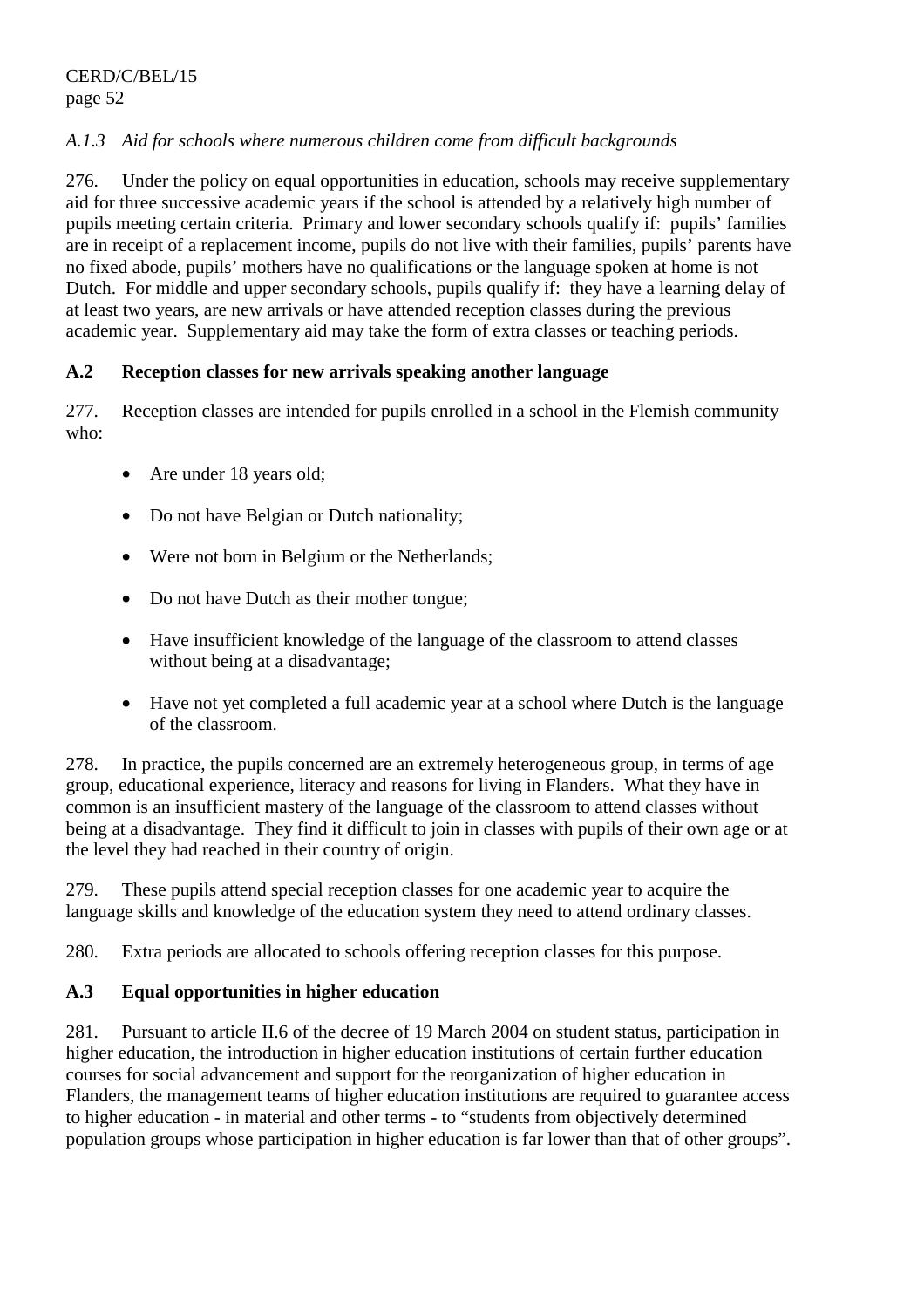*A.1.3 Aid for schools where numerous children come from difficult backgrounds*

276. Under the policy on equal opportunities in education, schools may receive supplementary aid for three successive academic years if the school is attended by a relatively high number of pupils meeting certain criteria. Primary and lower secondary schools qualify if: pupils' families are in receipt of a replacement income, pupils do not live with their families, pupils' parents have no fixed abode, pupils' mothers have no qualifications or the language spoken at home is not Dutch. For middle and upper secondary schools, pupils qualify if: they have a learning delay of at least two years, are new arrivals or have attended reception classes during the previous academic year. Supplementary aid may take the form of extra classes or teaching periods.

**A.2 Reception classes for new arrivals speaking another language**

277. Reception classes are intended for pupils enrolled in a school in the Flemish community who:

- Are under 18 years old;
- Do not have Belgian or Dutch nationality;
- Were not born in Belgium or the Netherlands;
- Do not have Dutch as their mother tongue;
- Have insufficient knowledge of the language of the classroom to attend classes without being at a disadvantage;
- Have not yet completed a full academic year at a school where Dutch is the language of the classroom.

278. In practice, the pupils concerned are an extremely heterogeneous group, in terms of age group, educational experience, literacy and reasons for living in Flanders. What they have in common is an insufficient mastery of the language of the classroom to attend classes without being at a disadvantage. They find it difficult to join in classes with pupils of their own age or at the level they had reached in their country of origin.

279. These pupils attend special reception classes for one academic year to acquire the language skills and knowledge of the education system they need to attend ordinary classes.

280. Extra periods are allocated to schools offering reception classes for this purpose.

**A.3 Equal opportunities in higher education**

281. Pursuant to article II.6 of the decree of 19 March 2004 on student status, participation in higher education, the introduction in higher education institutions of certain further education courses for social advancement and support for the reorganization of higher education in Flanders, the management teams of higher education institutions are required to guarantee access to higher education - in material and other terms - to "students from objectively determined population groups whose participation in higher education is far lower than that of other groups".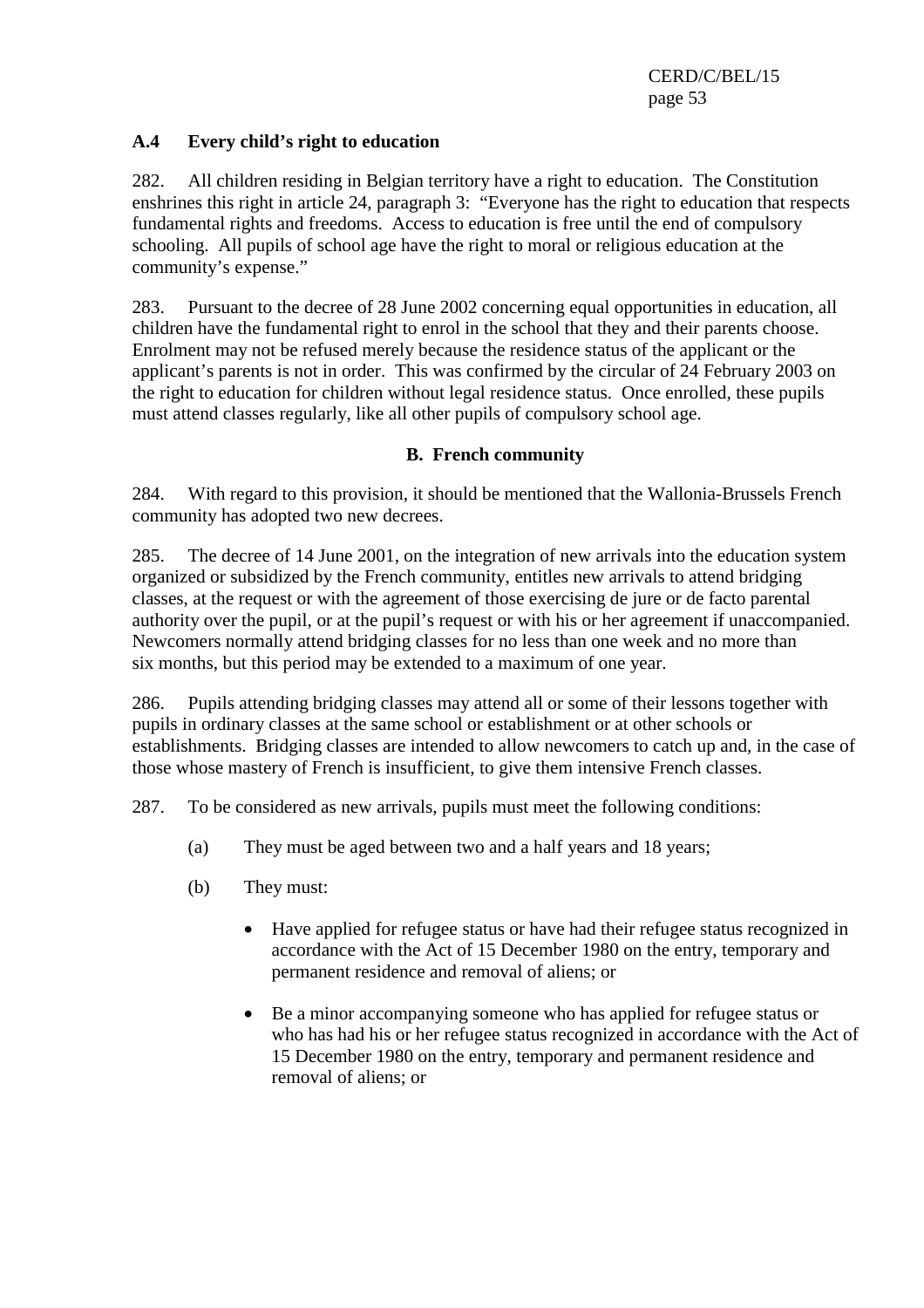### A.4 Every child's right to education

282. All children residing in Belgian territory have a right to education. The Constitution enshrines this right in article 24, paragraph 3: "Everyone has the right to education that respects fundamental rights and freedoms. Access to education is free until the end of compulsory schooling. All pupils of school age have the right to moral or religious education at the community's expense."

283. Pursuant to the decree of 28 June 2002 concerning equal opportunities in education, all children have the fundamental right to enrol in the school that they and their parents choose. Enrolment may not be refused merely because the residence status of the applicant or the applicant's parents is not in order. This was confirmed by the circular of 24 February 2003 on the right to education for children without legal residence status. Once enrolled, these pupils must attend classes regularly, like all other pupils of compulsory school age.

## B. French community

284. With regard to this provision, it should be mentioned that the Wallonia-Brussels French community has adopted two new decrees.

285. The decree of 14 June 2001, on the integration of new arrivals into the education system organized or subsidized by the French community, entitles new arrivals to attend bridging classes, at the request or with the agreement of those exercising de jure or de facto parental authority over the pupil, or at the pupil's request or with his or her agreement if unaccompanied. Newcomers normally attend bridging classes for no less than one week and no more than six months, but this period may be extended to a maximum of one year.

286. Pupils attending bridging classes may attend all or some of their lessons together with pupils in ordinary classes at the same school or establishment or at other schools or establishments. Bridging classes are intended to allow newcomers to catch up and, in the case of those whose mastery of French is insufficient, to give them intensive French classes.

287. To be considered as new arrivals, pupils must meet the following conditions:

(a) They must be aged between two and a half years and 18 years;

(b) They must:

- Have applied for refugee status or have had their refugee status recognized in accordance with the Act of 15 December 1980 on the entry, temporary and permanent residence and removal of aliens; or
- Be a minor accompanying someone who has applied for refugee status or who has had his or her refugee status recognized in accordance with the Act of 15 December 1980 on the entry, temporary and permanent residence and removal of aliens; or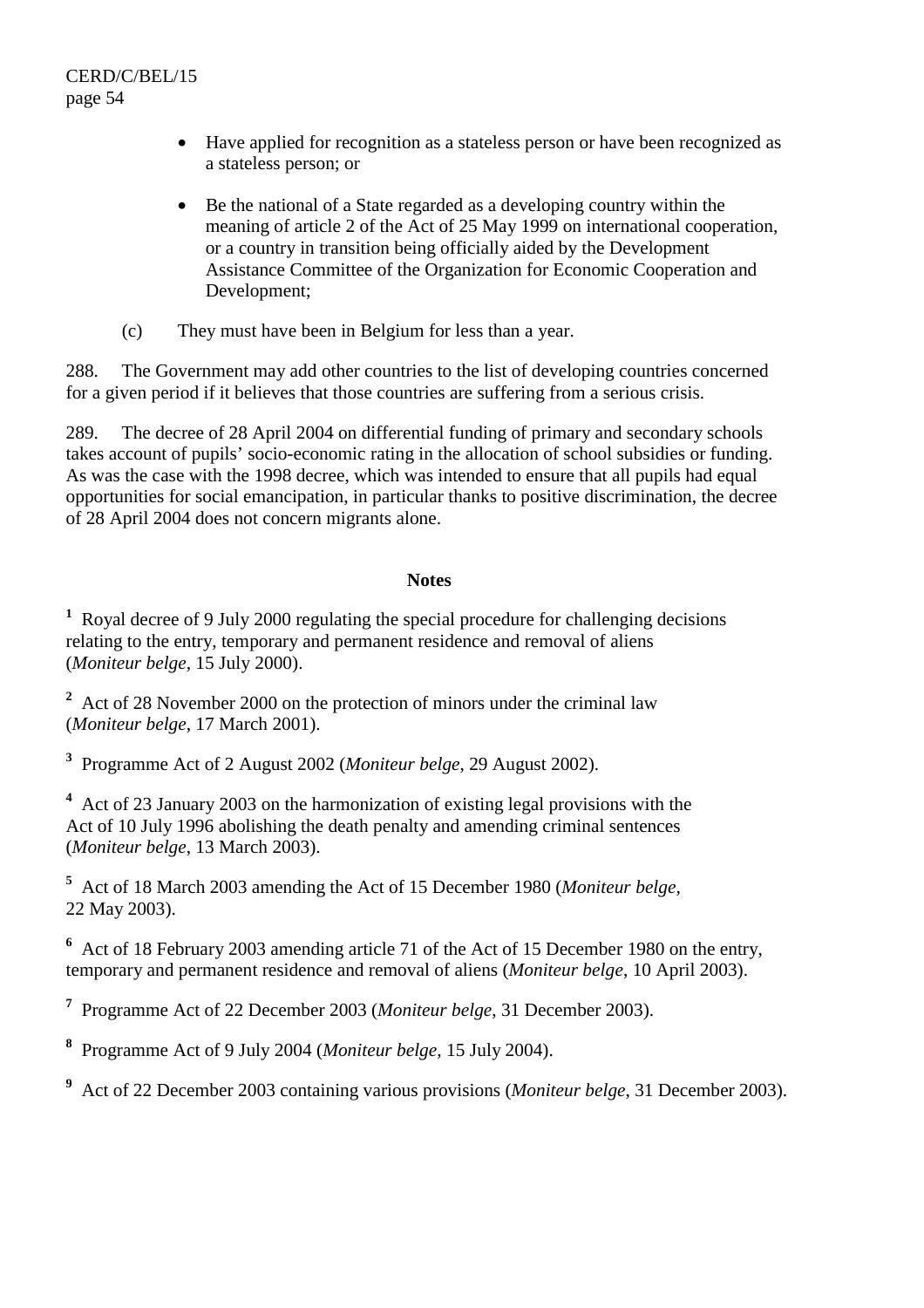- Have applied for recognition as a stateless person or have been recognized as a stateless person; or

- Be the national of a State regarded as a developing country within the meaning of article 2 of the Act of 25 May 1999 on international cooperation, or a country in transition being officially aided by the Development Assistance Committee of the Organization for Economic Cooperation and Development;

(c) They must have been in Belgium for less than a year.

288. The Government may add other countries to the list of developing countries concerned for a given period if it believes that those countries are suffering from a serious crisis.

289. The decree of 28 April 2004 on differential funding of primary and secondary schools takes account of pupils' socio-economic rating in the allocation of school subsidies or funding. As was the case with the 1998 decree, which was intended to ensure that all pupils had equal opportunities for social emancipation, in particular thanks to positive discrimination, the decree of 28 April 2004 does not concern migrants alone.

**Notes**

[1] Royal decree of 9 July 2000 regulating the special procedure for challenging decisions relating to the entry, temporary and permanent residence and removal of aliens (*Moniteur belge*, 15 July 2000).

[2] Act of 28 November 2000 on the protection of minors under the criminal law (*Moniteur belge*, 17 March 2001).

[3] Programme Act of 2 August 2002 (*Moniteur belge*, 29 August 2002).

[4] Act of 23 January 2003 on the harmonization of existing legal provisions with the Act of 10 July 1996 abolishing the death penalty and amending criminal sentences (*Moniteur belge*, 13 March 2003).

[5] Act of 18 March 2003 amending the Act of 15 December 1980 (*Moniteur belge*, 22 May 2003).

[6] Act of 18 February 2003 amending article 71 of the Act of 15 December 1980 on the entry, temporary and permanent residence and removal of aliens (*Moniteur belge*, 10 April 2003).

[7] Programme Act of 22 December 2003 (*Moniteur belge*, 31 December 2003).

[8] Programme Act of 9 July 2004 (*Moniteur belge*, 15 July 2004).

[9] Act of 22 December 2003 containing various provisions (*Moniteur belge*, 31 December 2003).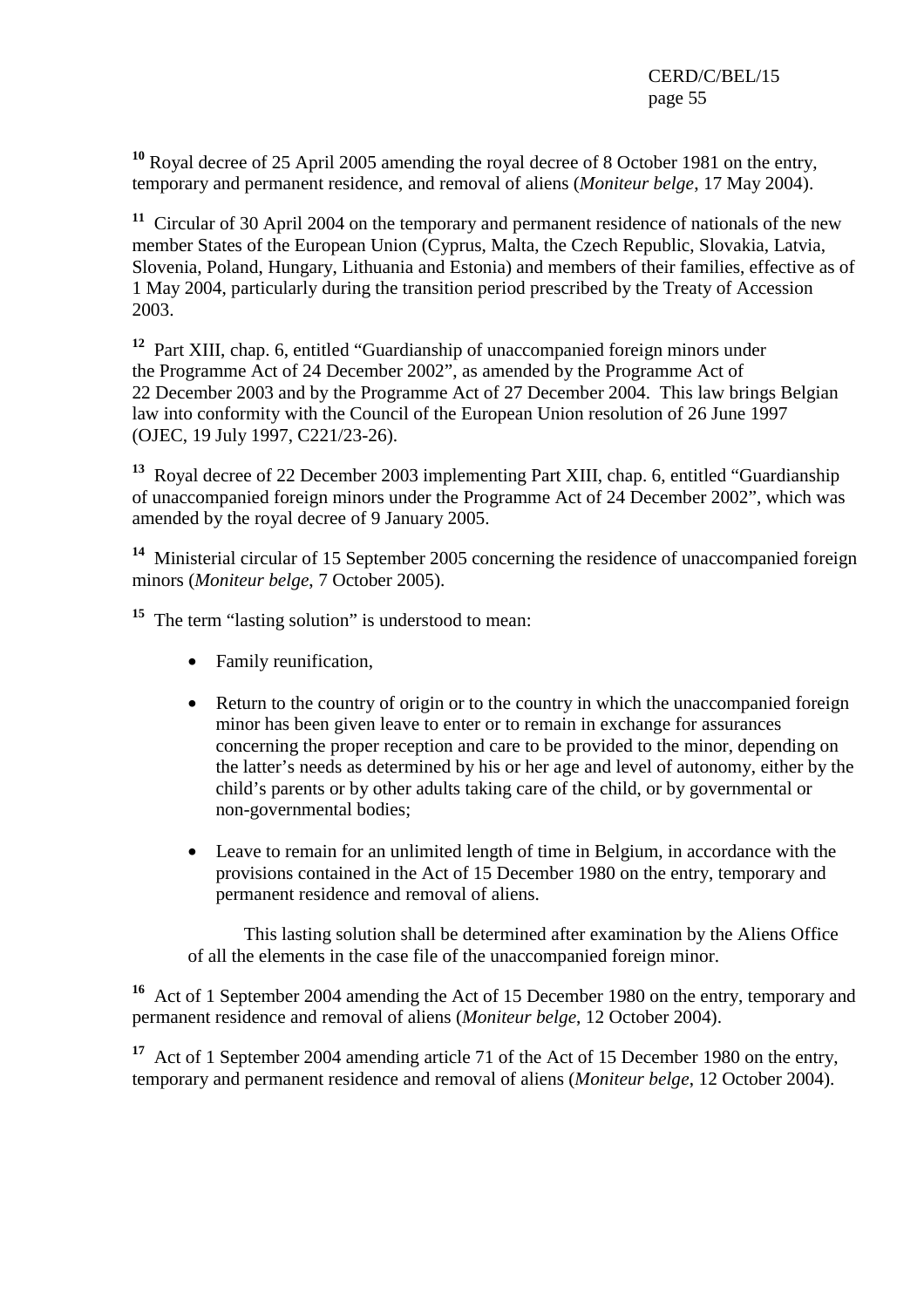[10] Royal decree of 25 April 2005 amending the royal decree of 8 October 1981 on the entry, temporary and permanent residence, and removal of aliens (*Moniteur belge*, 17 May 2004).

[11] Circular of 30 April 2004 on the temporary and permanent residence of nationals of the new member States of the European Union (Cyprus, Malta, the Czech Republic, Slovakia, Latvia, Slovenia, Poland, Hungary, Lithuania and Estonia) and members of their families, effective as of 1 May 2004, particularly during the transition period prescribed by the Treaty of Accession 2003.

[12] Part XIII, chap. 6, entitled "Guardianship of unaccompanied foreign minors under the Programme Act of 24 December 2002", as amended by the Programme Act of 22 December 2003 and by the Programme Act of 27 December 2004. This law brings Belgian law into conformity with the Council of the European Union resolution of 26 June 1997 (OJEC, 19 July 1997, C221/23-26).

[13] Royal decree of 22 December 2003 implementing Part XIII, chap. 6, entitled "Guardianship of unaccompanied foreign minors under the Programme Act of 24 December 2002", which was amended by the royal decree of 9 January 2005.

[14] Ministerial circular of 15 September 2005 concerning the residence of unaccompanied foreign minors (*Moniteur belge*, 7 October 2005).

[15] The term "lasting solution" is understood to mean:

- Family reunification,
- Return to the country of origin or to the country in which the unaccompanied foreign minor has been given leave to enter or to remain in exchange for assurances concerning the proper reception and care to be provided to the minor, depending on the latter's needs as determined by his or her age and level of autonomy, either by the child's parents or by other adults taking care of the child, or by governmental or non-governmental bodies;
- Leave to remain for an unlimited length of time in Belgium, in accordance with the provisions contained in the Act of 15 December 1980 on the entry, temporary and permanent residence and removal of aliens.

This lasting solution shall be determined after examination by the Aliens Office of all the elements in the case file of the unaccompanied foreign minor.

[16] Act of 1 September 2004 amending the Act of 15 December 1980 on the entry, temporary and permanent residence and removal of aliens (*Moniteur belge*, 12 October 2004).

[17] Act of 1 September 2004 amending article 71 of the Act of 15 December 1980 on the entry, temporary and permanent residence and removal of aliens (*Moniteur belge*, 12 October 2004).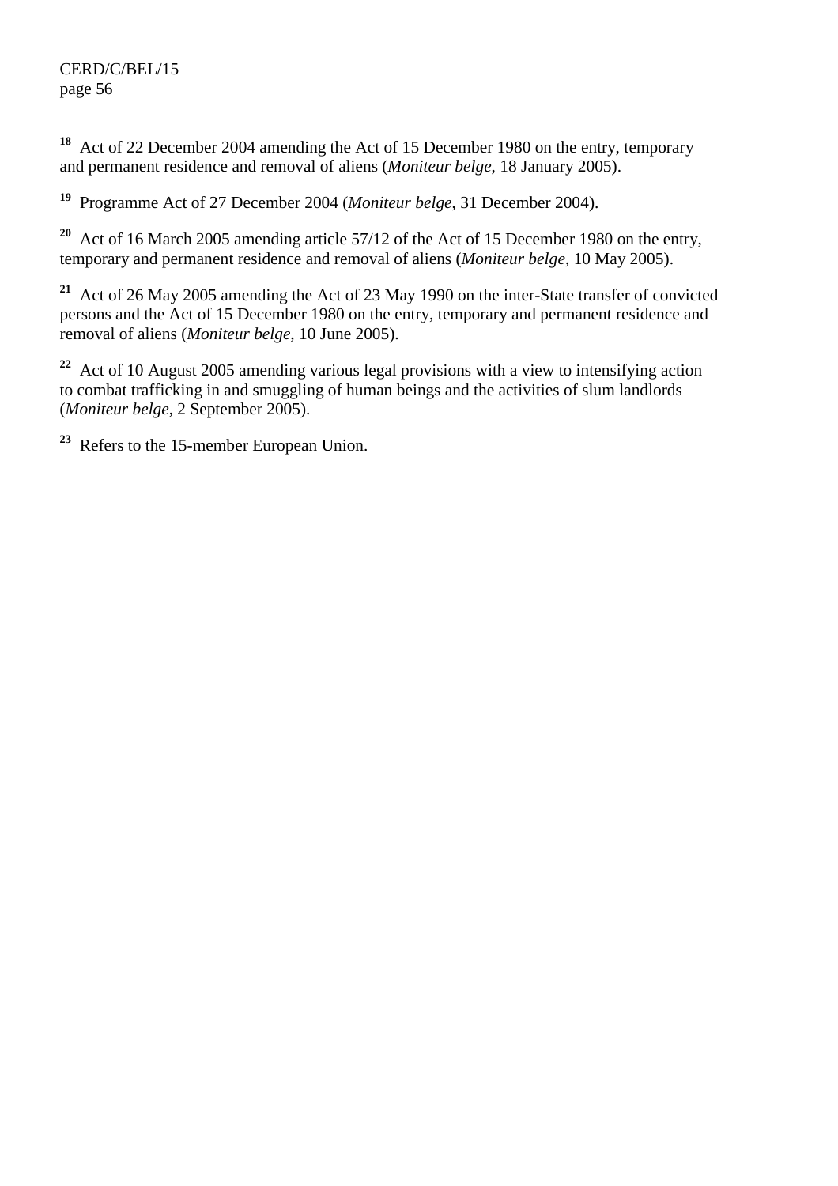[18] Act of 22 December 2004 amending the Act of 15 December 1980 on the entry, temporary and permanent residence and removal of aliens (*Moniteur belge*, 18 January 2005).

[19] Programme Act of 27 December 2004 (*Moniteur belge*, 31 December 2004).

[20] Act of 16 March 2005 amending article 57/12 of the Act of 15 December 1980 on the entry, temporary and permanent residence and removal of aliens (*Moniteur belge*, 10 May 2005).

[21] Act of 26 May 2005 amending the Act of 23 May 1990 on the inter-State transfer of convicted persons and the Act of 15 December 1980 on the entry, temporary and permanent residence and removal of aliens (*Moniteur belge*, 10 June 2005).

[22] Act of 10 August 2005 amending various legal provisions with a view to intensifying action to combat trafficking in and smuggling of human beings and the activities of slum landlords (*Moniteur belge*, 2 September 2005).

[23] Refers to the 15-member European Union.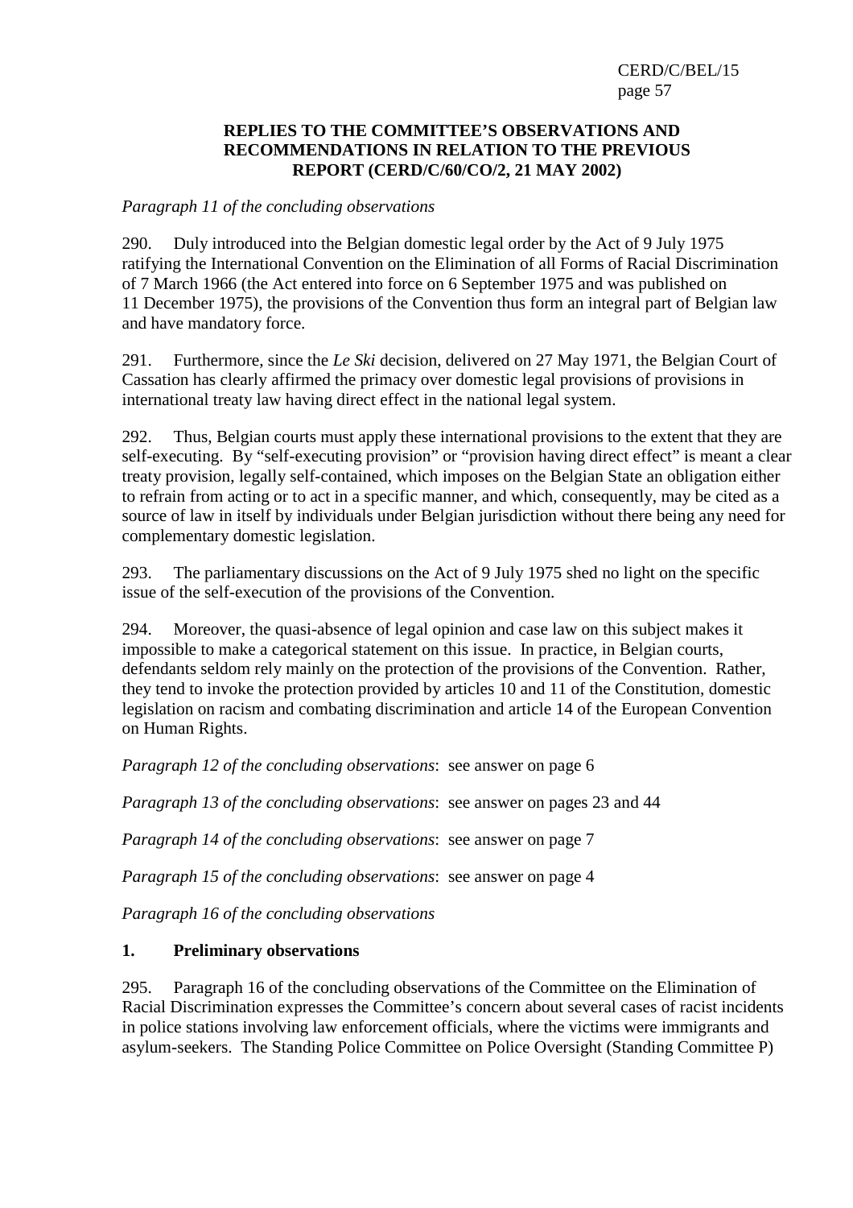**REPLIES TO THE COMMITTEE'S OBSERVATIONS AND RECOMMENDATIONS IN RELATION TO THE PREVIOUS REPORT (CERD/C/60/CO/2, 21 MAY 2002)**

*Paragraph 11 of the concluding observations*

290. Duly introduced into the Belgian domestic legal order by the Act of 9 July 1975 ratifying the International Convention on the Elimination of all Forms of Racial Discrimination of 7 March 1966 (the Act entered into force on 6 September 1975 and was published on 11 December 1975), the provisions of the Convention thus form an integral part of Belgian law and have mandatory force.

291. Furthermore, since the *Le Ski* decision, delivered on 27 May 1971, the Belgian Court of Cassation has clearly affirmed the primacy over domestic legal provisions of provisions in international treaty law having direct effect in the national legal system.

292. Thus, Belgian courts must apply these international provisions to the extent that they are self-executing. By "self-executing provision" or "provision having direct effect" is meant a clear treaty provision, legally self-contained, which imposes on the Belgian State an obligation either to refrain from acting or to act in a specific manner, and which, consequently, may be cited as a source of law in itself by individuals under Belgian jurisdiction without there being any need for complementary domestic legislation.

293. The parliamentary discussions on the Act of 9 July 1975 shed no light on the specific issue of the self-execution of the provisions of the Convention.

294. Moreover, the quasi-absence of legal opinion and case law on this subject makes it impossible to make a categorical statement on this issue. In practice, in Belgian courts, defendants seldom rely mainly on the protection of the provisions of the Convention. Rather, they tend to invoke the protection provided by articles 10 and 11 of the Constitution, domestic legislation on racism and combating discrimination and article 14 of the European Convention on Human Rights.

*Paragraph 12 of the concluding observations*: see answer on page 6

*Paragraph 13 of the concluding observations*: see answer on pages 23 and 44

*Paragraph 14 of the concluding observations*: see answer on page 7

*Paragraph 15 of the concluding observations*: see answer on page 4

*Paragraph 16 of the concluding observations*

**1. Preliminary observations**

295. Paragraph 16 of the concluding observations of the Committee on the Elimination of Racial Discrimination expresses the Committee's concern about several cases of racist incidents in police stations involving law enforcement officials, where the victims were immigrants and asylum-seekers. The Standing Police Committee on Police Oversight (Standing Committee P)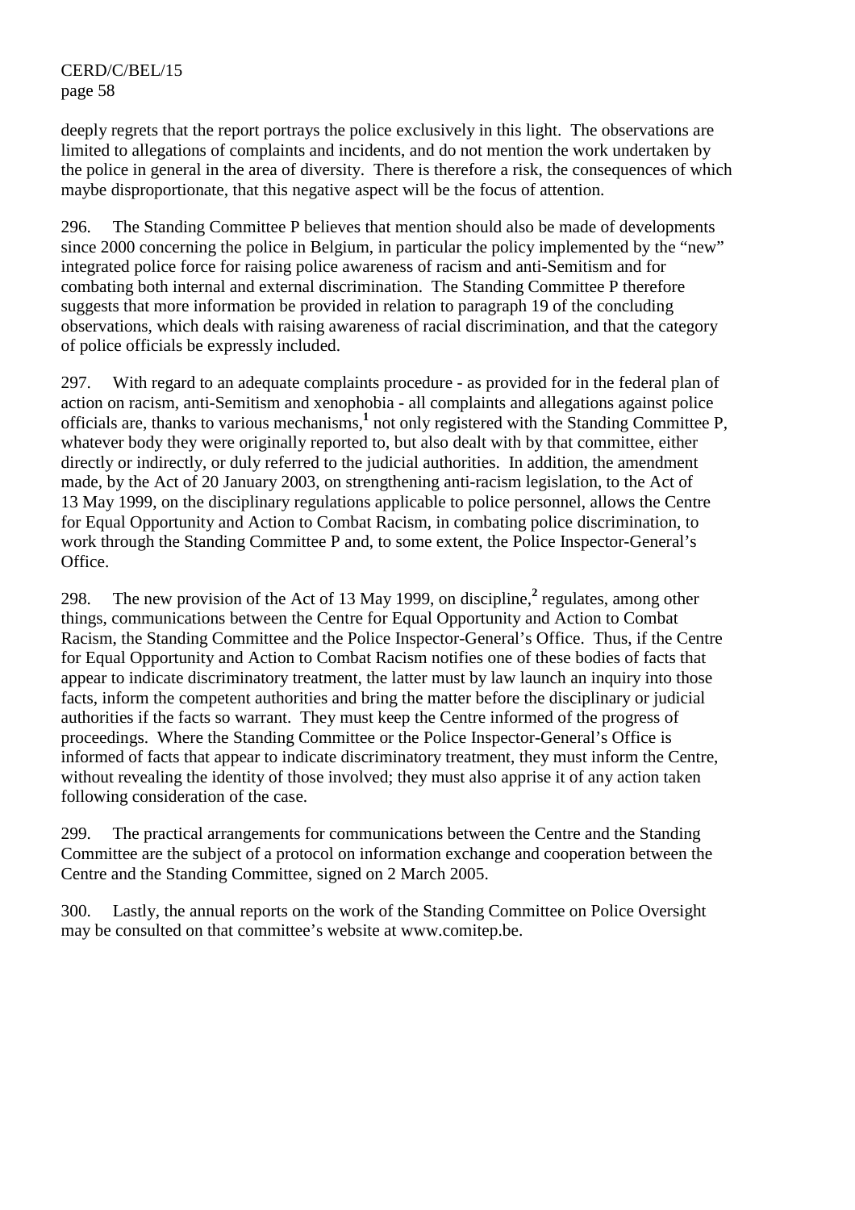deeply regrets that the report portrays the police exclusively in this light. The observations are limited to allegations of complaints and incidents, and do not mention the work undertaken by the police in general in the area of diversity. There is therefore a risk, the consequences of which maybe disproportionate, that this negative aspect will be the focus of attention.

296. The Standing Committee P believes that mention should also be made of developments since 2000 concerning the police in Belgium, in particular the policy implemented by the "new" integrated police force for raising police awareness of racism and anti-Semitism and for combating both internal and external discrimination. The Standing Committee P therefore suggests that more information be provided in relation to paragraph 19 of the concluding observations, which deals with raising awareness of racial discrimination, and that the category of police officials be expressly included.

297. With regard to an adequate complaints procedure - as provided for in the federal plan of action on racism, anti-Semitism and xenophobia - all complaints and allegations against police officials are, thanks to various mechanisms,[1] not only registered with the Standing Committee P, whatever body they were originally reported to, but also dealt with by that committee, either directly or indirectly, or duly referred to the judicial authorities. In addition, the amendment made, by the Act of 20 January 2003, on strengthening anti-racism legislation, to the Act of 13 May 1999, on the disciplinary regulations applicable to police personnel, allows the Centre for Equal Opportunity and Action to Combat Racism, in combating police discrimination, to work through the Standing Committee P and, to some extent, the Police Inspector-General's Office.

298. The new provision of the Act of 13 May 1999, on discipline,[2] regulates, among other things, communications between the Centre for Equal Opportunity and Action to Combat Racism, the Standing Committee and the Police Inspector-General's Office. Thus, if the Centre for Equal Opportunity and Action to Combat Racism notifies one of these bodies of facts that appear to indicate discriminatory treatment, the latter must by law launch an inquiry into those facts, inform the competent authorities and bring the matter before the disciplinary or judicial authorities if the facts so warrant. They must keep the Centre informed of the progress of proceedings. Where the Standing Committee or the Police Inspector-General's Office is informed of facts that appear to indicate discriminatory treatment, they must inform the Centre, without revealing the identity of those involved; they must also apprise it of any action taken following consideration of the case.

299. The practical arrangements for communications between the Centre and the Standing Committee are the subject of a protocol on information exchange and cooperation between the Centre and the Standing Committee, signed on 2 March 2005.

300. Lastly, the annual reports on the work of the Standing Committee on Police Oversight may be consulted on that committee's website at www.comitep.be.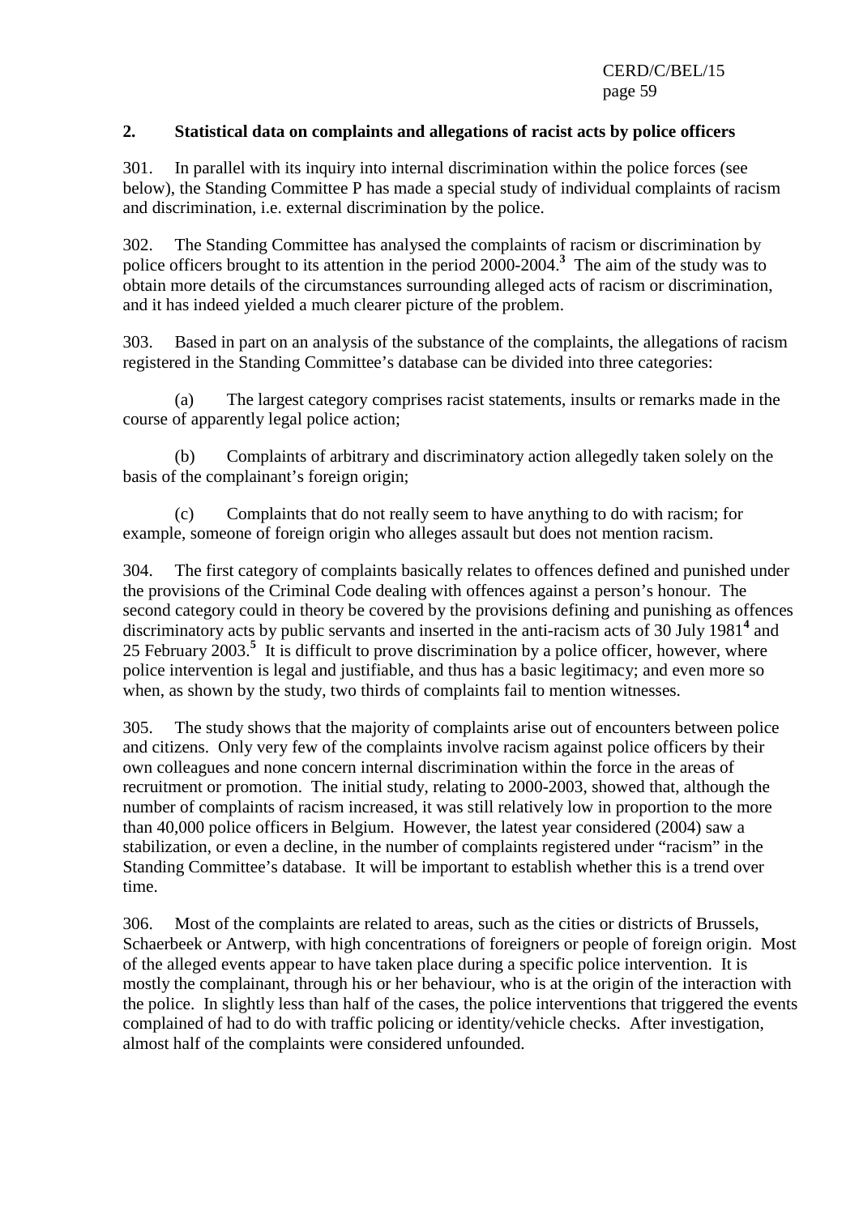## 2. Statistical data on complaints and allegations of racist acts by police officers

301. In parallel with its inquiry into internal discrimination within the police forces (see below), the Standing Committee P has made a special study of individual complaints of racism and discrimination, i.e. external discrimination by the police.

302. The Standing Committee has analysed the complaints of racism or discrimination by police officers brought to its attention in the period 2000-2004.[3] The aim of the study was to obtain more details of the circumstances surrounding alleged acts of racism or discrimination, and it has indeed yielded a much clearer picture of the problem.

303. Based in part on an analysis of the substance of the complaints, the allegations of racism registered in the Standing Committee's database can be divided into three categories:

(a) The largest category comprises racist statements, insults or remarks made in the course of apparently legal police action;

(b) Complaints of arbitrary and discriminatory action allegedly taken solely on the basis of the complainant's foreign origin;

(c) Complaints that do not really seem to have anything to do with racism; for example, someone of foreign origin who alleges assault but does not mention racism.

304. The first category of complaints basically relates to offences defined and punished under the provisions of the Criminal Code dealing with offences against a person's honour. The second category could in theory be covered by the provisions defining and punishing as offences discriminatory acts by public servants and inserted in the anti-racism acts of 30 July 1981[4] and 25 February 2003.[5] It is difficult to prove discrimination by a police officer, however, where police intervention is legal and justifiable, and thus has a basic legitimacy; and even more so when, as shown by the study, two thirds of complaints fail to mention witnesses.

305. The study shows that the majority of complaints arise out of encounters between police and citizens. Only very few of the complaints involve racism against police officers by their own colleagues and none concern internal discrimination within the force in the areas of recruitment or promotion. The initial study, relating to 2000-2003, showed that, although the number of complaints of racism increased, it was still relatively low in proportion to the more than 40,000 police officers in Belgium. However, the latest year considered (2004) saw a stabilization, or even a decline, in the number of complaints registered under "racism" in the Standing Committee's database. It will be important to establish whether this is a trend over time.

306. Most of the complaints are related to areas, such as the cities or districts of Brussels, Schaerbeek or Antwerp, with high concentrations of foreigners or people of foreign origin. Most of the alleged events appear to have taken place during a specific police intervention. It is mostly the complainant, through his or her behaviour, who is at the origin of the interaction with the police. In slightly less than half of the cases, the police interventions that triggered the events complained of had to do with traffic policing or identity/vehicle checks. After investigation, almost half of the complaints were considered unfounded.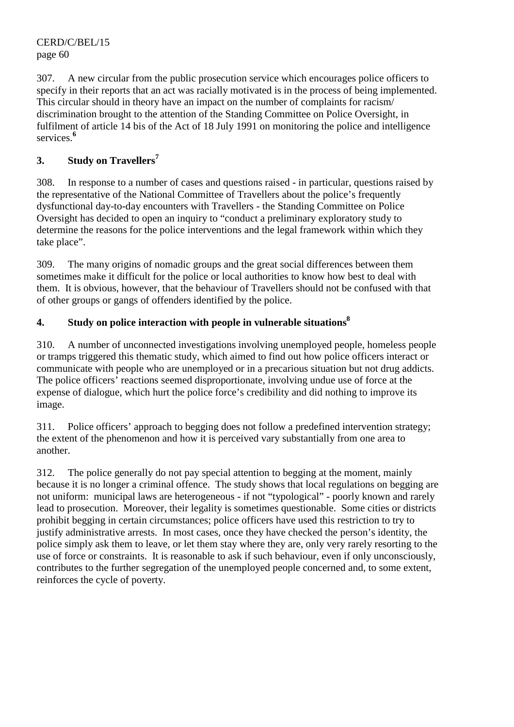307. A new circular from the public prosecution service which encourages police officers to specify in their reports that an act was racially motivated is in the process of being implemented. This circular should in theory have an impact on the number of complaints for racism/ discrimination brought to the attention of the Standing Committee on Police Oversight, in fulfilment of article 14 bis of the Act of 18 July 1991 on monitoring the police and intelligence services.[6]

## 3. Study on Travellers[7]

308. In response to a number of cases and questions raised - in particular, questions raised by the representative of the National Committee of Travellers about the police's frequently dysfunctional day-to-day encounters with Travellers - the Standing Committee on Police Oversight has decided to open an inquiry to "conduct a preliminary exploratory study to determine the reasons for the police interventions and the legal framework within which they take place".

309. The many origins of nomadic groups and the great social differences between them sometimes make it difficult for the police or local authorities to know how best to deal with them. It is obvious, however, that the behaviour of Travellers should not be confused with that of other groups or gangs of offenders identified by the police.

## 4. Study on police interaction with people in vulnerable situations[8]

310. A number of unconnected investigations involving unemployed people, homeless people or tramps triggered this thematic study, which aimed to find out how police officers interact or communicate with people who are unemployed or in a precarious situation but not drug addicts. The police officers' reactions seemed disproportionate, involving undue use of force at the expense of dialogue, which hurt the police force's credibility and did nothing to improve its image.

311. Police officers' approach to begging does not follow a predefined intervention strategy; the extent of the phenomenon and how it is perceived vary substantially from one area to another.

312. The police generally do not pay special attention to begging at the moment, mainly because it is no longer a criminal offence. The study shows that local regulations on begging are not uniform: municipal laws are heterogeneous - if not "typological" - poorly known and rarely lead to prosecution. Moreover, their legality is sometimes questionable. Some cities or districts prohibit begging in certain circumstances; police officers have used this restriction to try to justify administrative arrests. In most cases, once they have checked the person's identity, the police simply ask them to leave, or let them stay where they are, only very rarely resorting to the use of force or constraints. It is reasonable to ask if such behaviour, even if only unconsciously, contributes to the further segregation of the unemployed people concerned and, to some extent, reinforces the cycle of poverty.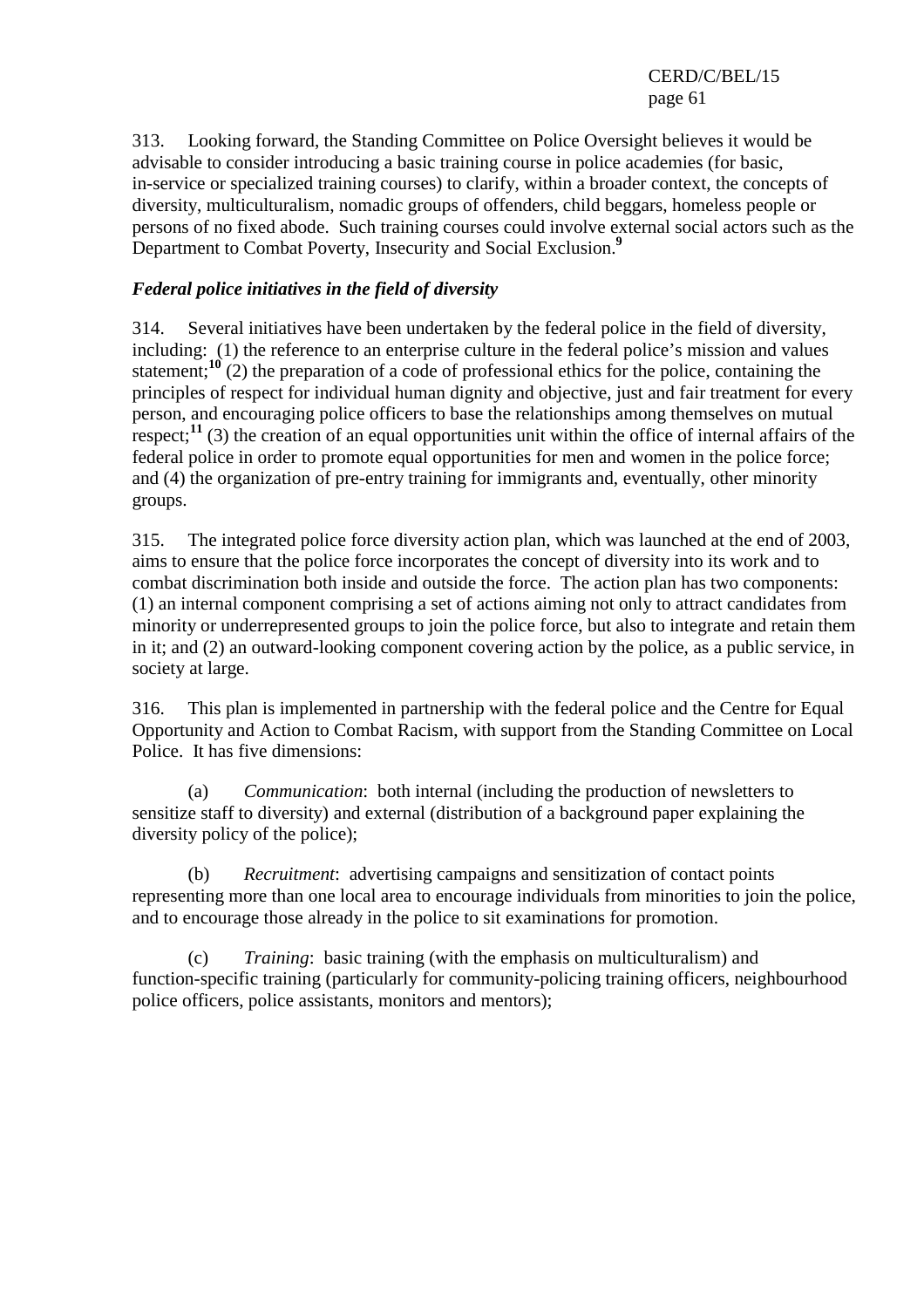313. Looking forward, the Standing Committee on Police Oversight believes it would be advisable to consider introducing a basic training course in police academies (for basic, in-service or specialized training courses) to clarify, within a broader context, the concepts of diversity, multiculturalism, nomadic groups of offenders, child beggars, homeless people or persons of no fixed abode. Such training courses could involve external social actors such as the Department to Combat Poverty, Insecurity and Social Exclusion.[9]

***Federal police initiatives in the field of diversity***

314. Several initiatives have been undertaken by the federal police in the field of diversity, including: (1) the reference to an enterprise culture in the federal police's mission and values statement;[10] (2) the preparation of a code of professional ethics for the police, containing the principles of respect for individual human dignity and objective, just and fair treatment for every person, and encouraging police officers to base the relationships among themselves on mutual respect;[11] (3) the creation of an equal opportunities unit within the office of internal affairs of the federal police in order to promote equal opportunities for men and women in the police force; and (4) the organization of pre-entry training for immigrants and, eventually, other minority groups.

315. The integrated police force diversity action plan, which was launched at the end of 2003, aims to ensure that the police force incorporates the concept of diversity into its work and to combat discrimination both inside and outside the force. The action plan has two components: (1) an internal component comprising a set of actions aiming not only to attract candidates from minority or underrepresented groups to join the police force, but also to integrate and retain them in it; and (2) an outward-looking component covering action by the police, as a public service, in society at large.

316. This plan is implemented in partnership with the federal police and the Centre for Equal Opportunity and Action to Combat Racism, with support from the Standing Committee on Local Police. It has five dimensions:

(a) *Communication*: both internal (including the production of newsletters to sensitize staff to diversity) and external (distribution of a background paper explaining the diversity policy of the police);

(b) *Recruitment*: advertising campaigns and sensitization of contact points representing more than one local area to encourage individuals from minorities to join the police, and to encourage those already in the police to sit examinations for promotion.

(c) *Training*: basic training (with the emphasis on multiculturalism) and function-specific training (particularly for community-policing training officers, neighbourhood police officers, police assistants, monitors and mentors);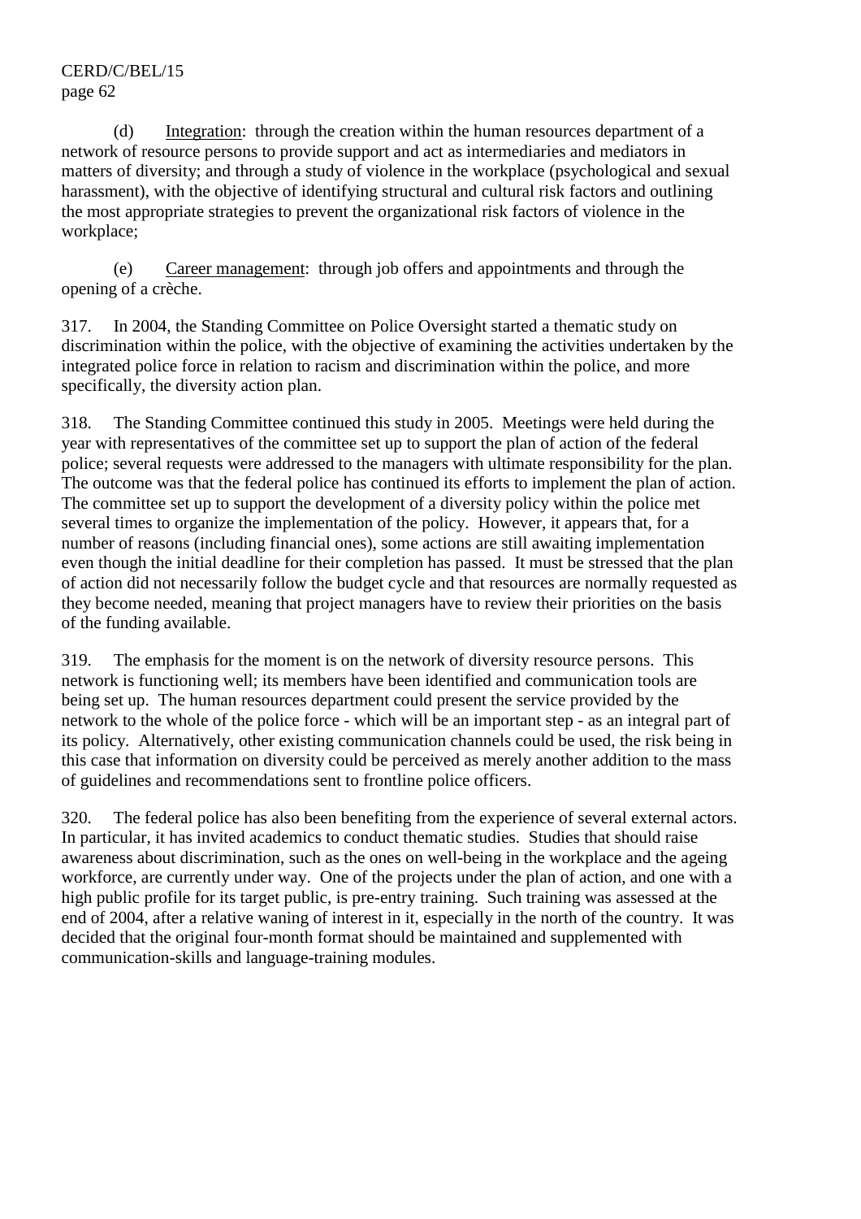(d) Integration: through the creation within the human resources department of a network of resource persons to provide support and act as intermediaries and mediators in matters of diversity; and through a study of violence in the workplace (psychological and sexual harassment), with the objective of identifying structural and cultural risk factors and outlining the most appropriate strategies to prevent the organizational risk factors of violence in the workplace;

(e) Career management: through job offers and appointments and through the opening of a crèche.

317. In 2004, the Standing Committee on Police Oversight started a thematic study on discrimination within the police, with the objective of examining the activities undertaken by the integrated police force in relation to racism and discrimination within the police, and more specifically, the diversity action plan.

318. The Standing Committee continued this study in 2005. Meetings were held during the year with representatives of the committee set up to support the plan of action of the federal police; several requests were addressed to the managers with ultimate responsibility for the plan. The outcome was that the federal police has continued its efforts to implement the plan of action. The committee set up to support the development of a diversity policy within the police met several times to organize the implementation of the policy. However, it appears that, for a number of reasons (including financial ones), some actions are still awaiting implementation even though the initial deadline for their completion has passed. It must be stressed that the plan of action did not necessarily follow the budget cycle and that resources are normally requested as they become needed, meaning that project managers have to review their priorities on the basis of the funding available.

319. The emphasis for the moment is on the network of diversity resource persons. This network is functioning well; its members have been identified and communication tools are being set up. The human resources department could present the service provided by the network to the whole of the police force - which will be an important step - as an integral part of its policy. Alternatively, other existing communication channels could be used, the risk being in this case that information on diversity could be perceived as merely another addition to the mass of guidelines and recommendations sent to frontline police officers.

320. The federal police has also been benefiting from the experience of several external actors. In particular, it has invited academics to conduct thematic studies. Studies that should raise awareness about discrimination, such as the ones on well-being in the workplace and the ageing workforce, are currently under way. One of the projects under the plan of action, and one with a high public profile for its target public, is pre-entry training. Such training was assessed at the end of 2004, after a relative waning of interest in it, especially in the north of the country. It was decided that the original four-month format should be maintained and supplemented with communication-skills and language-training modules.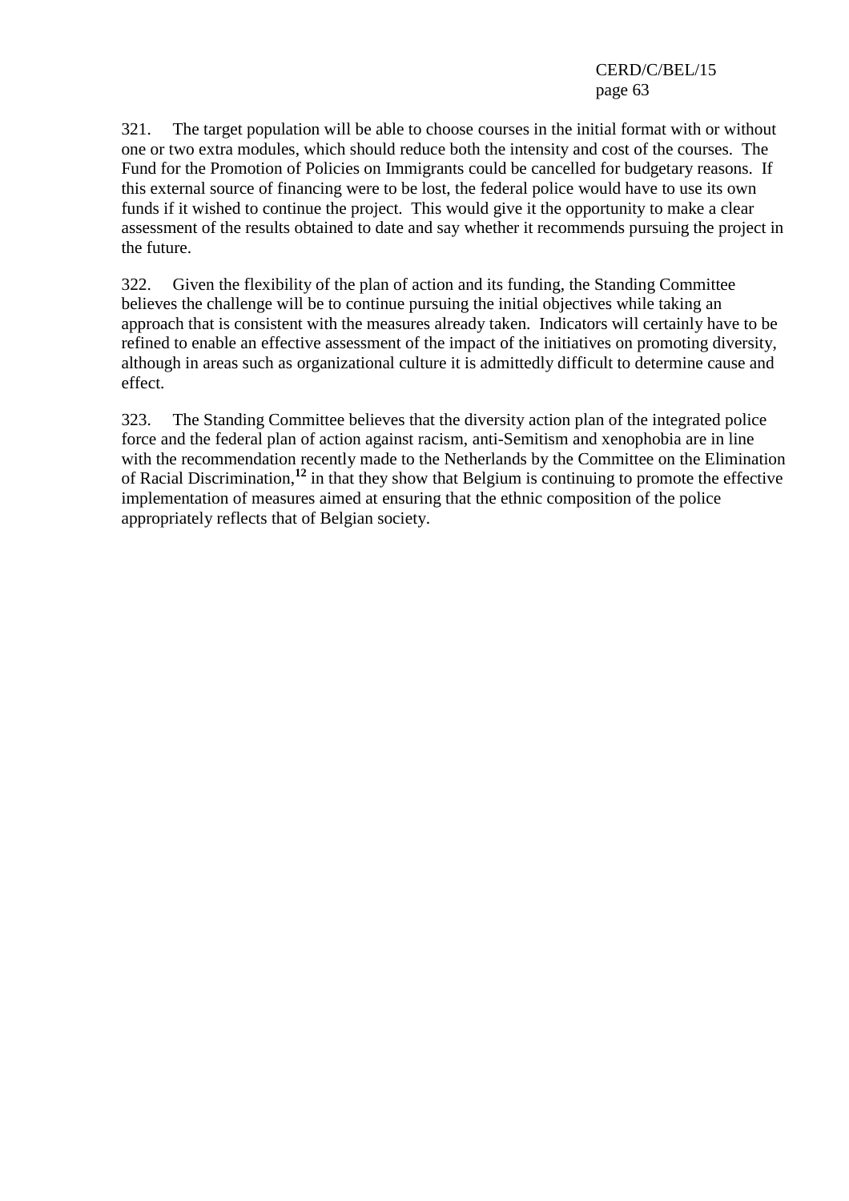321. The target population will be able to choose courses in the initial format with or without one or two extra modules, which should reduce both the intensity and cost of the courses. The Fund for the Promotion of Policies on Immigrants could be cancelled for budgetary reasons. If this external source of financing were to be lost, the federal police would have to use its own funds if it wished to continue the project. This would give it the opportunity to make a clear assessment of the results obtained to date and say whether it recommends pursuing the project in the future.

322. Given the flexibility of the plan of action and its funding, the Standing Committee believes the challenge will be to continue pursuing the initial objectives while taking an approach that is consistent with the measures already taken. Indicators will certainly have to be refined to enable an effective assessment of the impact of the initiatives on promoting diversity, although in areas such as organizational culture it is admittedly difficult to determine cause and effect.

323. The Standing Committee believes that the diversity action plan of the integrated police force and the federal plan of action against racism, anti-Semitism and xenophobia are in line with the recommendation recently made to the Netherlands by the Committee on the Elimination of Racial Discrimination,[12] in that they show that Belgium is continuing to promote the effective implementation of measures aimed at ensuring that the ethnic composition of the police appropriately reflects that of Belgian society.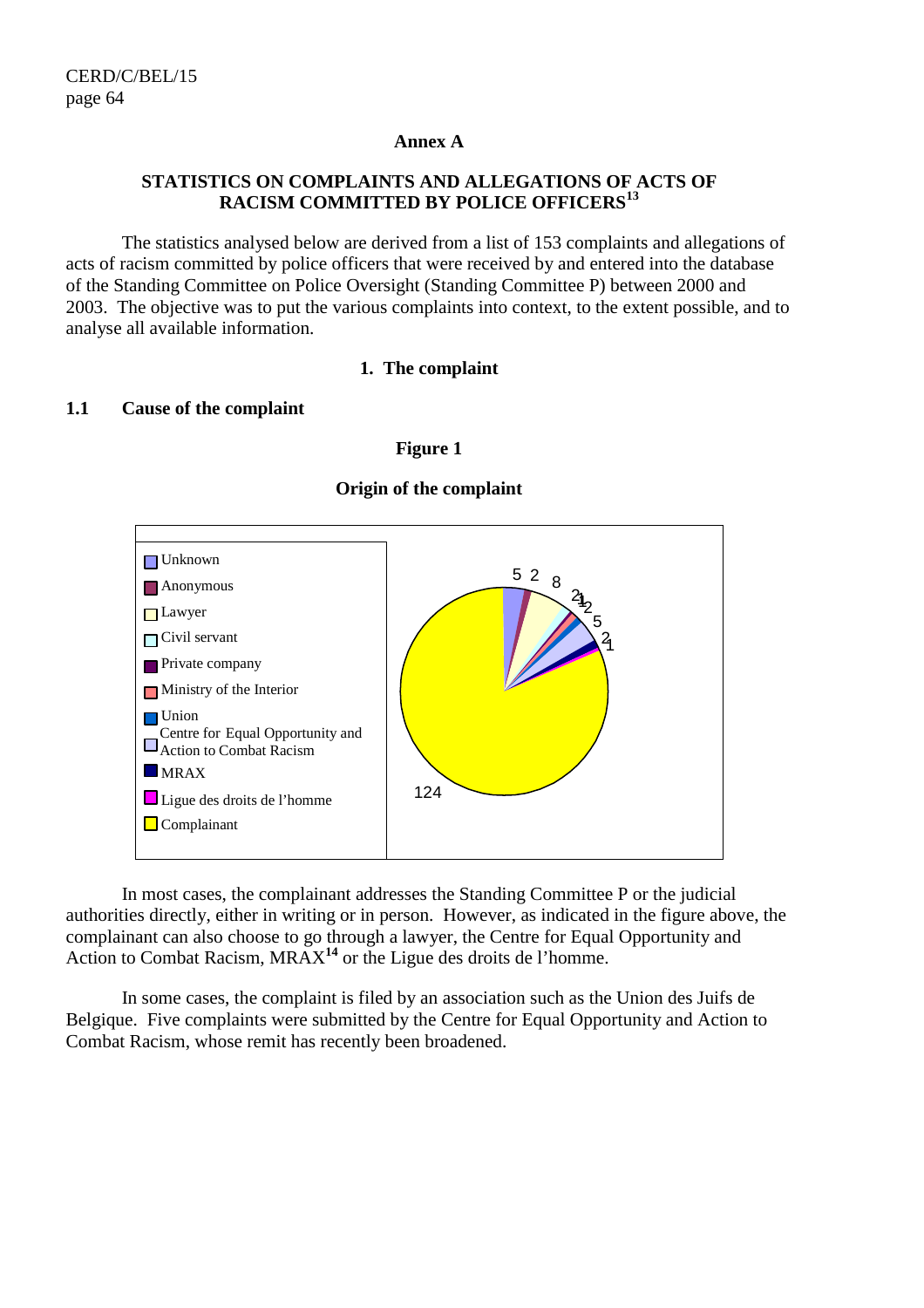## Annex A

### STATISTICS ON COMPLAINTS AND ALLEGATIONS OF ACTS OF RACISM COMMITTED BY POLICE OFFICERS[13]

The statistics analysed below are derived from a list of 153 complaints and allegations of acts of racism committed by police officers that were received by and entered into the database of the Standing Committee on Police Oversight (Standing Committee P) between 2000 and 2003. The objective was to put the various complaints into context, to the extent possible, and to analyse all available information.

### 1. The complaint

#### 1.1 Cause of the complaint

**Figure 1**

**Origin of the complaint**

| Origin | Number |
|---|---|
| Unknown | 5 |
| Anonymous | 2 |
| Lawyer | 8 |
| Civil servant | 2 |
| Private company | 1 |
| Ministry of the Interior | 2 |
| Union | 1 |
| Centre for Equal Opportunity and Action to Combat Racism | 5 |
| MRAX | 2 |
| Ligue des droits de l'homme | 1 |
| Complainant | 124 |

In most cases, the complainant addresses the Standing Committee P or the judicial authorities directly, either in writing or in person. However, as indicated in the figure above, the complainant can also choose to go through a lawyer, the Centre for Equal Opportunity and Action to Combat Racism, MRAX[14] or the Ligue des droits de l'homme.

In some cases, the complaint is filed by an association such as the Union des Juifs de Belgique. Five complaints were submitted by the Centre for Equal Opportunity and Action to Combat Racism, whose remit has recently been broadened.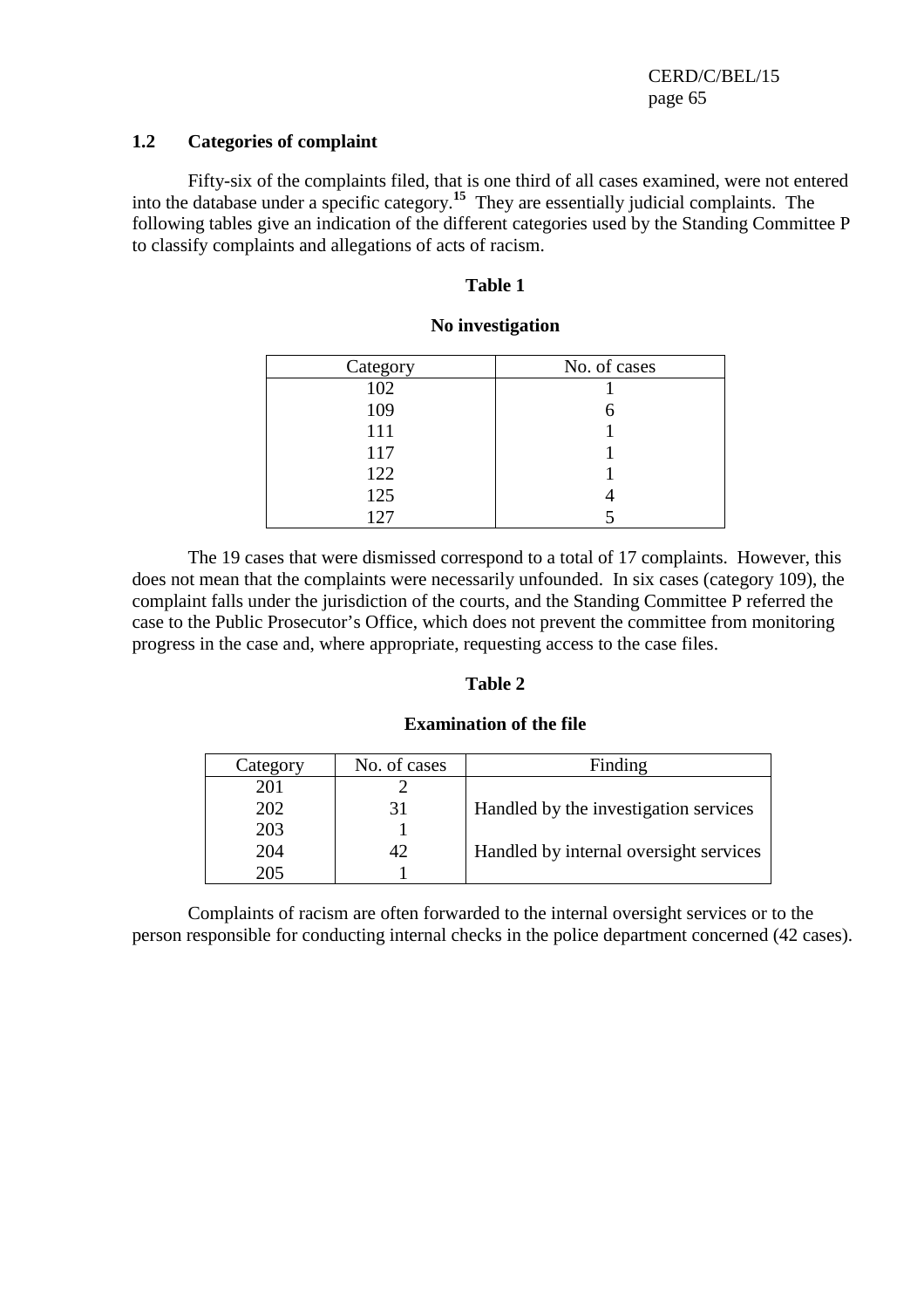### 1.2 Categories of complaint

Fifty-six of the complaints filed, that is one third of all cases examined, were not entered into the database under a specific category.[15] They are essentially judicial complaints. The following tables give an indication of the different categories used by the Standing Committee P to classify complaints and allegations of acts of racism.

**Table 1**

**No investigation**

| Category | No. of cases |
|---|---|
| 102 | 1 |
| 109 | 6 |
| 111 | 1 |
| 117 | 1 |
| 122 | 1 |
| 125 | 4 |
| 127 | 5 |

The 19 cases that were dismissed correspond to a total of 17 complaints. However, this does not mean that the complaints were necessarily unfounded. In six cases (category 109), the complaint falls under the jurisdiction of the courts, and the Standing Committee P referred the case to the Public Prosecutor's Office, which does not prevent the committee from monitoring progress in the case and, where appropriate, requesting access to the case files.

**Table 2**

**Examination of the file**

| Category | No. of cases | Finding |
|---|---|---|
| 201 | 2 | |
| 202 | 31 | Handled by the investigation services |
| 203 | 1 | |
| 204 | 42 | Handled by internal oversight services |
| 205 | 1 | |

Complaints of racism are often forwarded to the internal oversight services or to the person responsible for conducting internal checks in the police department concerned (42 cases).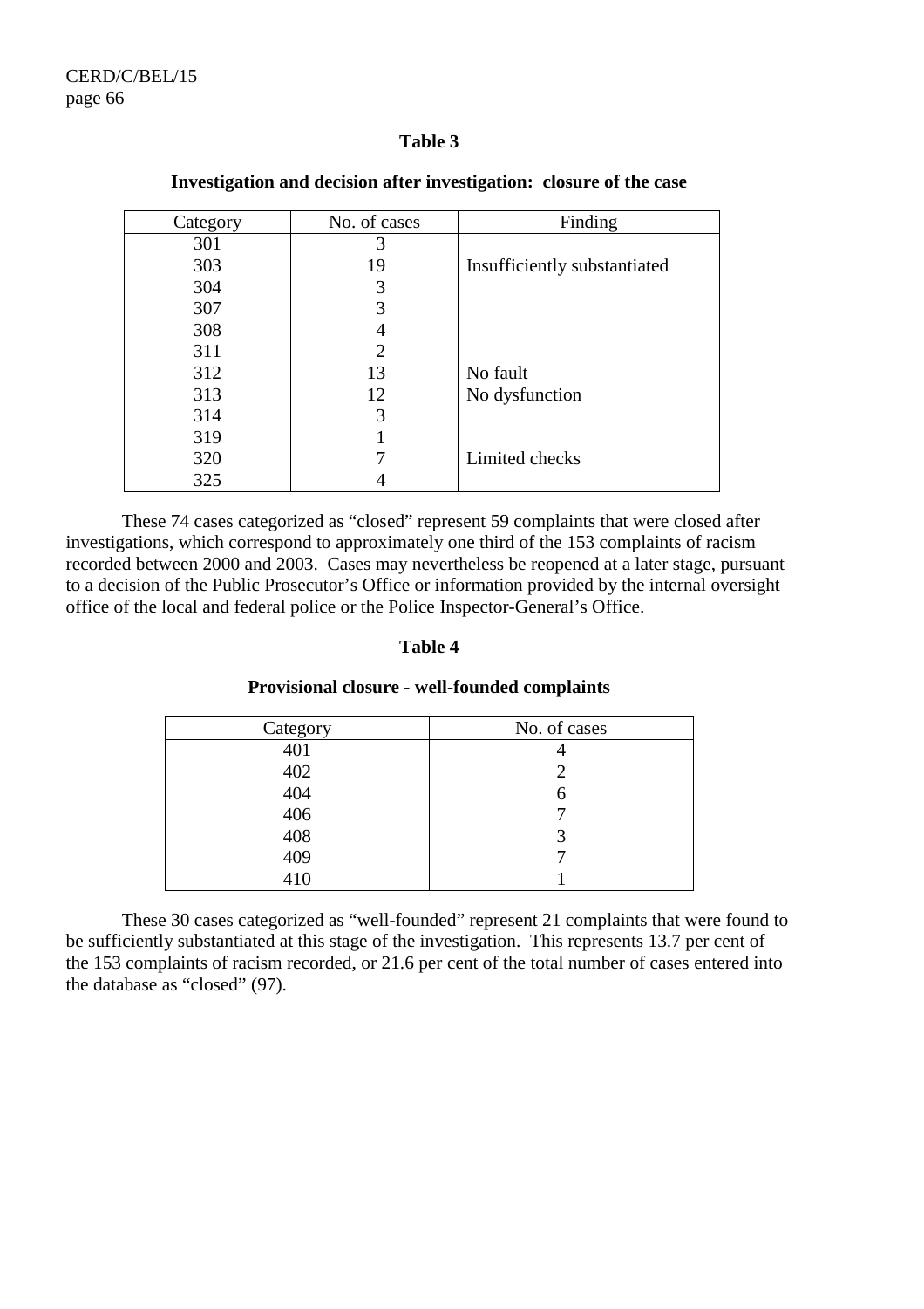**Table 3**

**Investigation and decision after investigation: closure of the case**

| Category | No. of cases | Finding |
|---|---|---|
| 301 | 3 | |
| 303 | 19 | Insufficiently substantiated |
| 304 | 3 | |
| 307 | 3 | |
| 308 | 4 | |
| 311 | 2 | |
| 312 | 13 | No fault |
| 313 | 12 | No dysfunction |
| 314 | 3 | |
| 319 | 1 | |
| 320 | 7 | Limited checks |
| 325 | 4 | |

These 74 cases categorized as "closed" represent 59 complaints that were closed after investigations, which correspond to approximately one third of the 153 complaints of racism recorded between 2000 and 2003. Cases may nevertheless be reopened at a later stage, pursuant to a decision of the Public Prosecutor's Office or information provided by the internal oversight office of the local and federal police or the Police Inspector-General's Office.

**Table 4**

**Provisional closure - well-founded complaints**

| Category | No. of cases |
|---|---|
| 401 | 4 |
| 402 | 2 |
| 404 | 6 |
| 406 | 7 |
| 408 | 3 |
| 409 | 7 |
| 410 | 1 |

These 30 cases categorized as "well-founded" represent 21 complaints that were found to be sufficiently substantiated at this stage of the investigation. This represents 13.7 per cent of the 153 complaints of racism recorded, or 21.6 per cent of the total number of cases entered into the database as "closed" (97).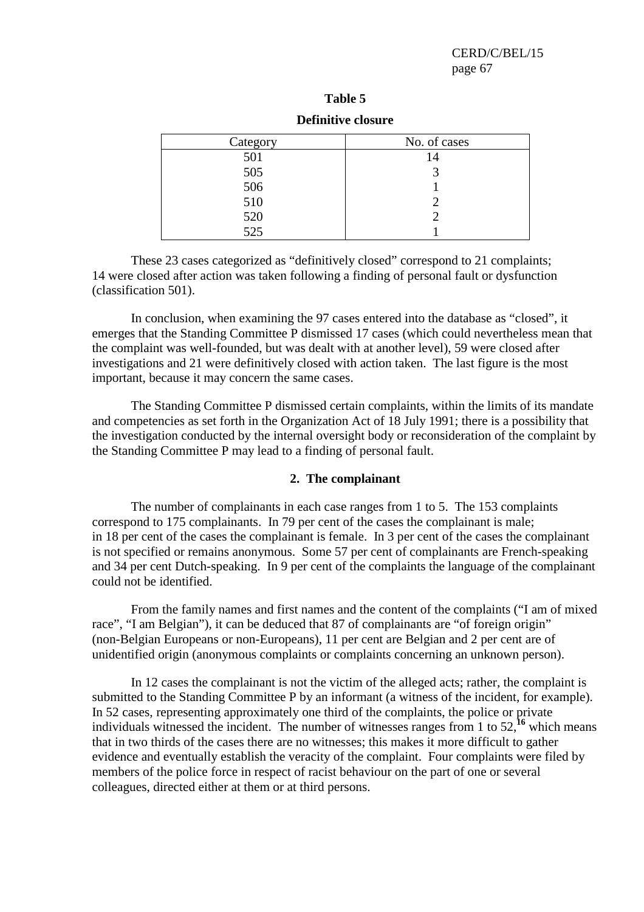**Table 5**

**Definitive closure**

| Category | No. of cases |
|---|---|
| 501 | 14 |
| 505 | 3 |
| 506 | 1 |
| 510 | 2 |
| 520 | 2 |
| 525 | 1 |

These 23 cases categorized as "definitively closed" correspond to 21 complaints; 14 were closed after action was taken following a finding of personal fault or dysfunction (classification 501).

In conclusion, when examining the 97 cases entered into the database as "closed", it emerges that the Standing Committee P dismissed 17 cases (which could nevertheless mean that the complaint was well-founded, but was dealt with at another level), 59 were closed after investigations and 21 were definitively closed with action taken. The last figure is the most important, because it may concern the same cases.

The Standing Committee P dismissed certain complaints, within the limits of its mandate and competencies as set forth in the Organization Act of 18 July 1991; there is a possibility that the investigation conducted by the internal oversight body or reconsideration of the complaint by the Standing Committee P may lead to a finding of personal fault.

## 2. The complainant

The number of complainants in each case ranges from 1 to 5. The 153 complaints correspond to 175 complainants. In 79 per cent of the cases the complainant is male; in 18 per cent of the cases the complainant is female. In 3 per cent of the cases the complainant is not specified or remains anonymous. Some 57 per cent of complainants are French-speaking and 34 per cent Dutch-speaking. In 9 per cent of the complaints the language of the complainant could not be identified.

From the family names and first names and the content of the complaints ("I am of mixed race", "I am Belgian"), it can be deduced that 87 of complainants are "of foreign origin" (non-Belgian Europeans or non-Europeans), 11 per cent are Belgian and 2 per cent are of unidentified origin (anonymous complaints or complaints concerning an unknown person).

In 12 cases the complainant is not the victim of the alleged acts; rather, the complaint is submitted to the Standing Committee P by an informant (a witness of the incident, for example). In 52 cases, representing approximately one third of the complaints, the police or private individuals witnessed the incident. The number of witnesses ranges from 1 to 52,[16] which means that in two thirds of the cases there are no witnesses; this makes it more difficult to gather evidence and eventually establish the veracity of the complaint. Four complaints were filed by members of the police force in respect of racist behaviour on the part of one or several colleagues, directed either at them or at third persons.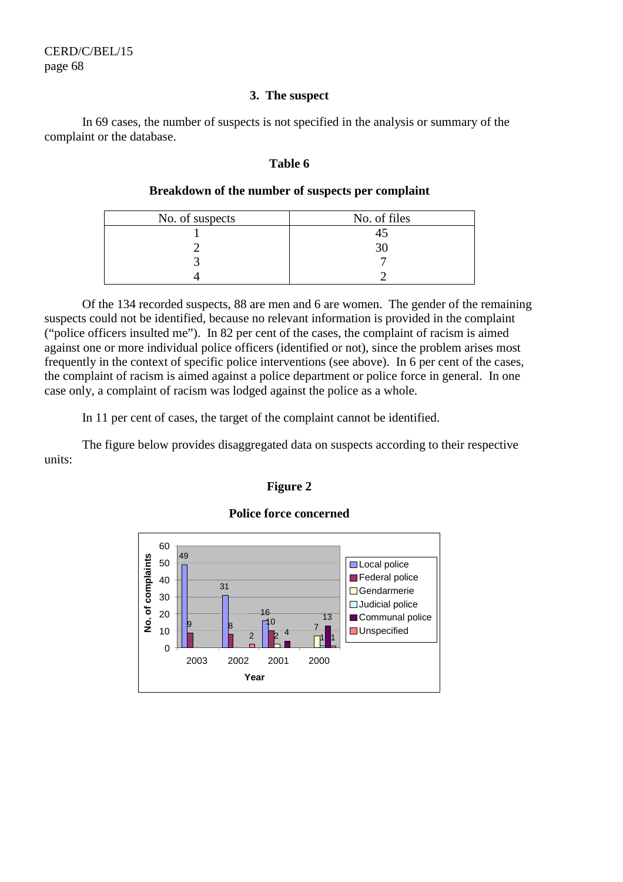### 3. The suspect

In 69 cases, the number of suspects is not specified in the analysis or summary of the complaint or the database.

**Table 6**

**Breakdown of the number of suspects per complaint**

| No. of suspects | No. of files |
|---|---|
| 1 | 45 |
| 2 | 30 |
| 3 | 7 |
| 4 | 2 |

Of the 134 recorded suspects, 88 are men and 6 are women. The gender of the remaining suspects could not be identified, because no relevant information is provided in the complaint ("police officers insulted me"). In 82 per cent of the cases, the complaint of racism is aimed against one or more individual police officers (identified or not), since the problem arises most frequently in the context of specific police interventions (see above). In 6 per cent of the cases, the complaint of racism is aimed against a police department or police force in general. In one case only, a complaint of racism was lodged against the police as a whole.

In 11 per cent of cases, the target of the complaint cannot be identified.

The figure below provides disaggregated data on suspects according to their respective units:

**Figure 2**

**Police force concerned**

| Year | Local police | Federal police | Gendarmerie | Judicial police | Communal police | Unspecified |
|---|---|---|---|---|---|---|
| 2003 | 49 | 9 | | | | |
| 2002 | 31 | 8 | | | | 2 |
| 2001 | 16 | 10 | 2 | | 4 | |
| 2000 | | | 7 | 1 | 13 | 1 |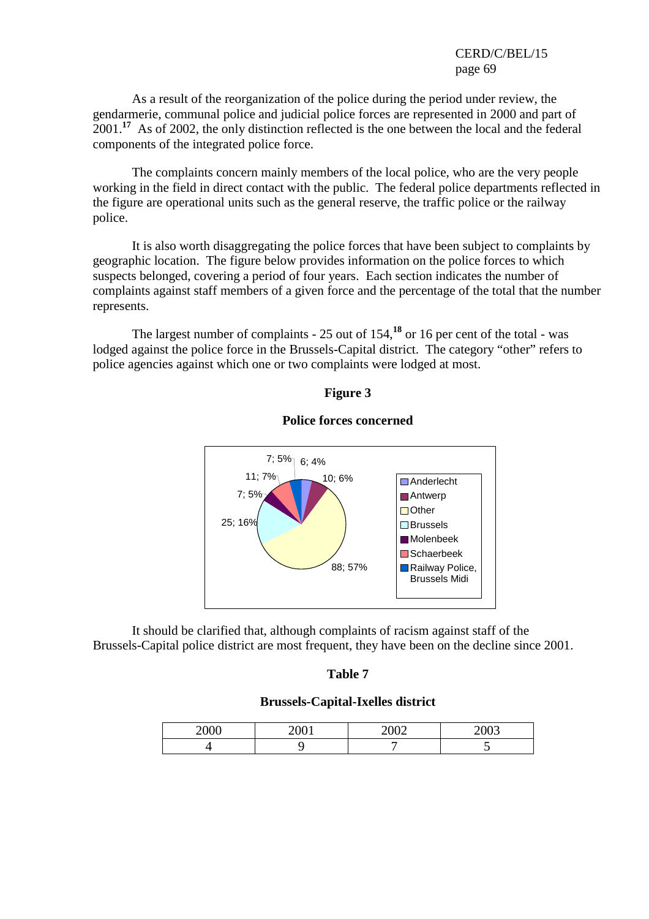As a result of the reorganization of the police during the period under review, the gendarmerie, communal police and judicial police forces are represented in 2000 and part of 2001.[17] As of 2002, the only distinction reflected is the one between the local and the federal components of the integrated police force.

The complaints concern mainly members of the local police, who are the very people working in the field in direct contact with the public. The federal police departments reflected in the figure are operational units such as the general reserve, the traffic police or the railway police.

It is also worth disaggregating the police forces that have been subject to complaints by geographic location. The figure below provides information on the police forces to which suspects belonged, covering a period of four years. Each section indicates the number of complaints against staff members of a given force and the percentage of the total that the number represents.

The largest number of complaints - 25 out of 154,[18] or 16 per cent of the total - was lodged against the police force in the Brussels-Capital district. The category "other" refers to police agencies against which one or two complaints were lodged at most.

**Figure 3**

**Police forces concerned**

| Police force | Complaints; % |
|---|---|
| Anderlecht | 6; 4% |
| Antwerp | 10; 6% |
| Other | 88; 57% |
| Brussels | 25; 16% |
| Molenbeek | 7; 5% |
| Schaerbeek | 11; 7% |
| Railway Police, Brussels Midi | 7; 5% |

It should be clarified that, although complaints of racism against staff of the Brussels-Capital police district are most frequent, they have been on the decline since 2001.

**Table 7**

**Brussels-Capital-Ixelles district**

| 2000 | 2001 | 2002 | 2003 |
|---|---|---|---|
| 4 | 9 | 7 | 5 |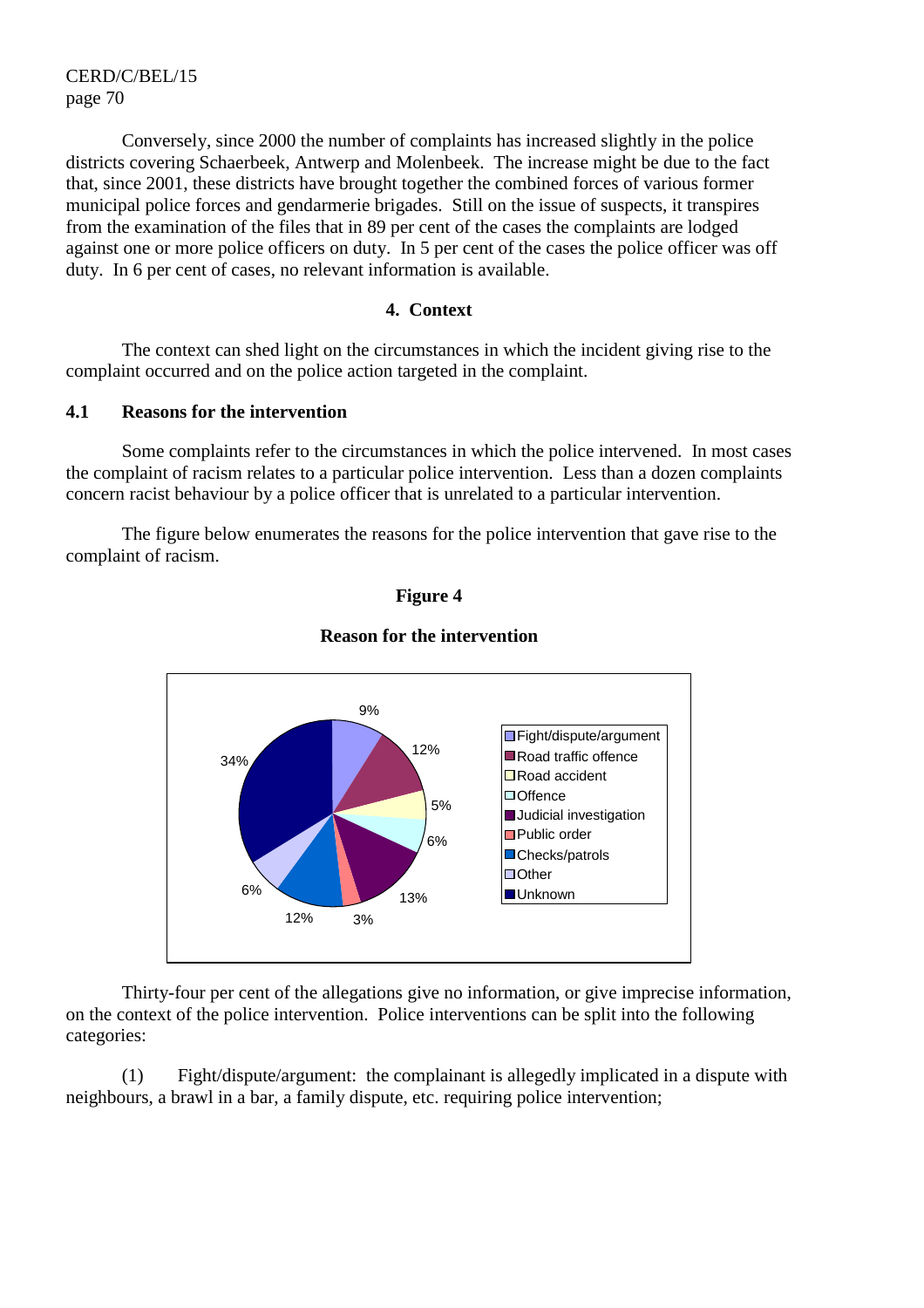Conversely, since 2000 the number of complaints has increased slightly in the police districts covering Schaerbeek, Antwerp and Molenbeek. The increase might be due to the fact that, since 2001, these districts have brought together the combined forces of various former municipal police forces and gendarmerie brigades. Still on the issue of suspects, it transpires from the examination of the files that in 89 per cent of the cases the complaints are lodged against one or more police officers on duty. In 5 per cent of the cases the police officer was off duty. In 6 per cent of cases, no relevant information is available.

## 4. Context

The context can shed light on the circumstances in which the incident giving rise to the complaint occurred and on the police action targeted in the complaint.

### 4.1 Reasons for the intervention

Some complaints refer to the circumstances in which the police intervened. In most cases the complaint of racism relates to a particular police intervention. Less than a dozen complaints concern racist behaviour by a police officer that is unrelated to a particular intervention.

The figure below enumerates the reasons for the police intervention that gave rise to the complaint of racism.

**Figure 4**

**Reason for the intervention**

| Reason | Percentage |
|---|---|
| Fight/dispute/argument | 9% |
| Road traffic offence | 12% |
| Road accident | 5% |
| Offence | 6% |
| Judicial investigation | 13% |
| Public order | 3% |
| Checks/patrols | 12% |
| Other | 6% |
| Unknown | 34% |

Thirty-four per cent of the allegations give no information, or give imprecise information, on the context of the police intervention. Police interventions can be split into the following categories:

(1) Fight/dispute/argument: the complainant is allegedly implicated in a dispute with neighbours, a brawl in a bar, a family dispute, etc. requiring police intervention;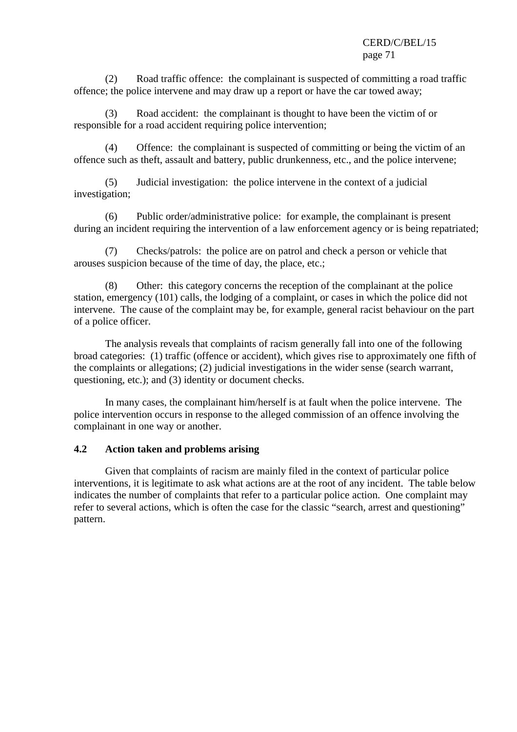(2) Road traffic offence: the complainant is suspected of committing a road traffic offence; the police intervene and may draw up a report or have the car towed away;

(3) Road accident: the complainant is thought to have been the victim of or responsible for a road accident requiring police intervention;

(4) Offence: the complainant is suspected of committing or being the victim of an offence such as theft, assault and battery, public drunkenness, etc., and the police intervene;

(5) Judicial investigation: the police intervene in the context of a judicial investigation;

(6) Public order/administrative police: for example, the complainant is present during an incident requiring the intervention of a law enforcement agency or is being repatriated;

(7) Checks/patrols: the police are on patrol and check a person or vehicle that arouses suspicion because of the time of day, the place, etc.;

(8) Other: this category concerns the reception of the complainant at the police station, emergency (101) calls, the lodging of a complaint, or cases in which the police did not intervene. The cause of the complaint may be, for example, general racist behaviour on the part of a police officer.

The analysis reveals that complaints of racism generally fall into one of the following broad categories: (1) traffic (offence or accident), which gives rise to approximately one fifth of the complaints or allegations; (2) judicial investigations in the wider sense (search warrant, questioning, etc.); and (3) identity or document checks.

In many cases, the complainant him/herself is at fault when the police intervene. The police intervention occurs in response to the alleged commission of an offence involving the complainant in one way or another.

### 4.2 Action taken and problems arising

Given that complaints of racism are mainly filed in the context of particular police interventions, it is legitimate to ask what actions are at the root of any incident. The table below indicates the number of complaints that refer to a particular police action. One complaint may refer to several actions, which is often the case for the classic "search, arrest and questioning" pattern.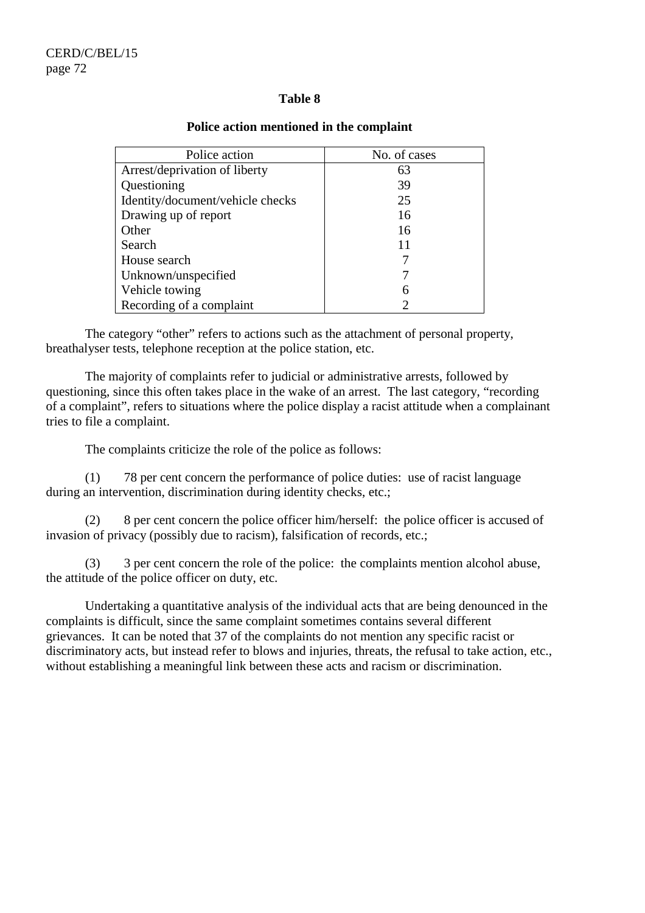**Table 8**

**Police action mentioned in the complaint**

| Police action | No. of cases |
|---|---|
| Arrest/deprivation of liberty | 63 |
| Questioning | 39 |
| Identity/document/vehicle checks | 25 |
| Drawing up of report | 16 |
| Other | 16 |
| Search | 11 |
| House search | 7 |
| Unknown/unspecified | 7 |
| Vehicle towing | 6 |
| Recording of a complaint | 2 |

The category "other" refers to actions such as the attachment of personal property, breathalyser tests, telephone reception at the police station, etc.

The majority of complaints refer to judicial or administrative arrests, followed by questioning, since this often takes place in the wake of an arrest. The last category, "recording of a complaint", refers to situations where the police display a racist attitude when a complainant tries to file a complaint.

The complaints criticize the role of the police as follows:

(1) 78 per cent concern the performance of police duties: use of racist language during an intervention, discrimination during identity checks, etc.;

(2) 8 per cent concern the police officer him/herself: the police officer is accused of invasion of privacy (possibly due to racism), falsification of records, etc.;

(3) 3 per cent concern the role of the police: the complaints mention alcohol abuse, the attitude of the police officer on duty, etc.

Undertaking a quantitative analysis of the individual acts that are being denounced in the complaints is difficult, since the same complaint sometimes contains several different grievances. It can be noted that 37 of the complaints do not mention any specific racist or discriminatory acts, but instead refer to blows and injuries, threats, the refusal to take action, etc., without establishing a meaningful link between these acts and racism or discrimination.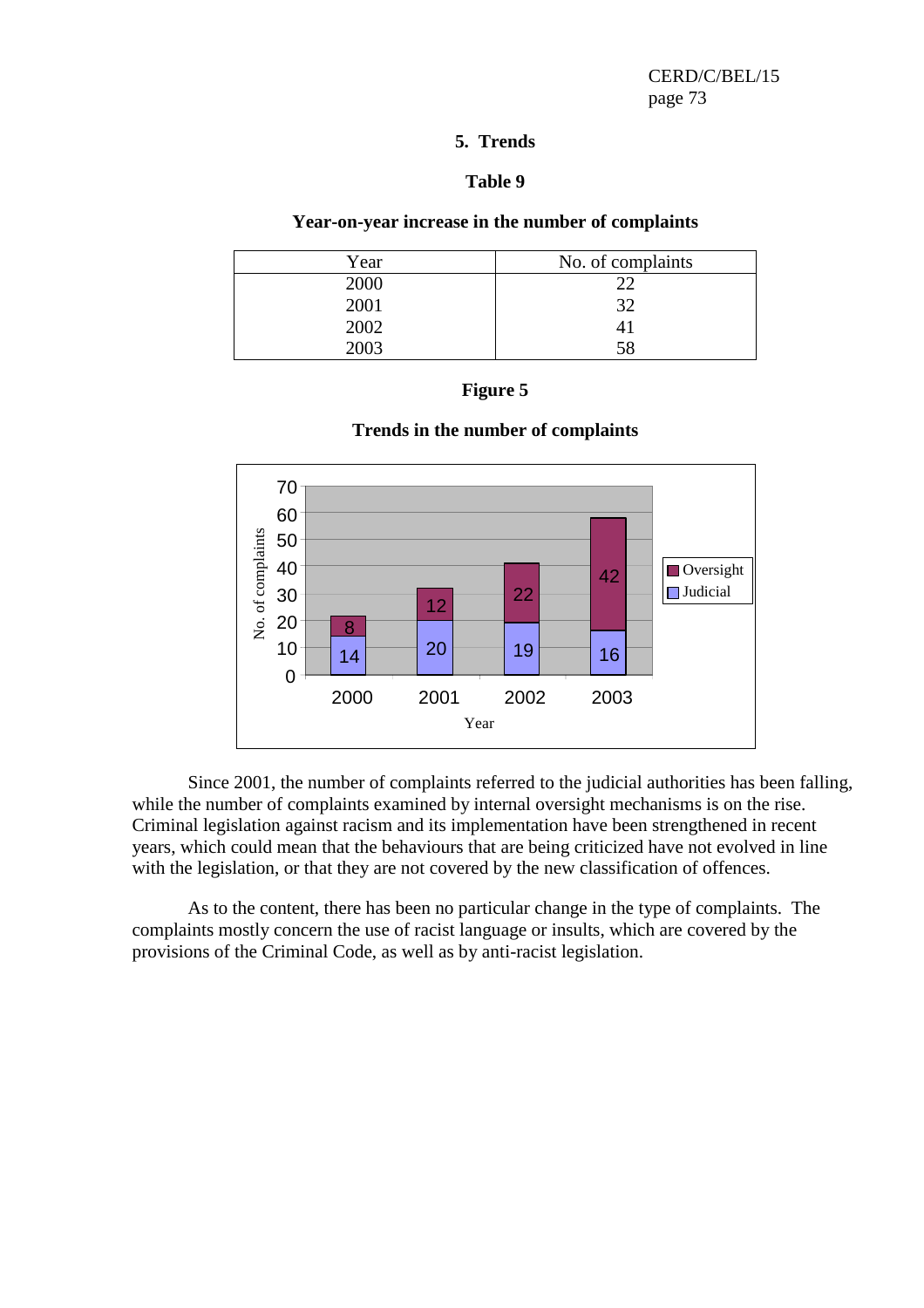## 5. Trends

**Table 9**

**Year-on-year increase in the number of complaints**

| Year | No. of complaints |
|---|---|
| 2000 | 22 |
| 2001 | 32 |
| 2002 | 41 |
| 2003 | 58 |

**Figure 5**

**Trends in the number of complaints**

| Year | Judicial | Oversight |
|---|---|---|
| 2000 | 14 | 8 |
| 2001 | 20 | 12 |
| 2002 | 19 | 22 |
| 2003 | 16 | 42 |

Since 2001, the number of complaints referred to the judicial authorities has been falling, while the number of complaints examined by internal oversight mechanisms is on the rise. Criminal legislation against racism and its implementation have been strengthened in recent years, which could mean that the behaviours that are being criticized have not evolved in line with the legislation, or that they are not covered by the new classification of offences.

As to the content, there has been no particular change in the type of complaints. The complaints mostly concern the use of racist language or insults, which are covered by the provisions of the Criminal Code, as well as by anti-racist legislation.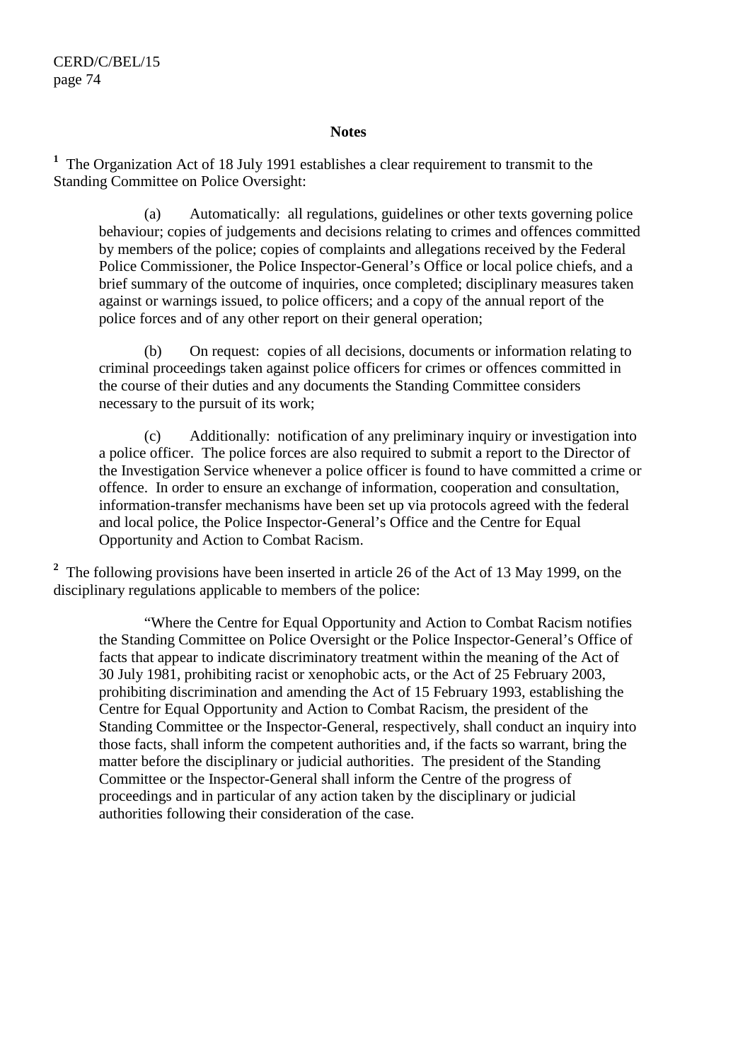## Notes

[1] The Organization Act of 18 July 1991 establishes a clear requirement to transmit to the Standing Committee on Police Oversight:

(a) Automatically: all regulations, guidelines or other texts governing police behaviour; copies of judgements and decisions relating to crimes and offences committed by members of the police; copies of complaints and allegations received by the Federal Police Commissioner, the Police Inspector-General's Office or local police chiefs, and a brief summary of the outcome of inquiries, once completed; disciplinary measures taken against or warnings issued, to police officers; and a copy of the annual report of the police forces and of any other report on their general operation;

(b) On request: copies of all decisions, documents or information relating to criminal proceedings taken against police officers for crimes or offences committed in the course of their duties and any documents the Standing Committee considers necessary to the pursuit of its work;

(c) Additionally: notification of any preliminary inquiry or investigation into a police officer. The police forces are also required to submit a report to the Director of the Investigation Service whenever a police officer is found to have committed a crime or offence. In order to ensure an exchange of information, cooperation and consultation, information-transfer mechanisms have been set up via protocols agreed with the federal and local police, the Police Inspector-General's Office and the Centre for Equal Opportunity and Action to Combat Racism.

[2] The following provisions have been inserted in article 26 of the Act of 13 May 1999, on the disciplinary regulations applicable to members of the police:

"Where the Centre for Equal Opportunity and Action to Combat Racism notifies the Standing Committee on Police Oversight or the Police Inspector-General's Office of facts that appear to indicate discriminatory treatment within the meaning of the Act of 30 July 1981, prohibiting racist or xenophobic acts, or the Act of 25 February 2003, prohibiting discrimination and amending the Act of 15 February 1993, establishing the Centre for Equal Opportunity and Action to Combat Racism, the president of the Standing Committee or the Inspector-General, respectively, shall conduct an inquiry into those facts, shall inform the competent authorities and, if the facts so warrant, bring the matter before the disciplinary or judicial authorities. The president of the Standing Committee or the Inspector-General shall inform the Centre of the progress of proceedings and in particular of any action taken by the disciplinary or judicial authorities following their consideration of the case.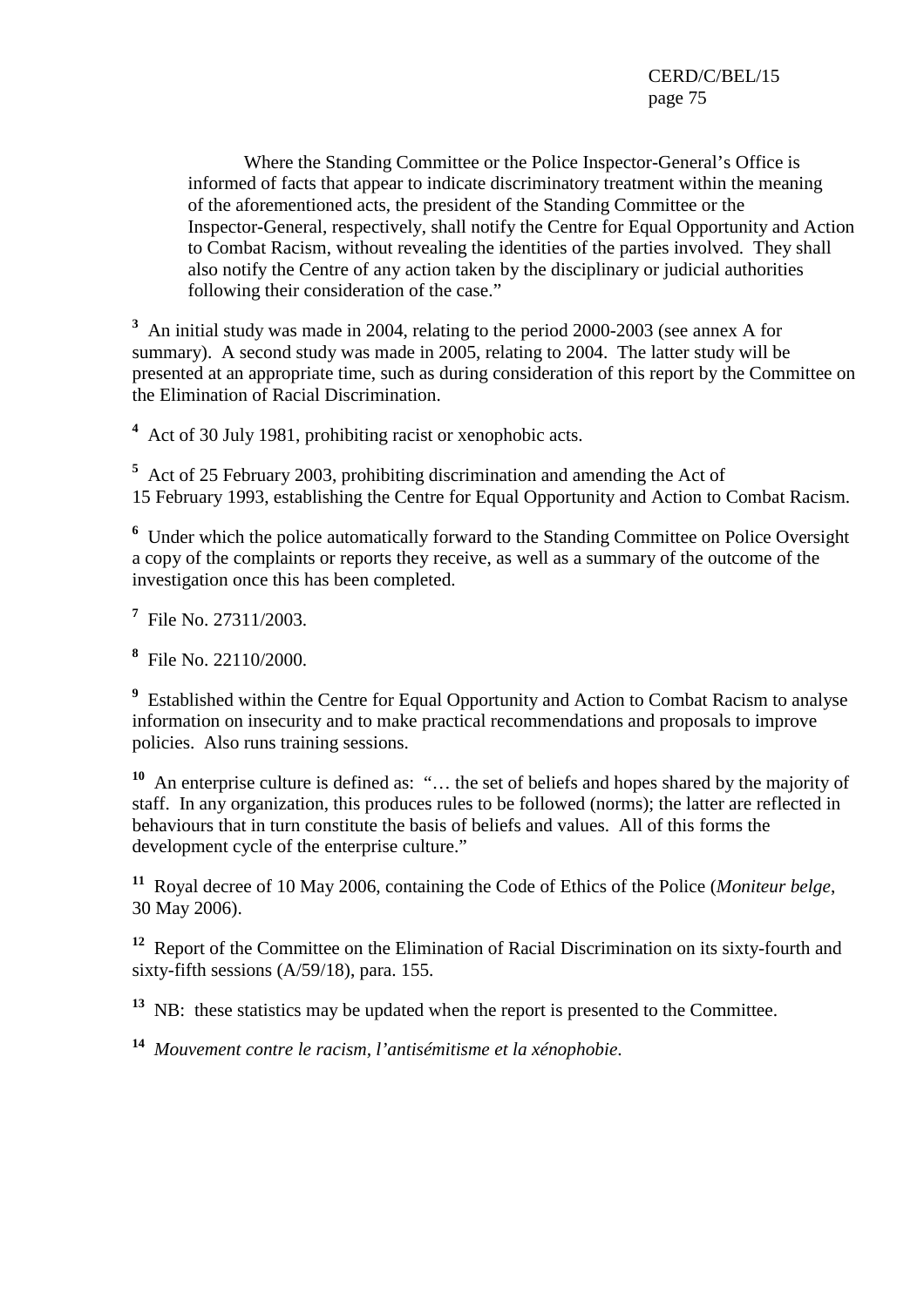> Where the Standing Committee or the Police Inspector-General's Office is informed of facts that appear to indicate discriminatory treatment within the meaning of the aforementioned acts, the president of the Standing Committee or the Inspector-General, respectively, shall notify the Centre for Equal Opportunity and Action to Combat Racism, without revealing the identities of the parties involved. They shall also notify the Centre of any action taken by the disciplinary or judicial authorities following their consideration of the case."

[3] An initial study was made in 2004, relating to the period 2000-2003 (see annex A for summary). A second study was made in 2005, relating to 2004. The latter study will be presented at an appropriate time, such as during consideration of this report by the Committee on the Elimination of Racial Discrimination.

[4] Act of 30 July 1981, prohibiting racist or xenophobic acts.

[5] Act of 25 February 2003, prohibiting discrimination and amending the Act of 15 February 1993, establishing the Centre for Equal Opportunity and Action to Combat Racism.

[6] Under which the police automatically forward to the Standing Committee on Police Oversight a copy of the complaints or reports they receive, as well as a summary of the outcome of the investigation once this has been completed.

[7] File No. 27311/2003.

[8] File No. 22110/2000.

[9] Established within the Centre for Equal Opportunity and Action to Combat Racism to analyse information on insecurity and to make practical recommendations and proposals to improve policies. Also runs training sessions.

[10] An enterprise culture is defined as: "… the set of beliefs and hopes shared by the majority of staff. In any organization, this produces rules to be followed (norms); the latter are reflected in behaviours that in turn constitute the basis of beliefs and values. All of this forms the development cycle of the enterprise culture."

[11] Royal decree of 10 May 2006, containing the Code of Ethics of the Police (*Moniteur belge*, 30 May 2006).

[12] Report of the Committee on the Elimination of Racial Discrimination on its sixty-fourth and sixty-fifth sessions (A/59/18), para. 155.

[13] NB: these statistics may be updated when the report is presented to the Committee.

[14] *Mouvement contre le racism, l'antisémitisme et la xénophobie*.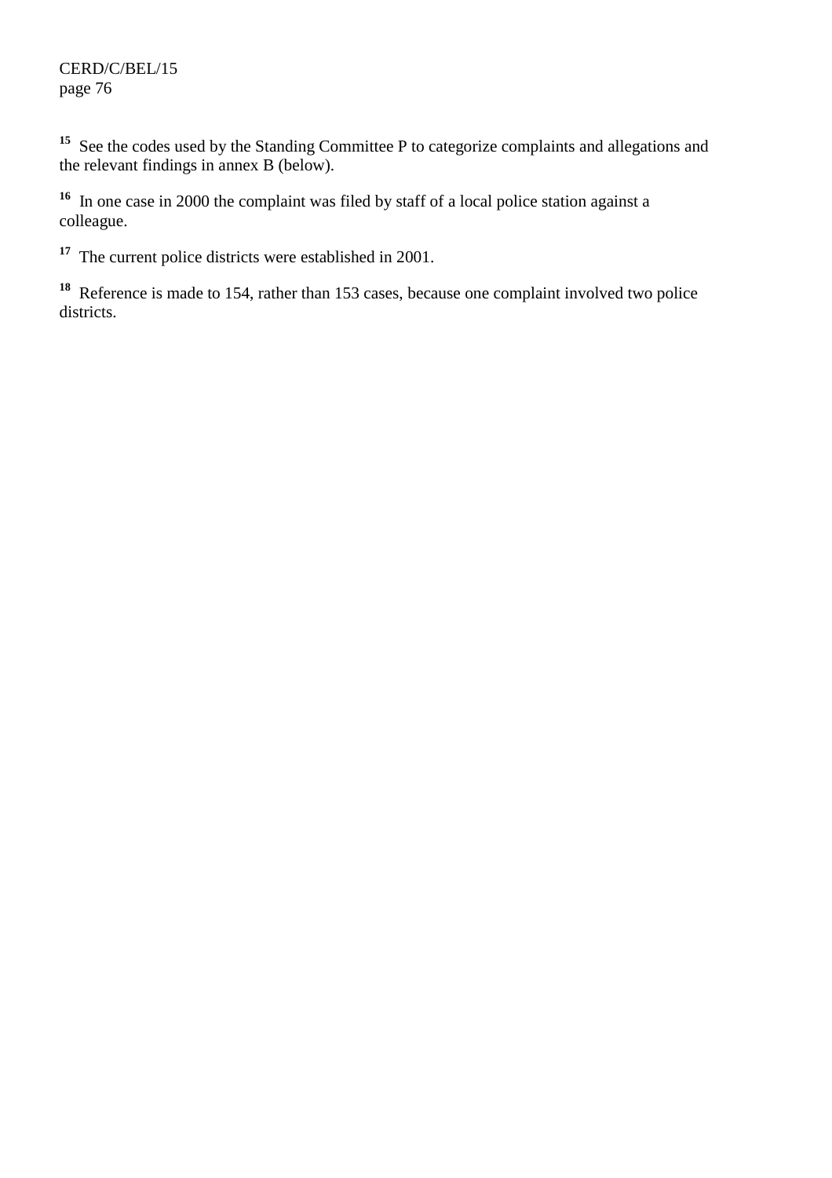[15] See the codes used by the Standing Committee P to categorize complaints and allegations and the relevant findings in annex B (below).

[16] In one case in 2000 the complaint was filed by staff of a local police station against a colleague.

[17] The current police districts were established in 2001.

[18] Reference is made to 154, rather than 153 cases, because one complaint involved two police districts.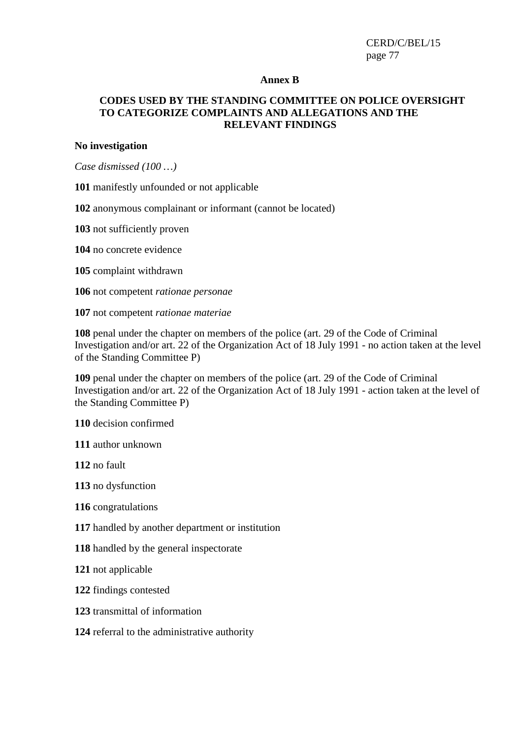## Annex B

## CODES USED BY THE STANDING COMMITTEE ON POLICE OVERSIGHT TO CATEGORIZE COMPLAINTS AND ALLEGATIONS AND THE RELEVANT FINDINGS

**No investigation**

*Case dismissed (100 …)*

**101** manifestly unfounded or not applicable

**102** anonymous complainant or informant (cannot be located)

**103** not sufficiently proven

**104** no concrete evidence

**105** complaint withdrawn

**106** not competent *rationae personae*

**107** not competent *rationae materiae*

**108** penal under the chapter on members of the police (art. 29 of the Code of Criminal Investigation and/or art. 22 of the Organization Act of 18 July 1991 - no action taken at the level of the Standing Committee P)

**109** penal under the chapter on members of the police (art. 29 of the Code of Criminal Investigation and/or art. 22 of the Organization Act of 18 July 1991 - action taken at the level of the Standing Committee P)

**110** decision confirmed

**111** author unknown

**112** no fault

**113** no dysfunction

**116** congratulations

**117** handled by another department or institution

**118** handled by the general inspectorate

**121** not applicable

**122** findings contested

**123** transmittal of information

**124** referral to the administrative authority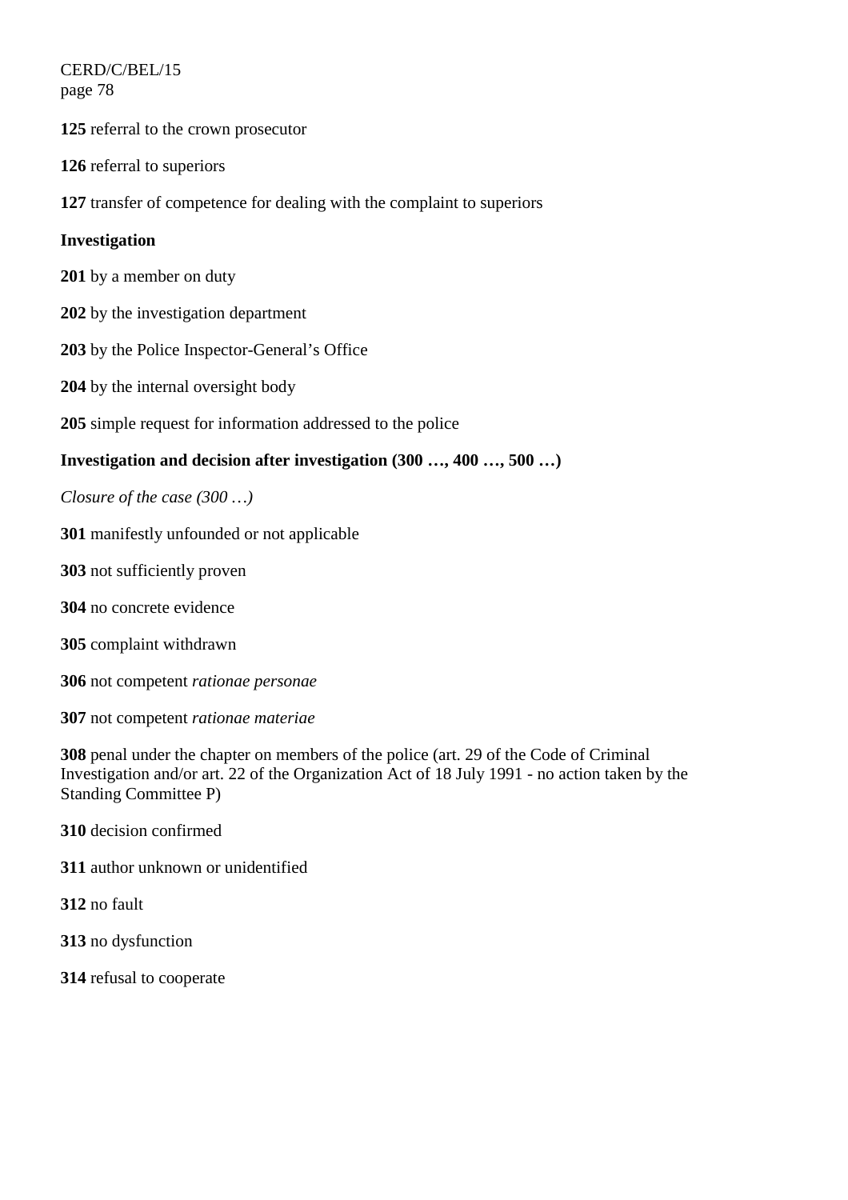**125** referral to the crown prosecutor

**126** referral to superiors

**127** transfer of competence for dealing with the complaint to superiors

**Investigation**

**201** by a member on duty

**202** by the investigation department

**203** by the Police Inspector-General's Office

**204** by the internal oversight body

**205** simple request for information addressed to the police

**Investigation and decision after investigation (300 …, 400 …, 500 …)**

*Closure of the case (300 …)*

**301** manifestly unfounded or not applicable

**303** not sufficiently proven

**304** no concrete evidence

**305** complaint withdrawn

**306** not competent *rationae personae*

**307** not competent *rationae materiae*

**308** penal under the chapter on members of the police (art. 29 of the Code of Criminal Investigation and/or art. 22 of the Organization Act of 18 July 1991 - no action taken by the Standing Committee P)

**310** decision confirmed

**311** author unknown or unidentified

**312** no fault

**313** no dysfunction

**314** refusal to cooperate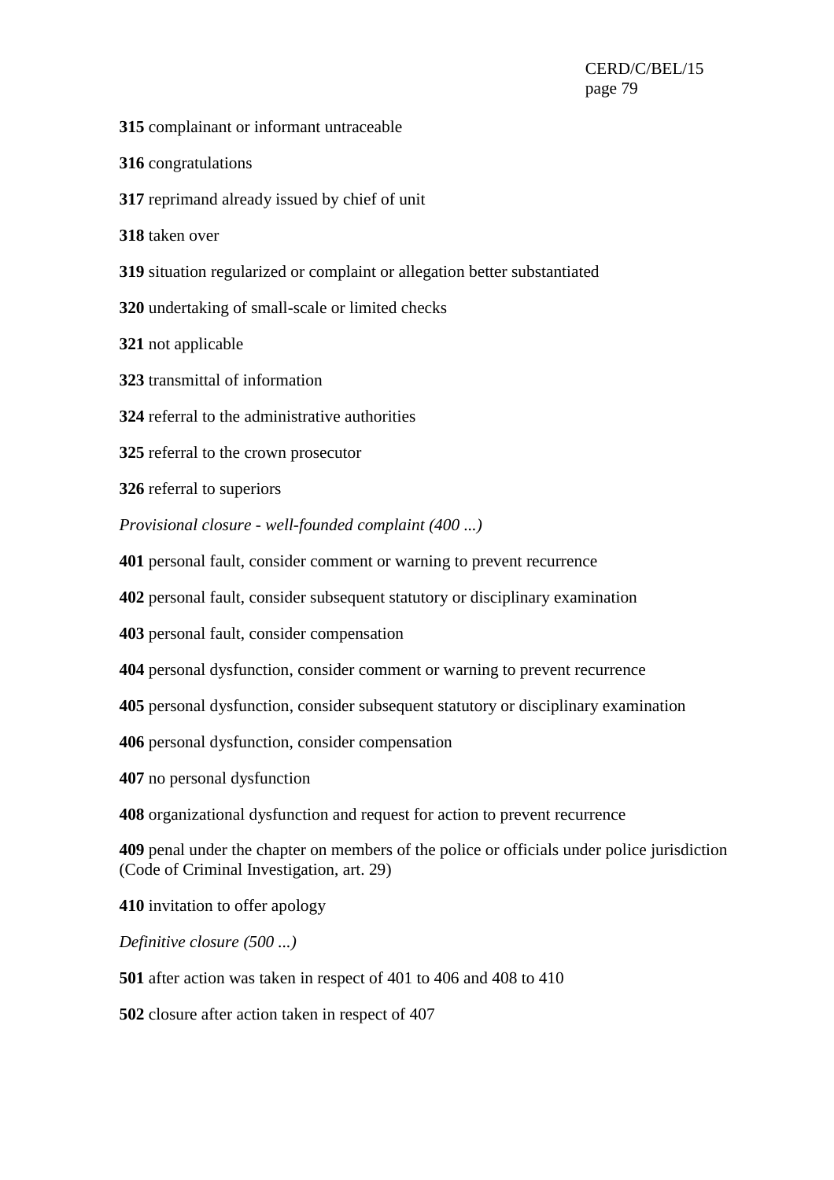**315** complainant or informant untraceable

**316** congratulations

**317** reprimand already issued by chief of unit

**318** taken over

**319** situation regularized or complaint or allegation better substantiated

**320** undertaking of small-scale or limited checks

**321** not applicable

**323** transmittal of information

**324** referral to the administrative authorities

**325** referral to the crown prosecutor

**326** referral to superiors

*Provisional closure - well-founded complaint (400 ...)*

**401** personal fault, consider comment or warning to prevent recurrence

**402** personal fault, consider subsequent statutory or disciplinary examination

**403** personal fault, consider compensation

**404** personal dysfunction, consider comment or warning to prevent recurrence

**405** personal dysfunction, consider subsequent statutory or disciplinary examination

**406** personal dysfunction, consider compensation

**407** no personal dysfunction

**408** organizational dysfunction and request for action to prevent recurrence

**409** penal under the chapter on members of the police or officials under police jurisdiction (Code of Criminal Investigation, art. 29)

**410** invitation to offer apology

*Definitive closure (500 ...)*

**501** after action was taken in respect of 401 to 406 and 408 to 410

**502** closure after action taken in respect of 407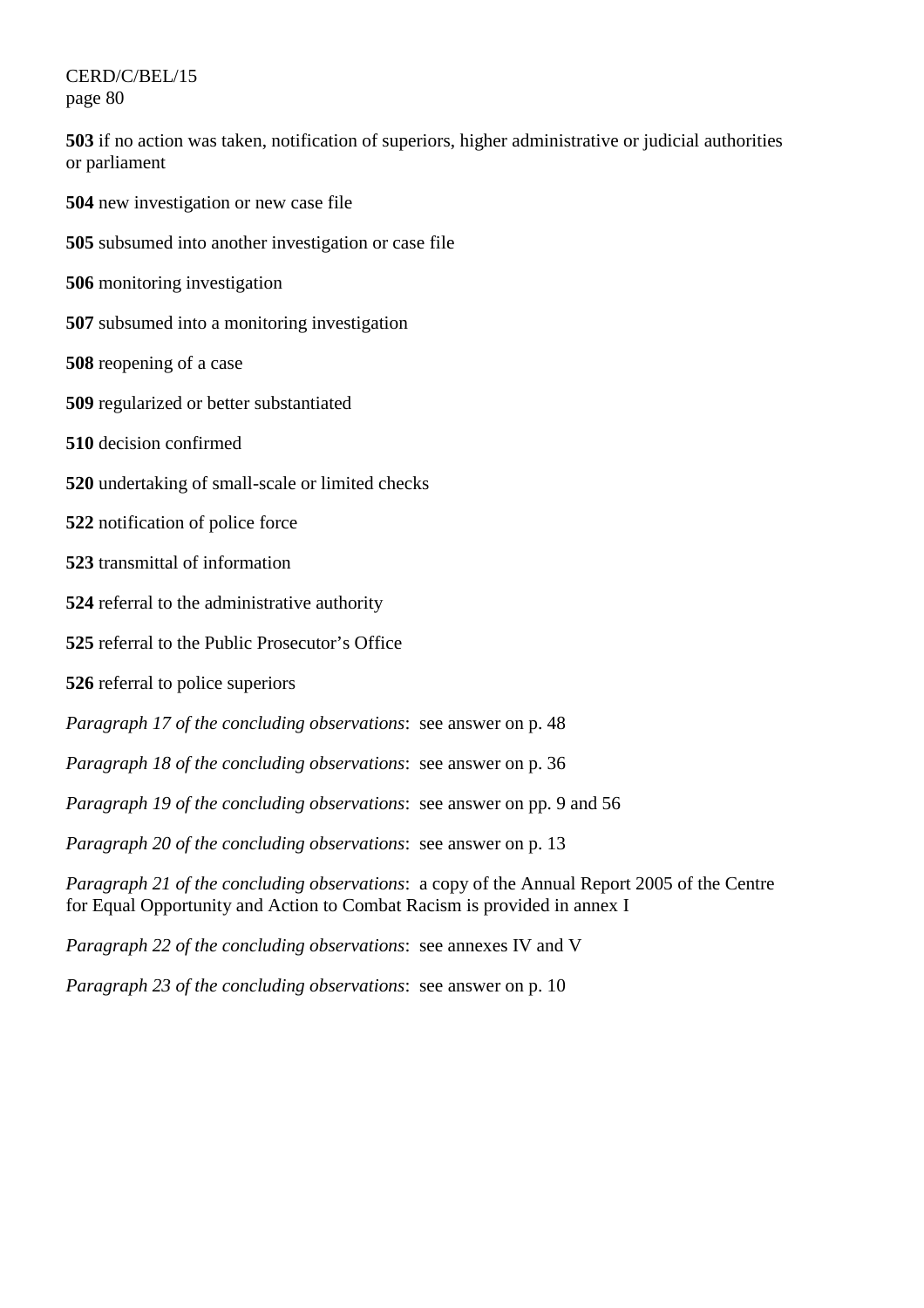**503** if no action was taken, notification of superiors, higher administrative or judicial authorities or parliament

**504** new investigation or new case file

**505** subsumed into another investigation or case file

**506** monitoring investigation

**507** subsumed into a monitoring investigation

**508** reopening of a case

**509** regularized or better substantiated

**510** decision confirmed

**520** undertaking of small-scale or limited checks

**522** notification of police force

**523** transmittal of information

**524** referral to the administrative authority

**525** referral to the Public Prosecutor's Office

**526** referral to police superiors

*Paragraph 17 of the concluding observations*: see answer on p. 48

*Paragraph 18 of the concluding observations*: see answer on p. 36

*Paragraph 19 of the concluding observations*: see answer on pp. 9 and 56

*Paragraph 20 of the concluding observations*: see answer on p. 13

*Paragraph 21 of the concluding observations*: a copy of the Annual Report 2005 of the Centre for Equal Opportunity and Action to Combat Racism is provided in annex I

*Paragraph 22 of the concluding observations*: see annexes IV and V

*Paragraph 23 of the concluding observations*: see answer on p. 10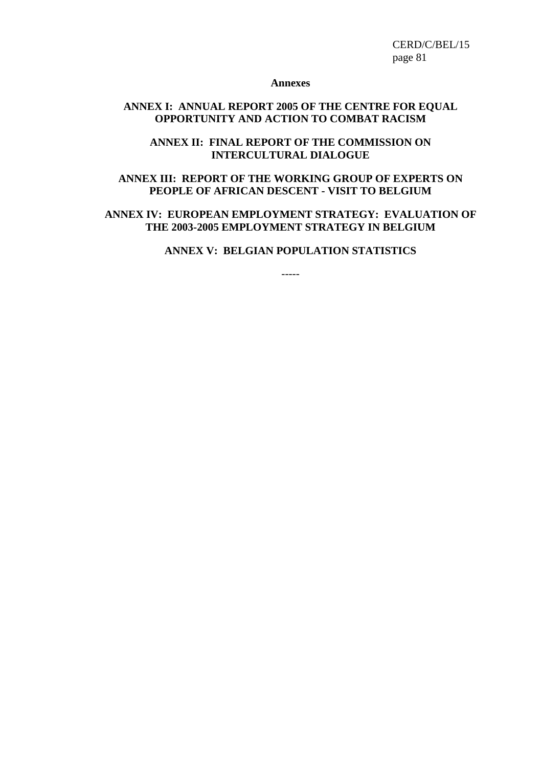**Annexes**

**ANNEX I: ANNUAL REPORT 2005 OF THE CENTRE FOR EQUAL OPPORTUNITY AND ACTION TO COMBAT RACISM**

**ANNEX II: FINAL REPORT OF THE COMMISSION ON INTERCULTURAL DIALOGUE**

**ANNEX III: REPORT OF THE WORKING GROUP OF EXPERTS ON PEOPLE OF AFRICAN DESCENT - VISIT TO BELGIUM**

**ANNEX IV: EUROPEAN EMPLOYMENT STRATEGY: EVALUATION OF THE 2003-2005 EMPLOYMENT STRATEGY IN BELGIUM**

**ANNEX V: BELGIAN POPULATION STATISTICS**

-----